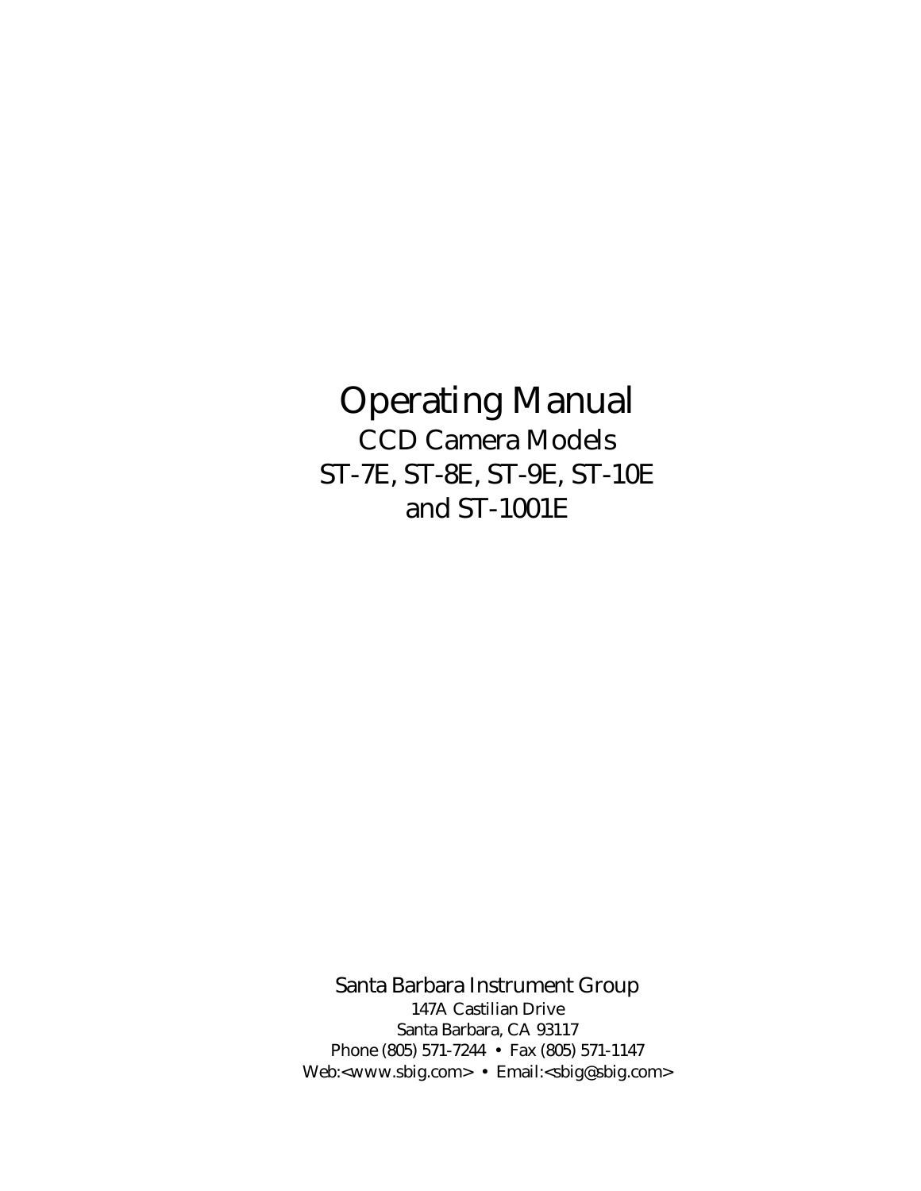# Operating Manual

## CCD Camera Models
## ST-7E, ST-8E, ST-9E, ST-10E and ST-1001E

Santa Barbara Instrument Group

147A Castilian Drive

Santa Barbara, CA 93117

Phone (805) 571-7244 • Fax (805) 571-1147

Web:<www.sbig.com> • Email:<sbig@sbig.com>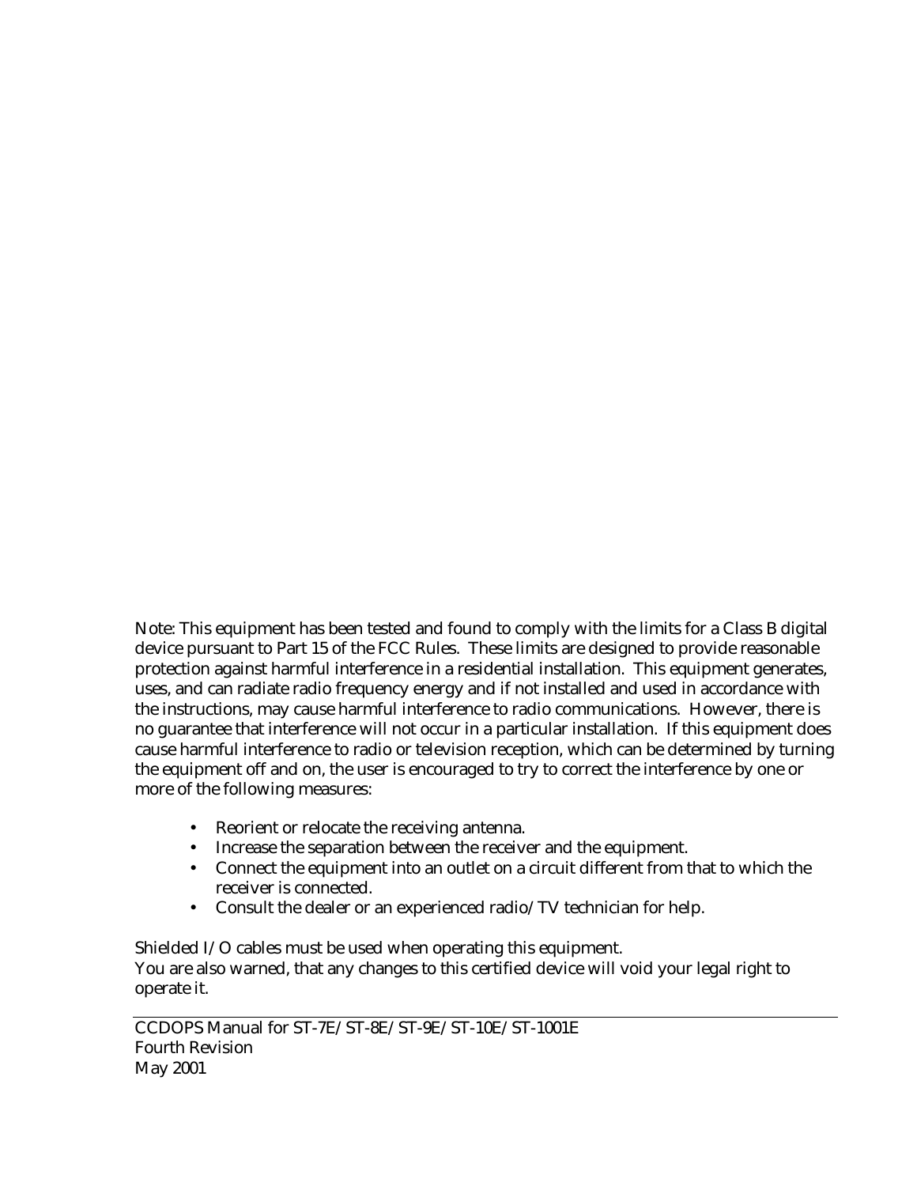Note: This equipment has been tested and found to comply with the limits for a Class B digital device pursuant to Part 15 of the FCC Rules. These limits are designed to provide reasonable protection against harmful interference in a residential installation. This equipment generates, uses, and can radiate radio frequency energy and if not installed and used in accordance with the instructions, may cause harmful interference to radio communications. However, there is no guarantee that interference will not occur in a particular installation. If this equipment does cause harmful interference to radio or television reception, which can be determined by turning the equipment off and on, the user is encouraged to try to correct the interference by one or more of the following measures:

- Reorient or relocate the receiving antenna.
- Increase the separation between the receiver and the equipment.
- Connect the equipment into an outlet on a circuit different from that to which the receiver is connected.
- Consult the dealer or an experienced radio/TV technician for help.

Shielded I/O cables must be used when operating this equipment.
You are also warned, that any changes to this certified device will void your legal right to operate it.

---

CCDOPS Manual for ST-7E/ST-8E/ST-9E/ST-10E/ST-1001E
Fourth Revision
May 2001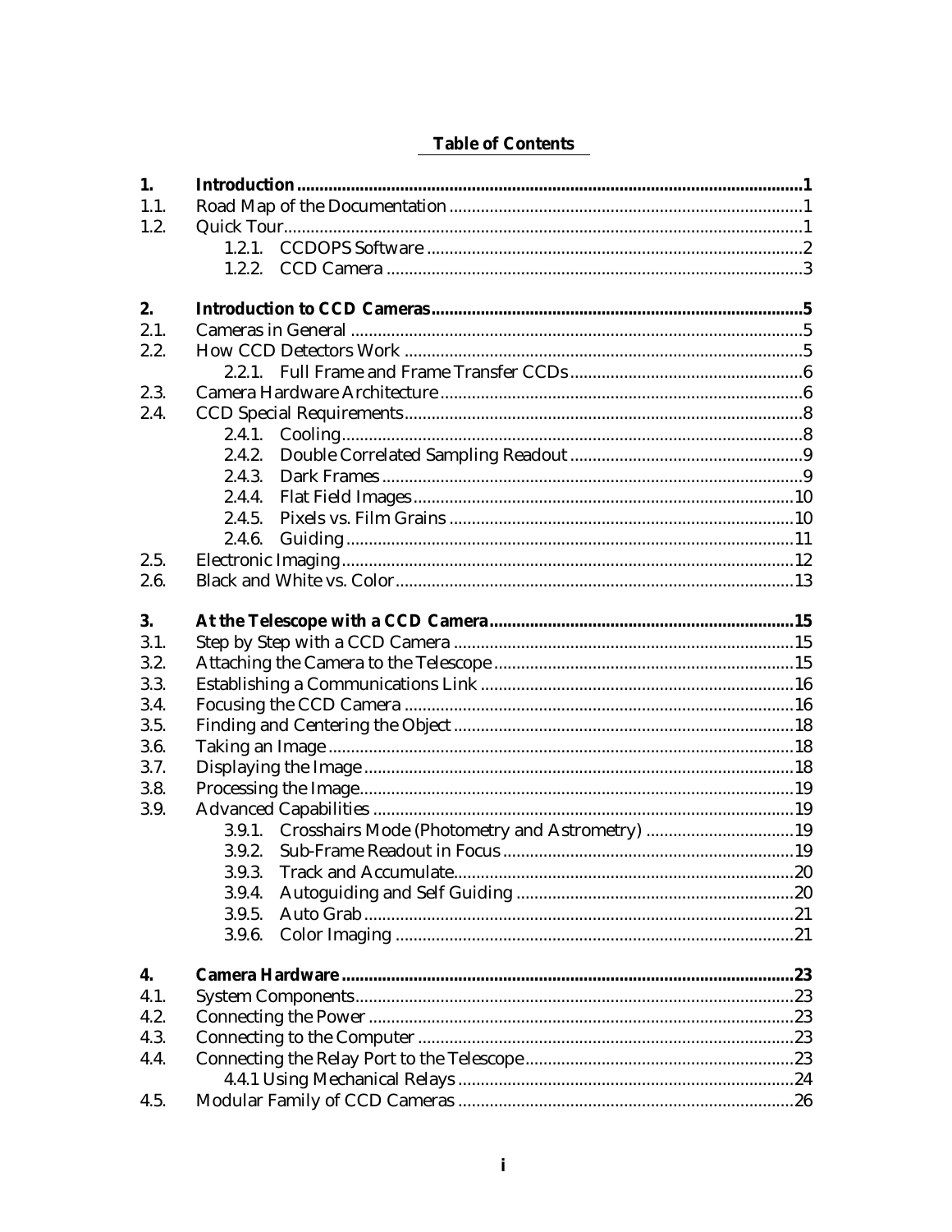## Table of Contents

| | | |
|---|---|---|
| **1.** | **Introduction** | **1** |
| 1.1. | Road Map of the Documentation | 1 |
| 1.2. | Quick Tour | 1 |
| | 1.2.1. CCDOPS Software | 2 |
| | 1.2.2. CCD Camera | 3 |
| **2.** | **Introduction to CCD Cameras** | **5** |
| 2.1. | Cameras in General | 5 |
| 2.2. | How CCD Detectors Work | 5 |
| | 2.2.1. Full Frame and Frame Transfer CCDs | 6 |
| 2.3. | Camera Hardware Architecture | 6 |
| 2.4. | CCD Special Requirements | 8 |
| | 2.4.1. Cooling | 8 |
| | 2.4.2. Double Correlated Sampling Readout | 9 |
| | 2.4.3. Dark Frames | 9 |
| | 2.4.4. Flat Field Images | 10 |
| | 2.4.5. Pixels vs. Film Grains | 10 |
| | 2.4.6. Guiding | 11 |
| 2.5. | Electronic Imaging | 12 |
| 2.6. | Black and White vs. Color | 13 |
| **3.** | **At the Telescope with a CCD Camera** | **15** |
| 3.1. | Step by Step with a CCD Camera | 15 |
| 3.2. | Attaching the Camera to the Telescope | 15 |
| 3.3. | Establishing a Communications Link | 16 |
| 3.4. | Focusing the CCD Camera | 16 |
| 3.5. | Finding and Centering the Object | 18 |
| 3.6. | Taking an Image | 18 |
| 3.7. | Displaying the Image | 18 |
| 3.8. | Processing the Image | 19 |
| 3.9. | Advanced Capabilities | 19 |
| | 3.9.1. Crosshairs Mode (Photometry and Astrometry) | 19 |
| | 3.9.2. Sub-Frame Readout in Focus | 19 |
| | 3.9.3. Track and Accumulate | 20 |
| | 3.9.4. Autoguiding and Self Guiding | 20 |
| | 3.9.5. Auto Grab | 21 |
| | 3.9.6. Color Imaging | 21 |
| **4.** | **Camera Hardware** | **23** |
| 4.1. | System Components | 23 |
| 4.2. | Connecting the Power | 23 |
| 4.3. | Connecting to the Computer | 23 |
| 4.4. | Connecting the Relay Port to the Telescope | 23 |
| | 4.4.1 Using Mechanical Relays | 24 |
| 4.5. | Modular Family of CCD Cameras | 26 |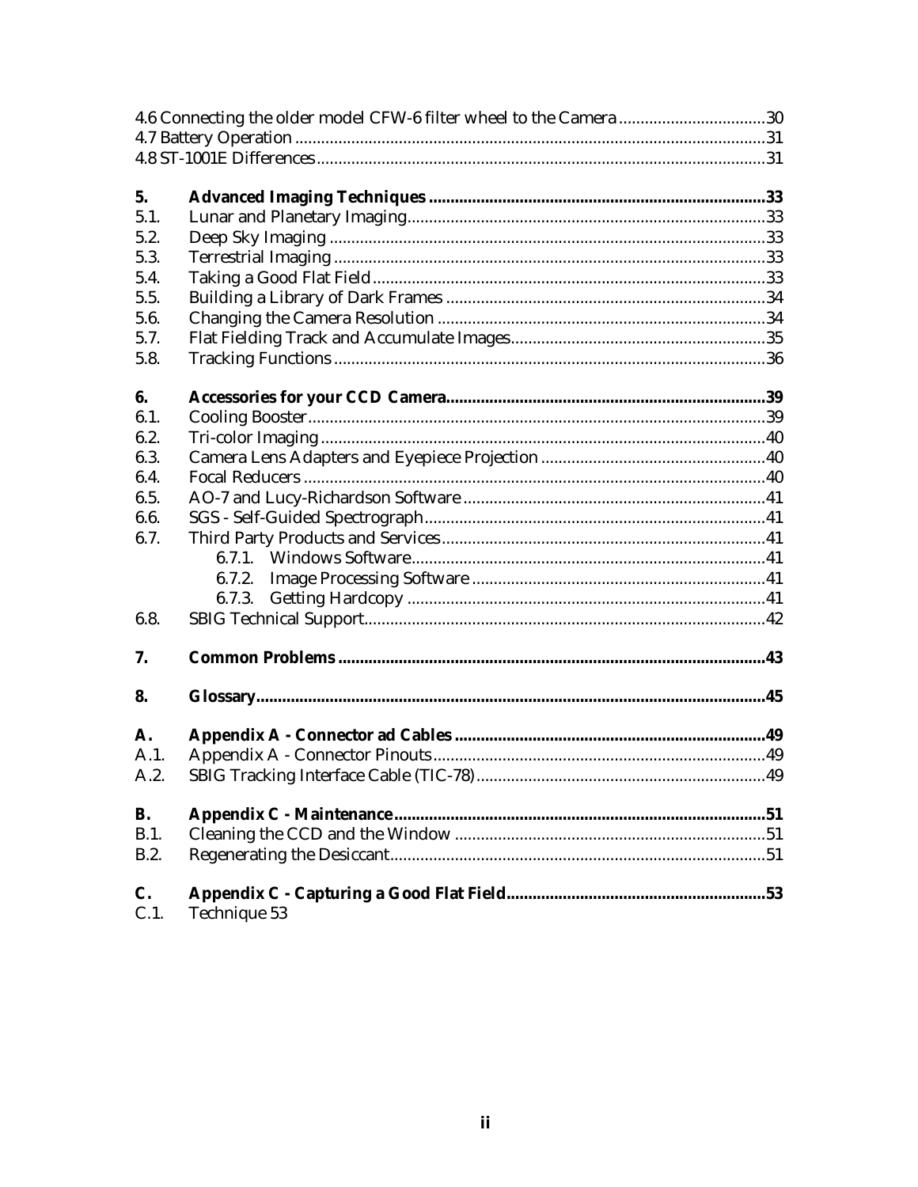4.6 Connecting the older model CFW-6 filter wheel to the Camera ..................................30
4.7 Battery Operation ............................................................................................................31
4.8 ST-1001E Differences.......................................................................................................31

**5. Advanced Imaging Techniques ..............................................................................33**
5.1. Lunar and Planetary Imaging...................................................................................33
5.2. Deep Sky Imaging .....................................................................................................33
5.3. Terrestrial Imaging ....................................................................................................33
5.4. Taking a Good Flat Field ..........................................................................................33
5.5. Building a Library of Dark Frames ..........................................................................34
5.6. Changing the Camera Resolution ............................................................................34
5.7. Flat Fielding Track and Accumulate Images............................................................35
5.8. Tracking Functions ....................................................................................................36

**6. Accessories for your CCD Camera..........................................................................39**
6.1. Cooling Booster..........................................................................................................39
6.2. Tri-color Imaging .......................................................................................................40
6.3. Camera Lens Adapters and Eyepiece Projection ....................................................40
6.4. Focal Reducers ...........................................................................................................40
6.5. AO-7 and Lucy-Richardson Software ......................................................................41
6.6. SGS - Self-Guided Spectrograph...............................................................................41
6.7. Third Party Products and Services...........................................................................41
6.7.1. Windows Software..................................................................................41
6.7.2. Image Processing Software ....................................................................41
6.7.3. Getting Hardcopy ...................................................................................41
6.8. SBIG Technical Support.............................................................................................42

**7. Common Problems ...................................................................................................43**

**8. Glossary.....................................................................................................................45**

**A. Appendix A - Connector ad Cables ........................................................................49**
A.1. Appendix A - Connector Pinouts.............................................................................49
A.2. SBIG Tracking Interface Cable (TIC-78)...................................................................49

**B. Appendix C - Maintenance.....................................................................................51**
B.1. Cleaning the CCD and the Window ........................................................................51
B.2. Regenerating the Desiccant.......................................................................................51

**C. Appendix C - Capturing a Good Flat Field............................................................53**
C.1. Technique 53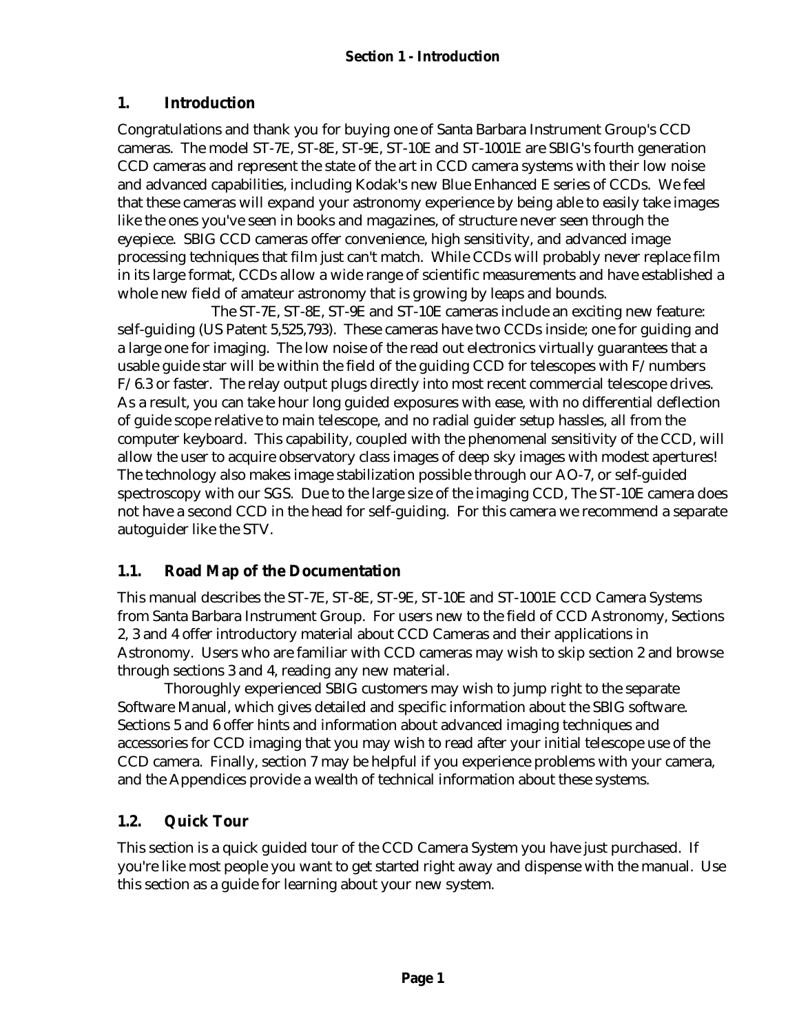# 1. Introduction

Congratulations and thank you for buying one of Santa Barbara Instrument Group's CCD cameras. The model ST-7E, ST-8E, ST-9E, ST-10E and ST-1001E are SBIG's fourth generation CCD cameras and represent the state of the art in CCD camera systems with their low noise and advanced capabilities, including Kodak's new Blue Enhanced E series of CCDs. We feel that these cameras will expand your astronomy experience by being able to easily take images like the ones you've seen in books and magazines, of structure never seen through the eyepiece. SBIG CCD cameras offer convenience, high sensitivity, and advanced image processing techniques that film just can't match. While CCDs will probably never replace film in its large format, CCDs allow a wide range of scientific measurements and have established a whole new field of amateur astronomy that is growing by leaps and bounds.

The ST-7E, ST-8E, ST-9E and ST-10E cameras include an exciting new feature: self-guiding (US Patent 5,525,793). These cameras have two CCDs inside; one for guiding and a large one for imaging. The low noise of the read out electronics virtually guarantees that a usable guide star will be within the field of the guiding CCD for telescopes with F/numbers F/6.3 or faster. The relay output plugs directly into most recent commercial telescope drives. As a result, you can take hour long guided exposures with ease, with no differential deflection of guide scope relative to main telescope, and no radial guider setup hassles, all from the computer keyboard. This capability, coupled with the phenomenal sensitivity of the CCD, will allow the user to acquire observatory class images of deep sky images with modest apertures! The technology also makes image stabilization possible through our AO-7, or self-guided spectroscopy with our SGS. Due to the large size of the imaging CCD, The ST-10E camera does not have a second CCD in the head for self-guiding. For this camera we recommend a separate autoguider like the STV.

## 1.1. Road Map of the Documentation

This manual describes the ST-7E, ST-8E, ST-9E, ST-10E and ST-1001E CCD Camera Systems from Santa Barbara Instrument Group. For users new to the field of CCD Astronomy, Sections 2, 3 and 4 offer introductory material about CCD Cameras and their applications in Astronomy. Users who are familiar with CCD cameras may wish to skip section 2 and browse through sections 3 and 4, reading any new material.

Thoroughly experienced SBIG customers may wish to jump right to the separate Software Manual, which gives detailed and specific information about the SBIG software. Sections 5 and 6 offer hints and information about advanced imaging techniques and accessories for CCD imaging that you may wish to read after your initial telescope use of the CCD camera. Finally, section 7 may be helpful if you experience problems with your camera, and the Appendices provide a wealth of technical information about these systems.

## 1.2. Quick Tour

This section is a quick guided tour of the CCD Camera System you have just purchased. If you're like most people you want to get started right away and dispense with the manual. Use this section as a guide for learning about your new system.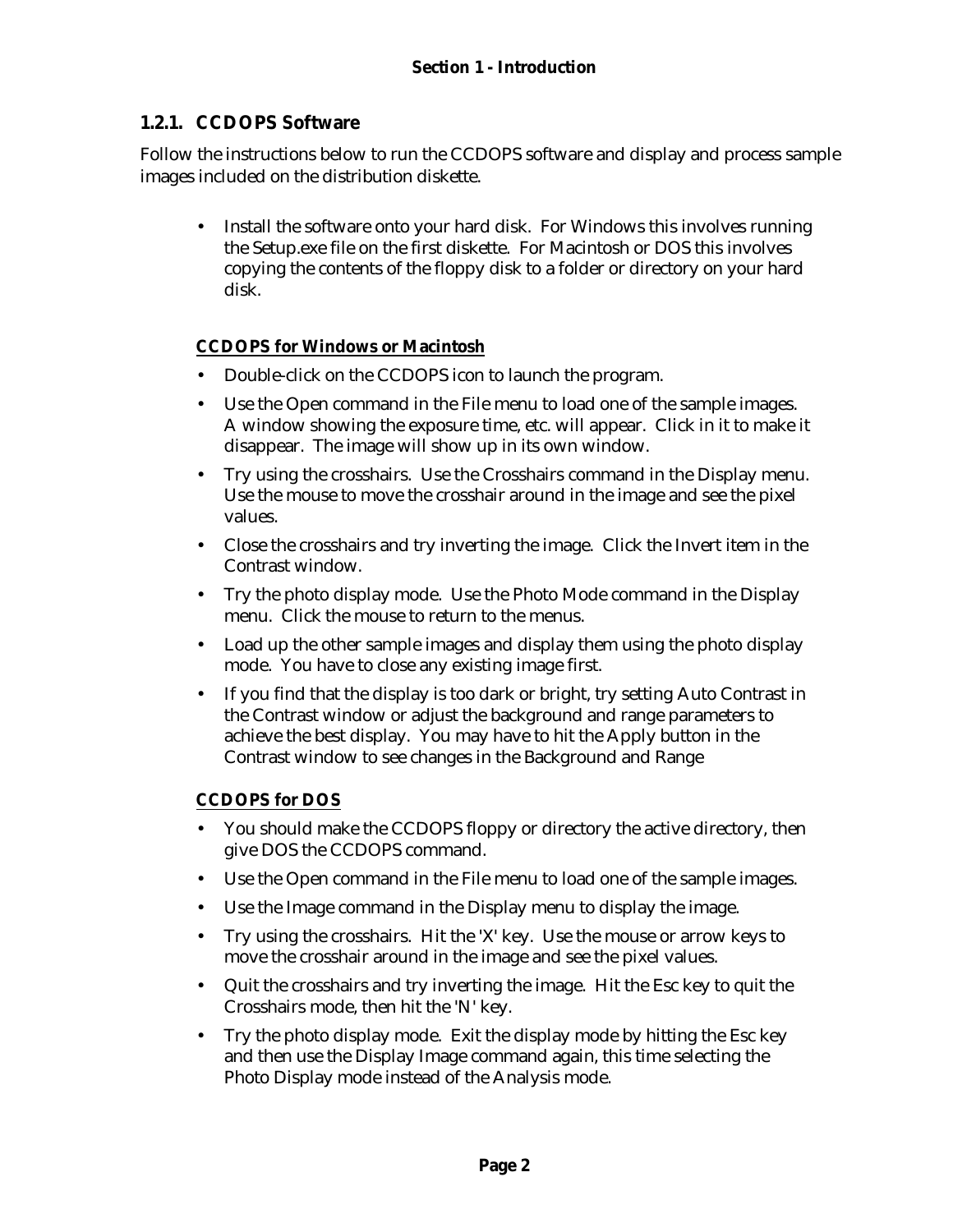### 1.2.1. CCDOPS Software

Follow the instructions below to run the CCDOPS software and display and process sample images included on the distribution diskette.

- Install the software onto your hard disk. For Windows this involves running the Setup.exe file on the first diskette. For Macintosh or DOS this involves copying the contents of the floppy disk to a folder or directory on your hard disk.

**CCDOPS for Windows or Macintosh**

- Double-click on the CCDOPS icon to launch the program.
- Use the Open command in the File menu to load one of the sample images. A window showing the exposure time, etc. will appear. Click in it to make it disappear. The image will show up in its own window.
- Try using the crosshairs. Use the Crosshairs command in the Display menu. Use the mouse to move the crosshair around in the image and see the pixel values.
- Close the crosshairs and try inverting the image. Click the Invert item in the Contrast window.
- Try the photo display mode. Use the Photo Mode command in the Display menu. Click the mouse to return to the menus.
- Load up the other sample images and display them using the photo display mode. You have to close any existing image first.
- If you find that the display is too dark or bright, try setting Auto Contrast in the Contrast window or adjust the background and range parameters to achieve the best display. You may have to hit the Apply button in the Contrast window to see changes in the Background and Range

**CCDOPS for DOS**

- You should make the CCDOPS floppy or directory the active directory, then give DOS the CCDOPS command.
- Use the Open command in the File menu to load one of the sample images.
- Use the Image command in the Display menu to display the image.
- Try using the crosshairs. Hit the 'X' key. Use the mouse or arrow keys to move the crosshair around in the image and see the pixel values.
- Quit the crosshairs and try inverting the image. Hit the Esc key to quit the Crosshairs mode, then hit the 'N' key.
- Try the photo display mode. Exit the display mode by hitting the Esc key and then use the Display Image command again, this time selecting the Photo Display mode instead of the Analysis mode.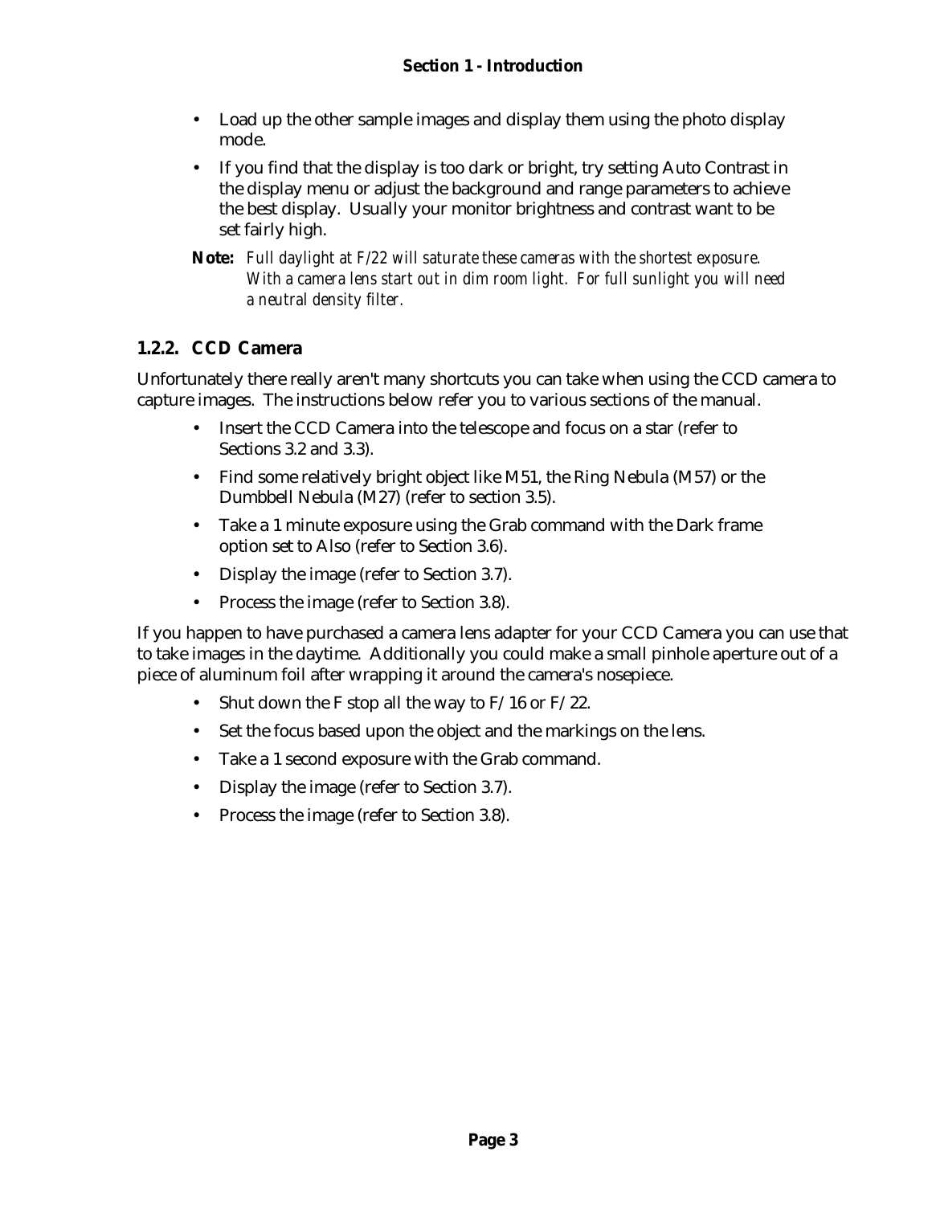- Load up the other sample images and display them using the photo display mode.
- If you find that the display is too dark or bright, try setting Auto Contrast in the display menu or adjust the background and range parameters to achieve the best display. Usually your monitor brightness and contrast want to be set fairly high.

**Note:** *Full daylight at F/22 will saturate these cameras with the shortest exposure. With a camera lens start out in dim room light. For full sunlight you will need a neutral density filter.*

### 1.2.2. CCD Camera

Unfortunately there really aren't many shortcuts you can take when using the CCD camera to capture images. The instructions below refer you to various sections of the manual.

- Insert the CCD Camera into the telescope and focus on a star (refer to Sections 3.2 and 3.3).
- Find some relatively bright object like M51, the Ring Nebula (M57) or the Dumbbell Nebula (M27) (refer to section 3.5).
- Take a 1 minute exposure using the Grab command with the Dark frame option set to Also (refer to Section 3.6).
- Display the image (refer to Section 3.7).
- Process the image (refer to Section 3.8).

If you happen to have purchased a camera lens adapter for your CCD Camera you can use that to take images in the daytime. Additionally you could make a small pinhole aperture out of a piece of aluminum foil after wrapping it around the camera's nosepiece.

- Shut down the F stop all the way to F/16 or F/22.
- Set the focus based upon the object and the markings on the lens.
- Take a 1 second exposure with the Grab command.
- Display the image (refer to Section 3.7).
- Process the image (refer to Section 3.8).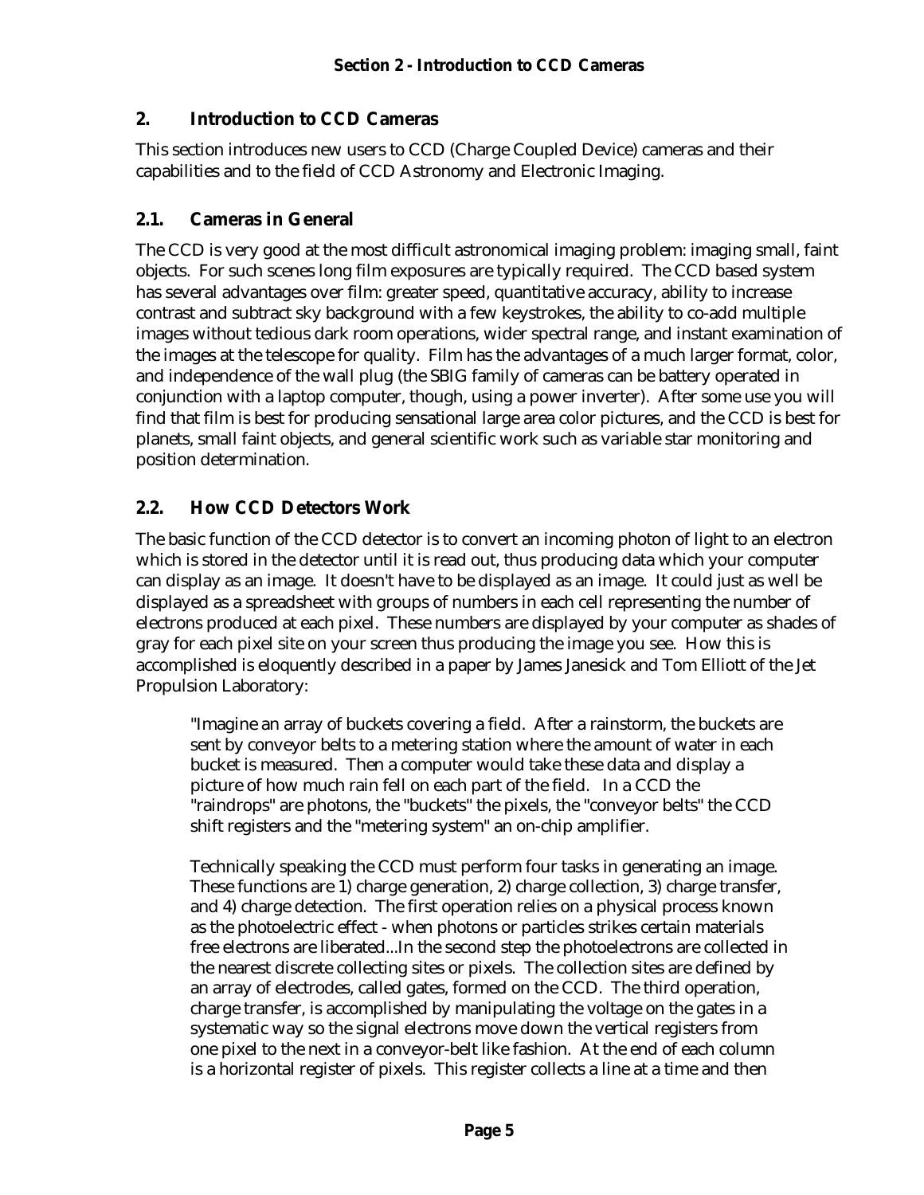# 2. Introduction to CCD Cameras

This section introduces new users to CCD (Charge Coupled Device) cameras and their capabilities and to the field of CCD Astronomy and Electronic Imaging.

## 2.1. Cameras in General

The CCD is very good at the most difficult astronomical imaging problem: imaging small, faint objects. For such scenes long film exposures are typically required. The CCD based system has several advantages over film: greater speed, quantitative accuracy, ability to increase contrast and subtract sky background with a few keystrokes, the ability to co-add multiple images without tedious dark room operations, wider spectral range, and instant examination of the images at the telescope for quality. Film has the advantages of a much larger format, color, and independence of the wall plug (the SBIG family of cameras can be battery operated in conjunction with a laptop computer, though, using a power inverter). After some use you will find that film is best for producing sensational large area color pictures, and the CCD is best for planets, small faint objects, and general scientific work such as variable star monitoring and position determination.

## 2.2. How CCD Detectors Work

The basic function of the CCD detector is to convert an incoming photon of light to an electron which is stored in the detector until it is read out, thus producing data which your computer can display as an image. It doesn't have to be displayed as an image. It could just as well be displayed as a spreadsheet with groups of numbers in each cell representing the number of electrons produced at each pixel. These numbers are displayed by your computer as shades of gray for each pixel site on your screen thus producing the image you see. How this is accomplished is eloquently described in a paper by James Janesick and Tom Elliott of the Jet Propulsion Laboratory:

> "Imagine an array of buckets covering a field. After a rainstorm, the buckets are sent by conveyor belts to a metering station where the amount of water in each bucket is measured. Then a computer would take these data and display a picture of how much rain fell on each part of the field. In a CCD the "raindrops" are photons, the "buckets" the pixels, the "conveyor belts" the CCD shift registers and the "metering system" an on-chip amplifier.
>
> Technically speaking the CCD must perform four tasks in generating an image. These functions are 1) charge generation, 2) charge collection, 3) charge transfer, and 4) charge detection. The first operation relies on a physical process known as the photoelectric effect - when photons or particles strikes certain materials free electrons are liberated...In the second step the photoelectrons are collected in the nearest discrete collecting sites or pixels. The collection sites are defined by an array of electrodes, called gates, formed on the CCD. The third operation, charge transfer, is accomplished by manipulating the voltage on the gates in a systematic way so the signal electrons move down the vertical registers from one pixel to the next in a conveyor-belt like fashion. At the end of each column is a horizontal register of pixels. This register collects a line at a time and then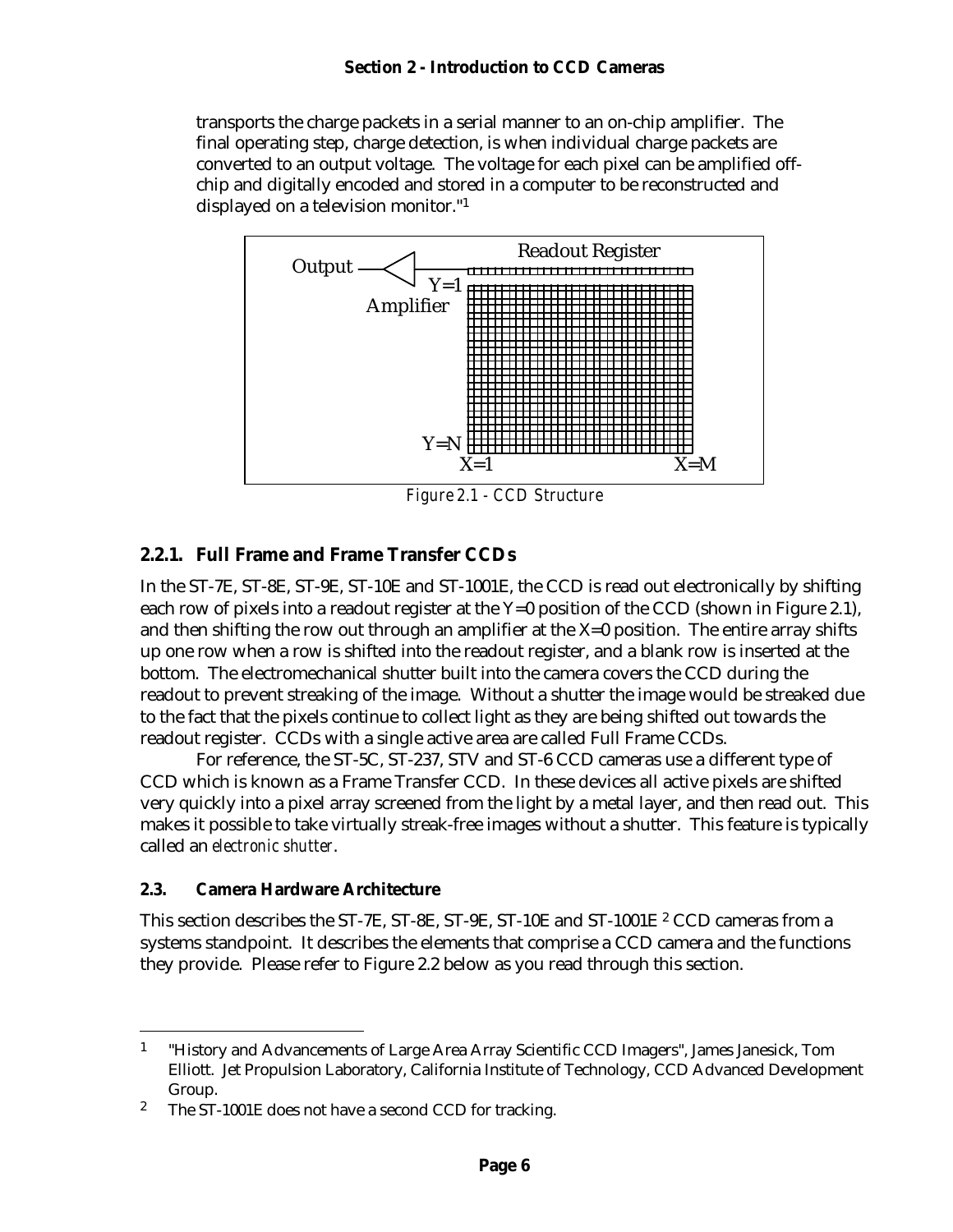transports the charge packets in a serial manner to an on-chip amplifier. The final operating step, charge detection, is when individual charge packets are converted to an output voltage. The voltage for each pixel can be amplified off-chip and digitally encoded and stored in a computer to be reconstructed and displayed on a television monitor."[1]

Figure 2.1 - CCD Structure

### 2.2.1. Full Frame and Frame Transfer CCDs

In the ST-7E, ST-8E, ST-9E, ST-10E and ST-1001E, the CCD is read out electronically by shifting each row of pixels into a readout register at the Y=0 position of the CCD (shown in Figure 2.1), and then shifting the row out through an amplifier at the X=0 position. The entire array shifts up one row when a row is shifted into the readout register, and a blank row is inserted at the bottom. The electromechanical shutter built into the camera covers the CCD during the readout to prevent streaking of the image. Without a shutter the image would be streaked due to the fact that the pixels continue to collect light as they are being shifted out towards the readout register. CCDs with a single active area are called Full Frame CCDs.

For reference, the ST-5C, ST-237, STV and ST-6 CCD cameras use a different type of CCD which is known as a Frame Transfer CCD. In these devices all active pixels are shifted very quickly into a pixel array screened from the light by a metal layer, and then read out. This makes it possible to take virtually streak-free images without a shutter. This feature is typically called an *electronic shutter*.

### 2.3. Camera Hardware Architecture

This section describes the ST-7E, ST-8E, ST-9E, ST-10E and ST-1001E [2] CCD cameras from a systems standpoint. It describes the elements that comprise a CCD camera and the functions they provide. Please refer to Figure 2.2 below as you read through this section.

---

[1] "History and Advancements of Large Area Array Scientific CCD Imagers", James Janesick, Tom Elliott. Jet Propulsion Laboratory, California Institute of Technology, CCD Advanced Development Group.

[2] The ST-1001E does not have a second CCD for tracking.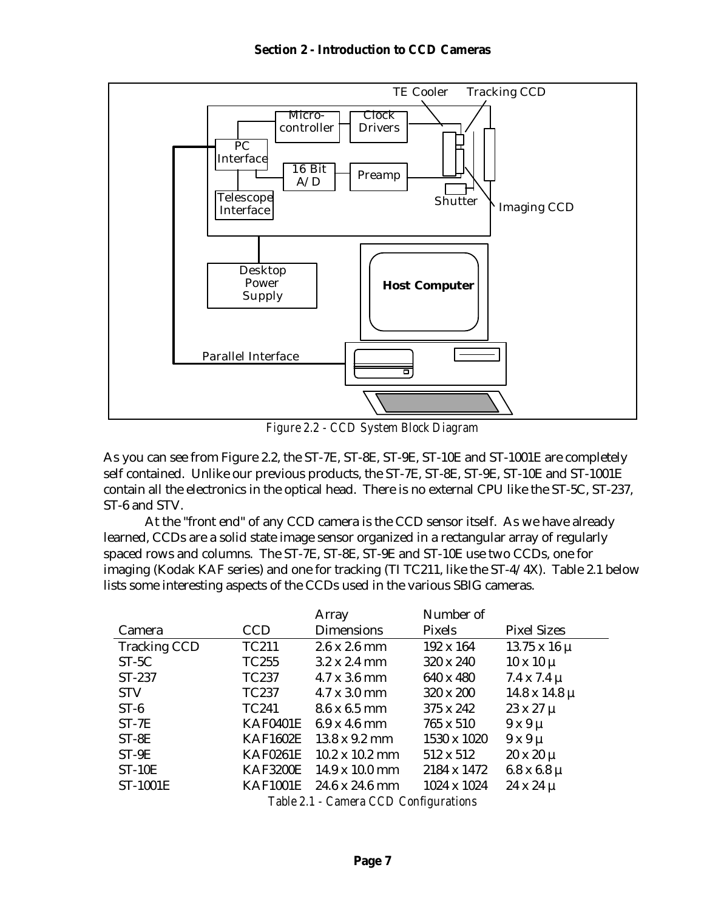Figure 2.2 - CCD System Block Diagram

As you can see from Figure 2.2, the ST-7E, ST-8E, ST-9E, ST-10E and ST-1001E are completely self contained. Unlike our previous products, the ST-7E, ST-8E, ST-9E, ST-10E and ST-1001E contain all the electronics in the optical head. There is no external CPU like the ST-5C, ST-237, ST-6 and STV.

At the "front end" of any CCD camera is the CCD sensor itself. As we have already learned, CCDs are a solid state image sensor organized in a rectangular array of regularly spaced rows and columns. The ST-7E, ST-8E, ST-9E and ST-10E use two CCDs, one for imaging (Kodak KAF series) and one for tracking (TI TC211, like the ST-4/4X). Table 2.1 below lists some interesting aspects of the CCDs used in the various SBIG cameras.

| Camera | CCD | Array Dimensions | Number of Pixels | Pixel Sizes |
|---|---|---|---|---|
| Tracking CCD | TC211 | 2.6 x 2.6 mm | 192 x 164 | 13.75 x 16 µ |
| ST-5C | TC255 | 3.2 x 2.4 mm | 320 x 240 | 10 x 10 µ |
| ST-237 | TC237 | 4.7 x 3.6 mm | 640 x 480 | 7.4 x 7.4 µ |
| STV | TC237 | 4.7 x 3.0 mm | 320 x 200 | 14.8 x 14.8 µ |
| ST-6 | TC241 | 8.6 x 6.5 mm | 375 x 242 | 23 x 27 µ |
| ST-7E | KAF0401E | 6.9 x 4.6 mm | 765 x 510 | 9 x 9 µ |
| ST-8E | KAF1602E | 13.8 x 9.2 mm | 1530 x 1020 | 9 x 9 µ |
| ST-9E | KAF0261E | 10.2 x 10.2 mm | 512 x 512 | 20 x 20 µ |
| ST-10E | KAF3200E | 14.9 x 10.0 mm | 2184 x 1472 | 6.8 x 6.8 µ |
| ST-1001E | KAF1001E | 24.6 x 24.6 mm | 1024 x 1024 | 24 x 24 µ |

Table 2.1 - Camera CCD Configurations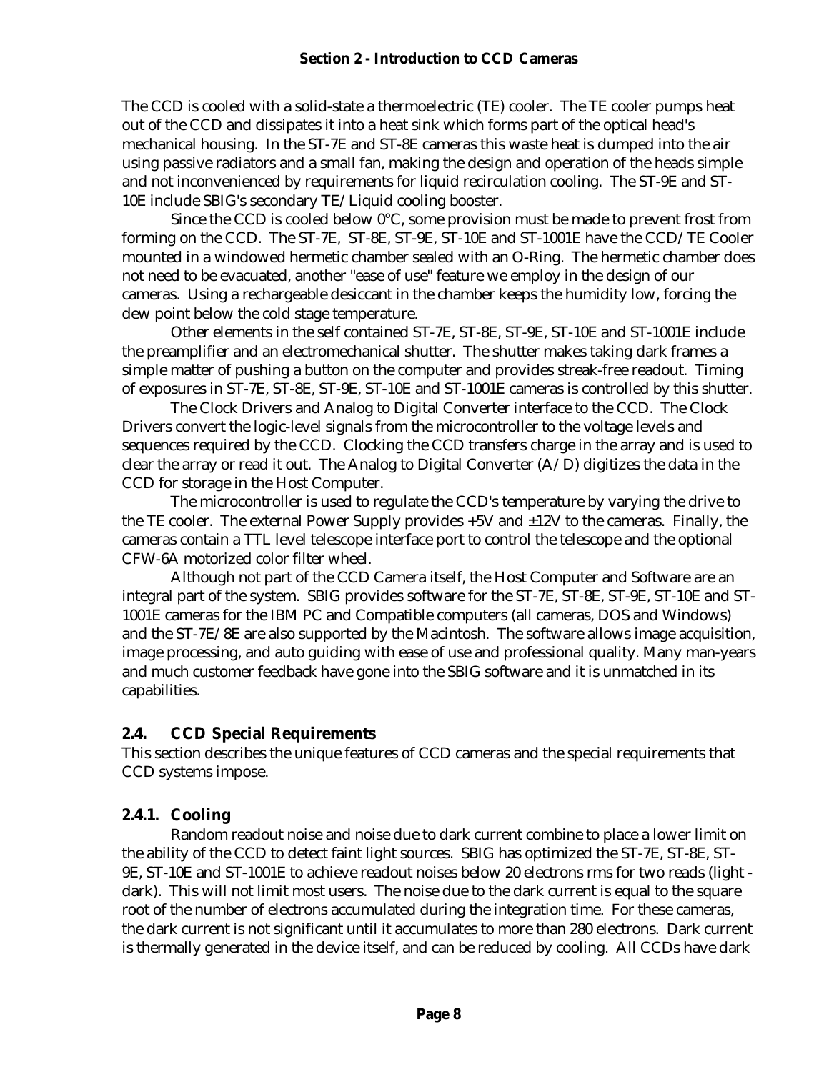The CCD is cooled with a solid-state a thermoelectric (TE) cooler. The TE cooler pumps heat out of the CCD and dissipates it into a heat sink which forms part of the optical head's mechanical housing. In the ST-7E and ST-8E cameras this waste heat is dumped into the air using passive radiators and a small fan, making the design and operation of the heads simple and not inconvenienced by requirements for liquid recirculation cooling. The ST-9E and ST-10E include SBIG's secondary TE/Liquid cooling booster.

Since the CCD is cooled below 0°C, some provision must be made to prevent frost from forming on the CCD. The ST-7E, ST-8E, ST-9E, ST-10E and ST-1001E have the CCD/TE Cooler mounted in a windowed hermetic chamber sealed with an O-Ring. The hermetic chamber does not need to be evacuated, another "ease of use" feature we employ in the design of our cameras. Using a rechargeable desiccant in the chamber keeps the humidity low, forcing the dew point below the cold stage temperature.

Other elements in the self contained ST-7E, ST-8E, ST-9E, ST-10E and ST-1001E include the preamplifier and an electromechanical shutter. The shutter makes taking dark frames a simple matter of pushing a button on the computer and provides streak-free readout. Timing of exposures in ST-7E, ST-8E, ST-9E, ST-10E and ST-1001E cameras is controlled by this shutter.

The Clock Drivers and Analog to Digital Converter interface to the CCD. The Clock Drivers convert the logic-level signals from the microcontroller to the voltage levels and sequences required by the CCD. Clocking the CCD transfers charge in the array and is used to clear the array or read it out. The Analog to Digital Converter (A/D) digitizes the data in the CCD for storage in the Host Computer.

The microcontroller is used to regulate the CCD's temperature by varying the drive to the TE cooler. The external Power Supply provides +5V and ±12V to the cameras. Finally, the cameras contain a TTL level telescope interface port to control the telescope and the optional CFW-6A motorized color filter wheel.

Although not part of the CCD Camera itself, the Host Computer and Software are an integral part of the system. SBIG provides software for the ST-7E, ST-8E, ST-9E, ST-10E and ST-1001E cameras for the IBM PC and Compatible computers (all cameras, DOS and Windows) and the ST-7E/8E are also supported by the Macintosh. The software allows image acquisition, image processing, and auto guiding with ease of use and professional quality. Many man-years and much customer feedback have gone into the SBIG software and it is unmatched in its capabilities.

## 2.4. CCD Special Requirements

This section describes the unique features of CCD cameras and the special requirements that CCD systems impose.

### 2.4.1. Cooling

Random readout noise and noise due to dark current combine to place a lower limit on the ability of the CCD to detect faint light sources. SBIG has optimized the ST-7E, ST-8E, ST-9E, ST-10E and ST-1001E to achieve readout noises below 20 electrons rms for two reads (light - dark). This will not limit most users. The noise due to the dark current is equal to the square root of the number of electrons accumulated during the integration time. For these cameras, the dark current is not significant until it accumulates to more than 280 electrons. Dark current is thermally generated in the device itself, and can be reduced by cooling. All CCDs have dark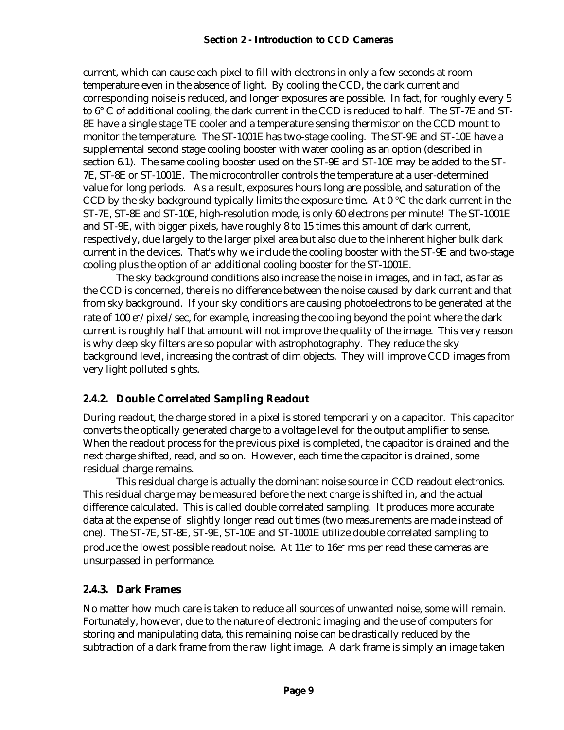current, which can cause each pixel to fill with electrons in only a few seconds at room temperature even in the absence of light. By cooling the CCD, the dark current and corresponding noise is reduced, and longer exposures are possible. In fact, for roughly every 5 to 6° C of additional cooling, the dark current in the CCD is reduced to half. The ST-7E and ST-8E have a single stage TE cooler and a temperature sensing thermistor on the CCD mount to monitor the temperature. The ST-1001E has two-stage cooling. The ST-9E and ST-10E have a supplemental second stage cooling booster with water cooling as an option (described in section 6.1). The same cooling booster used on the ST-9E and ST-10E may be added to the ST-7E, ST-8E or ST-1001E. The microcontroller controls the temperature at a user-determined value for long periods. As a result, exposures hours long are possible, and saturation of the CCD by the sky background typically limits the exposure time. At 0 °C the dark current in the ST-7E, ST-8E and ST-10E, high-resolution mode, is only 60 electrons per minute! The ST-1001E and ST-9E, with bigger pixels, have roughly 8 to 15 times this amount of dark current, respectively, due largely to the larger pixel area but also due to the inherent higher bulk dark current in the devices. That's why we include the cooling booster with the ST-9E and two-stage cooling plus the option of an additional cooling booster for the ST-1001E.

The sky background conditions also increase the noise in images, and in fact, as far as the CCD is concerned, there is no difference between the noise caused by dark current and that from sky background. If your sky conditions are causing photoelectrons to be generated at the rate of 100 $e^-$/pixel/sec, for example, increasing the cooling beyond the point where the dark current is roughly half that amount will not improve the quality of the image. This very reason is why deep sky filters are so popular with astrophotography. They reduce the sky background level, increasing the contrast of dim objects. They will improve CCD images from very light polluted sights.

### 2.4.2. Double Correlated Sampling Readout

During readout, the charge stored in a pixel is stored temporarily on a capacitor. This capacitor converts the optically generated charge to a voltage level for the output amplifier to sense. When the readout process for the previous pixel is completed, the capacitor is drained and the next charge shifted, read, and so on. However, each time the capacitor is drained, some residual charge remains.

This residual charge is actually the dominant noise source in CCD readout electronics. This residual charge may be measured before the next charge is shifted in, and the actual difference calculated. This is called double correlated sampling. It produces more accurate data at the expense of slightly longer read out times (two measurements are made instead of one). The ST-7E, ST-8E, ST-9E, ST-10E and ST-1001E utilize double correlated sampling to produce the lowest possible readout noise. At 11$e^-$ to 16$e^-$ rms per read these cameras are unsurpassed in performance.

### 2.4.3. Dark Frames

No matter how much care is taken to reduce all sources of unwanted noise, some will remain. Fortunately, however, due to the nature of electronic imaging and the use of computers for storing and manipulating data, this remaining noise can be drastically reduced by the subtraction of a dark frame from the raw light image. A dark frame is simply an image taken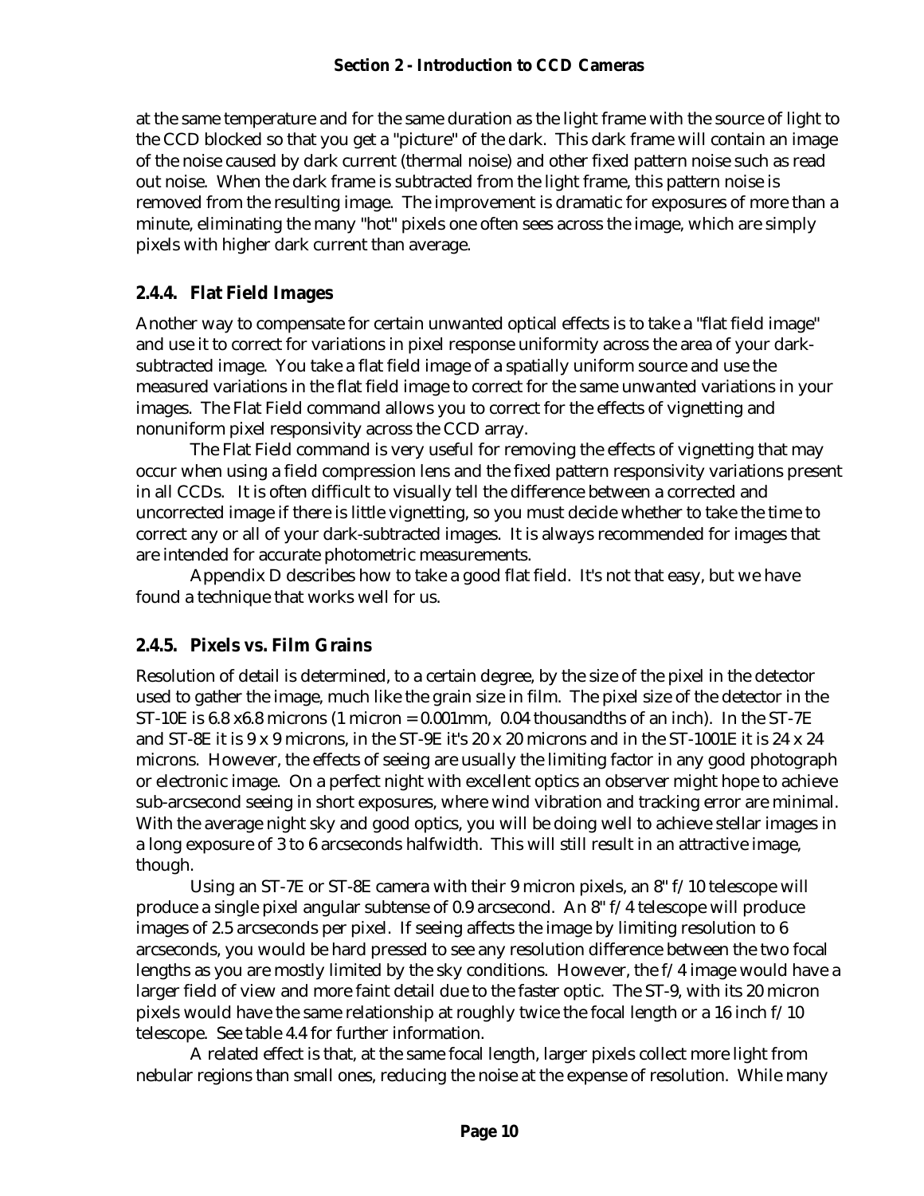at the same temperature and for the same duration as the light frame with the source of light to the CCD blocked so that you get a "picture" of the dark. This dark frame will contain an image of the noise caused by dark current (thermal noise) and other fixed pattern noise such as read out noise. When the dark frame is subtracted from the light frame, this pattern noise is removed from the resulting image. The improvement is dramatic for exposures of more than a minute, eliminating the many "hot" pixels one often sees across the image, which are simply pixels with higher dark current than average.

### 2.4.4. Flat Field Images

Another way to compensate for certain unwanted optical effects is to take a "flat field image" and use it to correct for variations in pixel response uniformity across the area of your dark-subtracted image. You take a flat field image of a spatially uniform source and use the measured variations in the flat field image to correct for the same unwanted variations in your images. The Flat Field command allows you to correct for the effects of vignetting and nonuniform pixel responsivity across the CCD array.

The Flat Field command is very useful for removing the effects of vignetting that may occur when using a field compression lens and the fixed pattern responsivity variations present in all CCDs. It is often difficult to visually tell the difference between a corrected and uncorrected image if there is little vignetting, so you must decide whether to take the time to correct any or all of your dark-subtracted images. It is always recommended for images that are intended for accurate photometric measurements.

Appendix D describes how to take a good flat field. It's not that easy, but we have found a technique that works well for us.

### 2.4.5. Pixels vs. Film Grains

Resolution of detail is determined, to a certain degree, by the size of the pixel in the detector used to gather the image, much like the grain size in film. The pixel size of the detector in the ST-10E is 6.8 x6.8 microns (1 micron = 0.001mm, 0.04 thousandths of an inch). In the ST-7E and ST-8E it is 9 x 9 microns, in the ST-9E it's 20 x 20 microns and in the ST-1001E it is 24 x 24 microns. However, the effects of seeing are usually the limiting factor in any good photograph or electronic image. On a perfect night with excellent optics an observer might hope to achieve sub-arcsecond seeing in short exposures, where wind vibration and tracking error are minimal. With the average night sky and good optics, you will be doing well to achieve stellar images in a long exposure of 3 to 6 arcseconds halfwidth. This will still result in an attractive image, though.

Using an ST-7E or ST-8E camera with their 9 micron pixels, an 8" f/10 telescope will produce a single pixel angular subtense of 0.9 arcsecond. An 8" f/4 telescope will produce images of 2.5 arcseconds per pixel. If seeing affects the image by limiting resolution to 6 arcseconds, you would be hard pressed to see any resolution difference between the two focal lengths as you are mostly limited by the sky conditions. However, the f/4 image would have a larger field of view and more faint detail due to the faster optic. The ST-9, with its 20 micron pixels would have the same relationship at roughly twice the focal length or a 16 inch f/10 telescope. See table 4.4 for further information.

A related effect is that, at the same focal length, larger pixels collect more light from nebular regions than small ones, reducing the noise at the expense of resolution. While many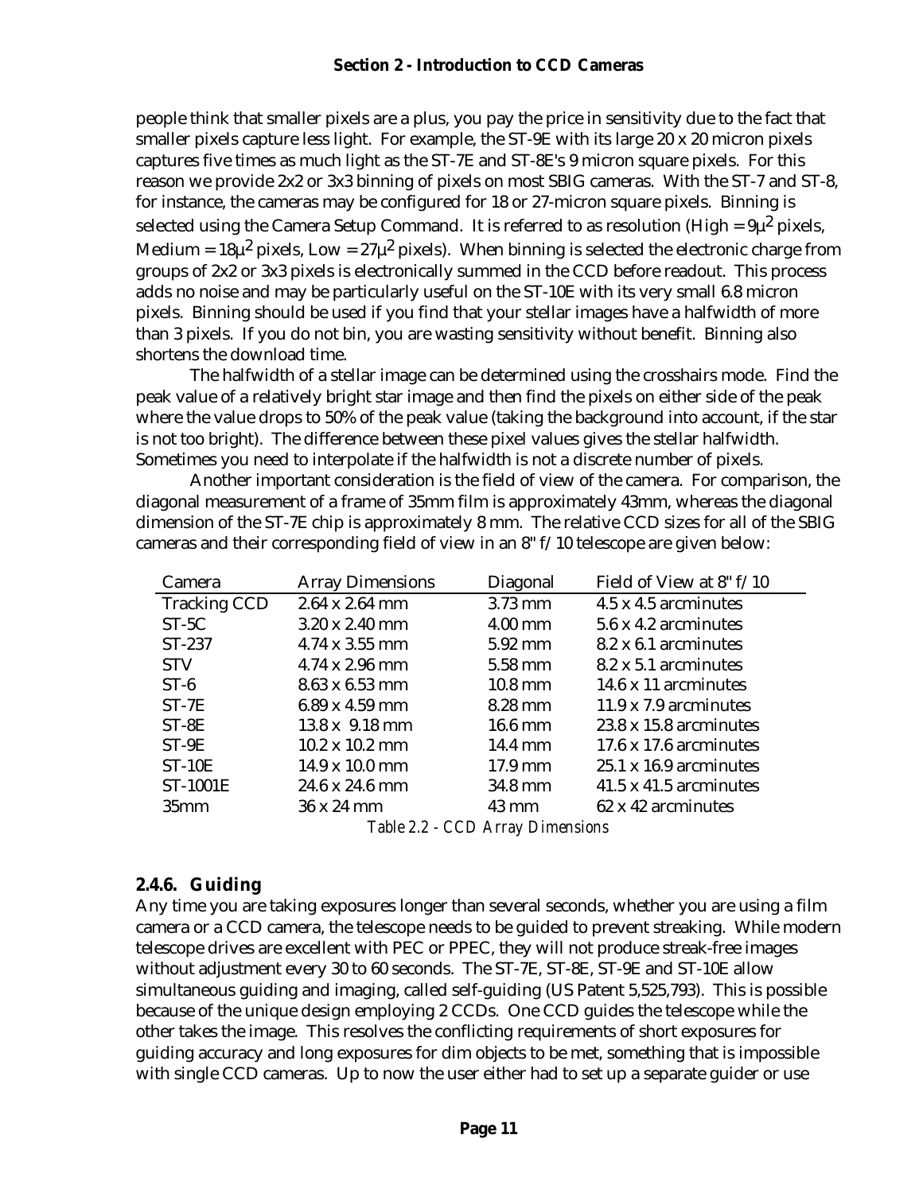people think that smaller pixels are a plus, you pay the price in sensitivity due to the fact that smaller pixels capture less light. For example, the ST-9E with its large 20 x 20 micron pixels captures five times as much light as the ST-7E and ST-8E's 9 micron square pixels. For this reason we provide 2x2 or 3x3 binning of pixels on most SBIG cameras. With the ST-7 and ST-8, for instance, the cameras may be configured for 18 or 27-micron square pixels. Binning is selected using the Camera Setup Command. It is referred to as resolution (High = $9\mu^2$ pixels, Medium = $18\mu^2$ pixels, Low = $27\mu^2$ pixels). When binning is selected the electronic charge from groups of 2x2 or 3x3 pixels is electronically summed in the CCD before readout. This process adds no noise and may be particularly useful on the ST-10E with its very small 6.8 micron pixels. Binning should be used if you find that your stellar images have a halfwidth of more than 3 pixels. If you do not bin, you are wasting sensitivity without benefit. Binning also shortens the download time.

The halfwidth of a stellar image can be determined using the crosshairs mode. Find the peak value of a relatively bright star image and then find the pixels on either side of the peak where the value drops to 50% of the peak value (taking the background into account, if the star is not too bright). The difference between these pixel values gives the stellar halfwidth. Sometimes you need to interpolate if the halfwidth is not a discrete number of pixels.

Another important consideration is the field of view of the camera. For comparison, the diagonal measurement of a frame of 35mm film is approximately 43mm, whereas the diagonal dimension of the ST-7E chip is approximately 8 mm. The relative CCD sizes for all of the SBIG cameras and their corresponding field of view in an 8" f/10 telescope are given below:

| Camera | Array Dimensions | Diagonal | Field of View at 8" f/10 |
|---|---|---|---|
| Tracking CCD | 2.64 x 2.64 mm | 3.73 mm | 4.5 x 4.5 arcminutes |
| ST-5C | 3.20 x 2.40 mm | 4.00 mm | 5.6 x 4.2 arcminutes |
| ST-237 | 4.74 x 3.55 mm | 5.92 mm | 8.2 x 6.1 arcminutes |
| STV | 4.74 x 2.96 mm | 5.58 mm | 8.2 x 5.1 arcminutes |
| ST-6 | 8.63 x 6.53 mm | 10.8 mm | 14.6 x 11 arcminutes |
| ST-7E | 6.89 x 4.59 mm | 8.28 mm | 11.9 x 7.9 arcminutes |
| ST-8E | 13.8 x 9.18 mm | 16.6 mm | 23.8 x 15.8 arcminutes |
| ST-9E | 10.2 x 10.2 mm | 14.4 mm | 17.6 x 17.6 arcminutes |
| ST-10E | 14.9 x 10.0 mm | 17.9 mm | 25.1 x 16.9 arcminutes |
| ST-1001E | 24.6 x 24.6 mm | 34.8 mm | 41.5 x 41.5 arcminutes |
| 35mm | 36 x 24 mm | 43 mm | 62 x 42 arcminutes |

*Table 2.2 - CCD Array Dimensions*

### 2.4.6. Guiding

Any time you are taking exposures longer than several seconds, whether you are using a film camera or a CCD camera, the telescope needs to be guided to prevent streaking. While modern telescope drives are excellent with PEC or PPEC, they will not produce streak-free images without adjustment every 30 to 60 seconds. The ST-7E, ST-8E, ST-9E and ST-10E allow simultaneous guiding and imaging, called self-guiding (US Patent 5,525,793). This is possible because of the unique design employing 2 CCDs. One CCD guides the telescope while the other takes the image. This resolves the conflicting requirements of short exposures for guiding accuracy and long exposures for dim objects to be met, something that is impossible with single CCD cameras. Up to now the user either had to set up a separate guider or use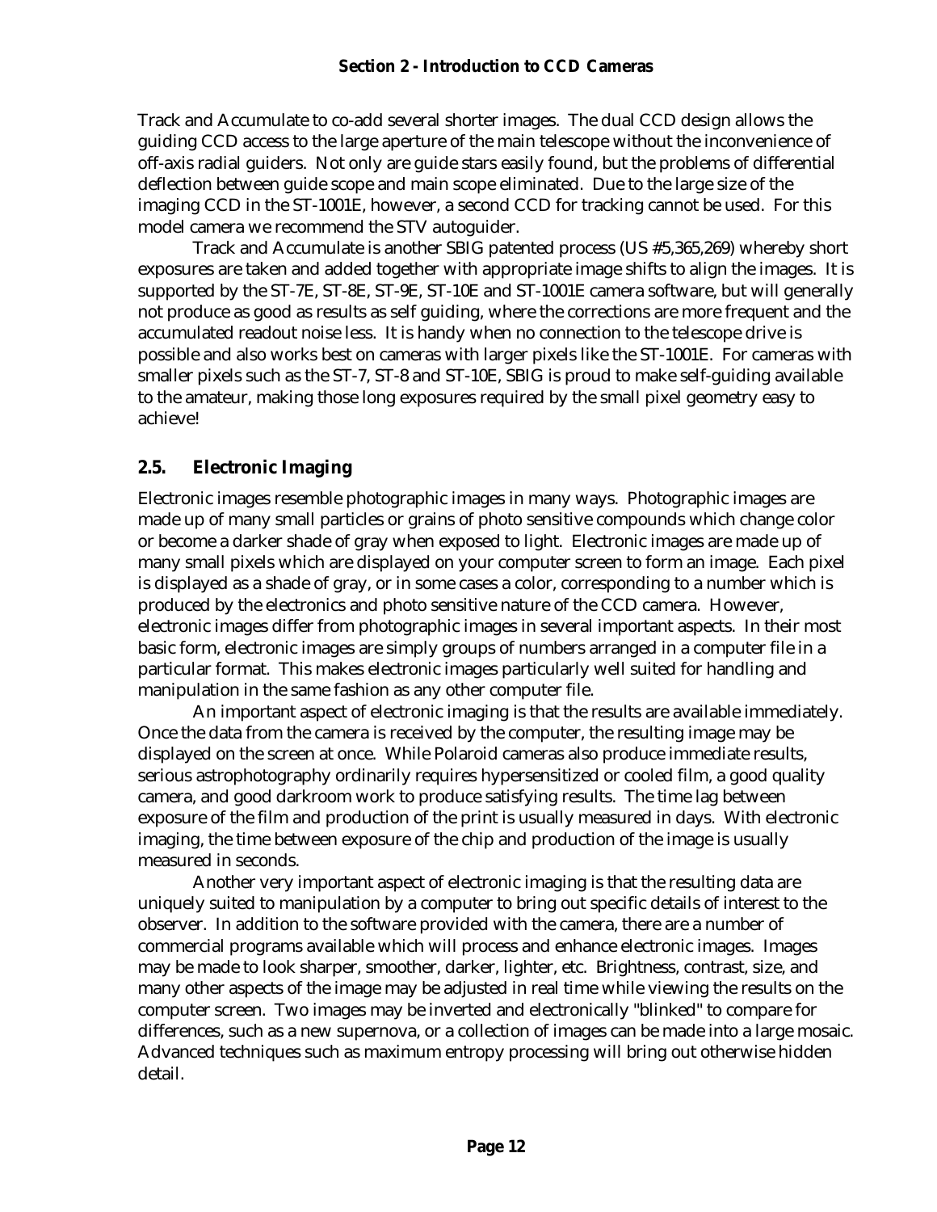Track and Accumulate to co-add several shorter images. The dual CCD design allows the guiding CCD access to the large aperture of the main telescope without the inconvenience of off-axis radial guiders. Not only are guide stars easily found, but the problems of differential deflection between guide scope and main scope eliminated. Due to the large size of the imaging CCD in the ST-1001E, however, a second CCD for tracking cannot be used. For this model camera we recommend the STV autoguider.

Track and Accumulate is another SBIG patented process (US #5,365,269) whereby short exposures are taken and added together with appropriate image shifts to align the images. It is supported by the ST-7E, ST-8E, ST-9E, ST-10E and ST-1001E camera software, but will generally not produce as good as results as self guiding, where the corrections are more frequent and the accumulated readout noise less. It is handy when no connection to the telescope drive is possible and also works best on cameras with larger pixels like the ST-1001E. For cameras with smaller pixels such as the ST-7, ST-8 and ST-10E, SBIG is proud to make self-guiding available to the amateur, making those long exposures required by the small pixel geometry easy to achieve!

## 2.5. Electronic Imaging

Electronic images resemble photographic images in many ways. Photographic images are made up of many small particles or grains of photo sensitive compounds which change color or become a darker shade of gray when exposed to light. Electronic images are made up of many small pixels which are displayed on your computer screen to form an image. Each pixel is displayed as a shade of gray, or in some cases a color, corresponding to a number which is produced by the electronics and photo sensitive nature of the CCD camera. However, electronic images differ from photographic images in several important aspects. In their most basic form, electronic images are simply groups of numbers arranged in a computer file in a particular format. This makes electronic images particularly well suited for handling and manipulation in the same fashion as any other computer file.

An important aspect of electronic imaging is that the results are available immediately. Once the data from the camera is received by the computer, the resulting image may be displayed on the screen at once. While Polaroid cameras also produce immediate results, serious astrophotography ordinarily requires hypersensitized or cooled film, a good quality camera, and good darkroom work to produce satisfying results. The time lag between exposure of the film and production of the print is usually measured in days. With electronic imaging, the time between exposure of the chip and production of the image is usually measured in seconds.

Another very important aspect of electronic imaging is that the resulting data are uniquely suited to manipulation by a computer to bring out specific details of interest to the observer. In addition to the software provided with the camera, there are a number of commercial programs available which will process and enhance electronic images. Images may be made to look sharper, smoother, darker, lighter, etc. Brightness, contrast, size, and many other aspects of the image may be adjusted in real time while viewing the results on the computer screen. Two images may be inverted and electronically "blinked" to compare for differences, such as a new supernova, or a collection of images can be made into a large mosaic. Advanced techniques such as maximum entropy processing will bring out otherwise hidden detail.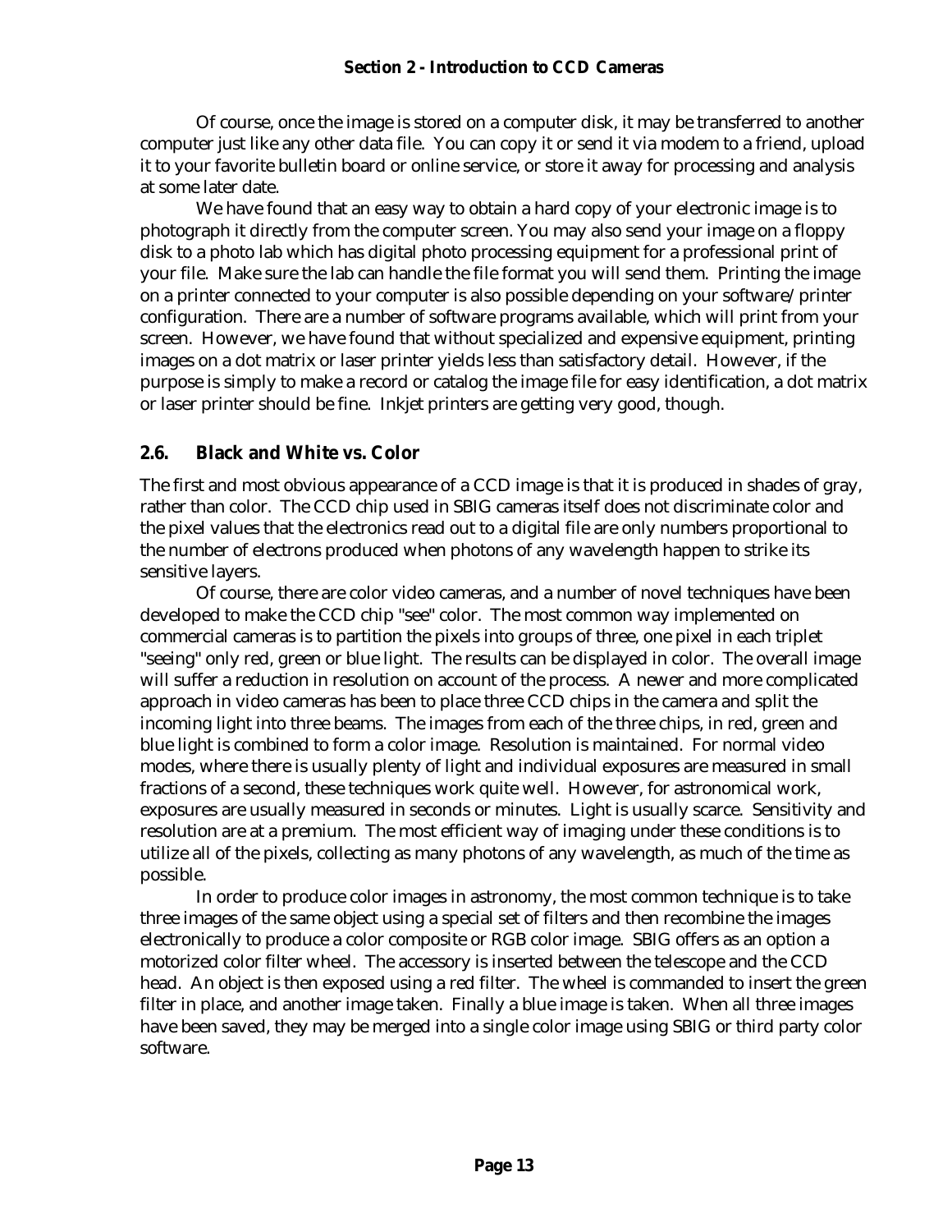Of course, once the image is stored on a computer disk, it may be transferred to another computer just like any other data file. You can copy it or send it via modem to a friend, upload it to your favorite bulletin board or online service, or store it away for processing and analysis at some later date.

We have found that an easy way to obtain a hard copy of your electronic image is to photograph it directly from the computer screen. You may also send your image on a floppy disk to a photo lab which has digital photo processing equipment for a professional print of your file. Make sure the lab can handle the file format you will send them. Printing the image on a printer connected to your computer is also possible depending on your software/printer configuration. There are a number of software programs available, which will print from your screen. However, we have found that without specialized and expensive equipment, printing images on a dot matrix or laser printer yields less than satisfactory detail. However, if the purpose is simply to make a record or catalog the image file for easy identification, a dot matrix or laser printer should be fine. Inkjet printers are getting very good, though.

## 2.6. Black and White vs. Color

The first and most obvious appearance of a CCD image is that it is produced in shades of gray, rather than color. The CCD chip used in SBIG cameras itself does not discriminate color and the pixel values that the electronics read out to a digital file are only numbers proportional to the number of electrons produced when photons of any wavelength happen to strike its sensitive layers.

Of course, there are color video cameras, and a number of novel techniques have been developed to make the CCD chip "see" color. The most common way implemented on commercial cameras is to partition the pixels into groups of three, one pixel in each triplet "seeing" only red, green or blue light. The results can be displayed in color. The overall image will suffer a reduction in resolution on account of the process. A newer and more complicated approach in video cameras has been to place three CCD chips in the camera and split the incoming light into three beams. The images from each of the three chips, in red, green and blue light is combined to form a color image. Resolution is maintained. For normal video modes, where there is usually plenty of light and individual exposures are measured in small fractions of a second, these techniques work quite well. However, for astronomical work, exposures are usually measured in seconds or minutes. Light is usually scarce. Sensitivity and resolution are at a premium. The most efficient way of imaging under these conditions is to utilize all of the pixels, collecting as many photons of any wavelength, as much of the time as possible.

In order to produce color images in astronomy, the most common technique is to take three images of the same object using a special set of filters and then recombine the images electronically to produce a color composite or RGB color image. SBIG offers as an option a motorized color filter wheel. The accessory is inserted between the telescope and the CCD head. An object is then exposed using a red filter. The wheel is commanded to insert the green filter in place, and another image taken. Finally a blue image is taken. When all three images have been saved, they may be merged into a single color image using SBIG or third party color software.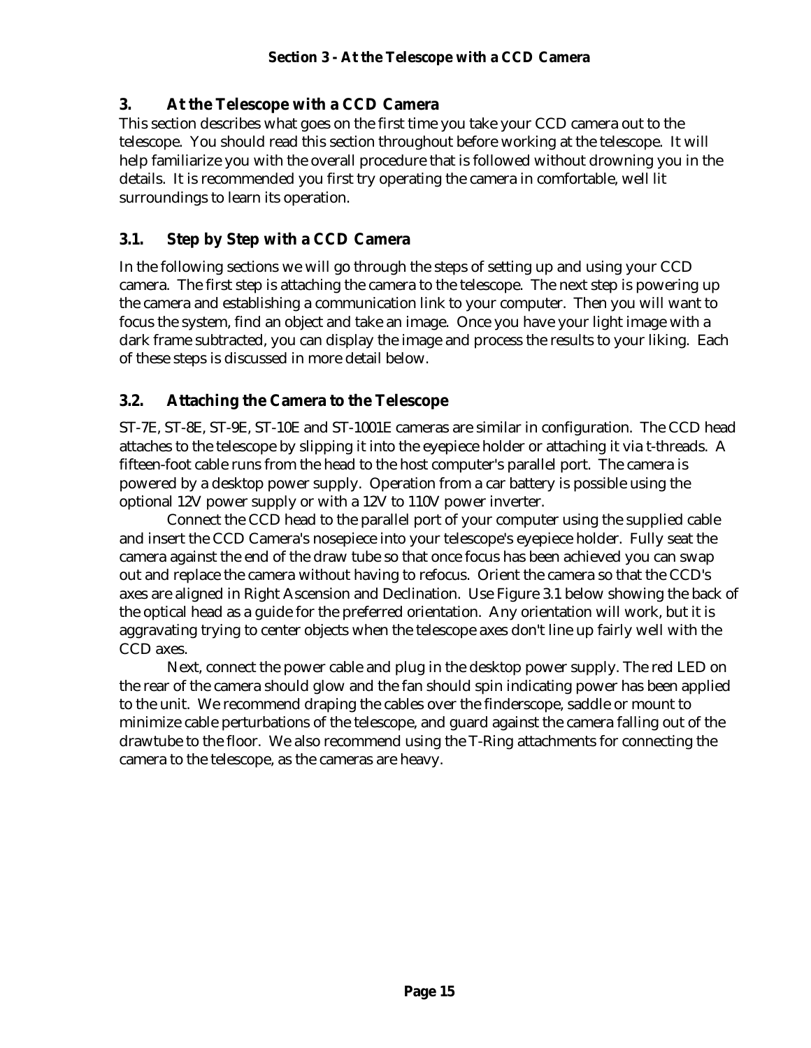## 3. At the Telescope with a CCD Camera

This section describes what goes on the first time you take your CCD camera out to the telescope. You should read this section throughout before working at the telescope. It will help familiarize you with the overall procedure that is followed without drowning you in the details. It is recommended you first try operating the camera in comfortable, well lit surroundings to learn its operation.

### 3.1. Step by Step with a CCD Camera

In the following sections we will go through the steps of setting up and using your CCD camera. The first step is attaching the camera to the telescope. The next step is powering up the camera and establishing a communication link to your computer. Then you will want to focus the system, find an object and take an image. Once you have your light image with a dark frame subtracted, you can display the image and process the results to your liking. Each of these steps is discussed in more detail below.

### 3.2. Attaching the Camera to the Telescope

ST-7E, ST-8E, ST-9E, ST-10E and ST-1001E cameras are similar in configuration. The CCD head attaches to the telescope by slipping it into the eyepiece holder or attaching it via t-threads. A fifteen-foot cable runs from the head to the host computer's parallel port. The camera is powered by a desktop power supply. Operation from a car battery is possible using the optional 12V power supply or with a 12V to 110V power inverter.

Connect the CCD head to the parallel port of your computer using the supplied cable and insert the CCD Camera's nosepiece into your telescope's eyepiece holder. Fully seat the camera against the end of the draw tube so that once focus has been achieved you can swap out and replace the camera without having to refocus. Orient the camera so that the CCD's axes are aligned in Right Ascension and Declination. Use Figure 3.1 below showing the back of the optical head as a guide for the preferred orientation. Any orientation will work, but it is aggravating trying to center objects when the telescope axes don't line up fairly well with the CCD axes.

Next, connect the power cable and plug in the desktop power supply. The red LED on the rear of the camera should glow and the fan should spin indicating power has been applied to the unit. We recommend draping the cables over the finderscope, saddle or mount to minimize cable perturbations of the telescope, and guard against the camera falling out of the drawtube to the floor. We also recommend using the T-Ring attachments for connecting the camera to the telescope, as the cameras are heavy.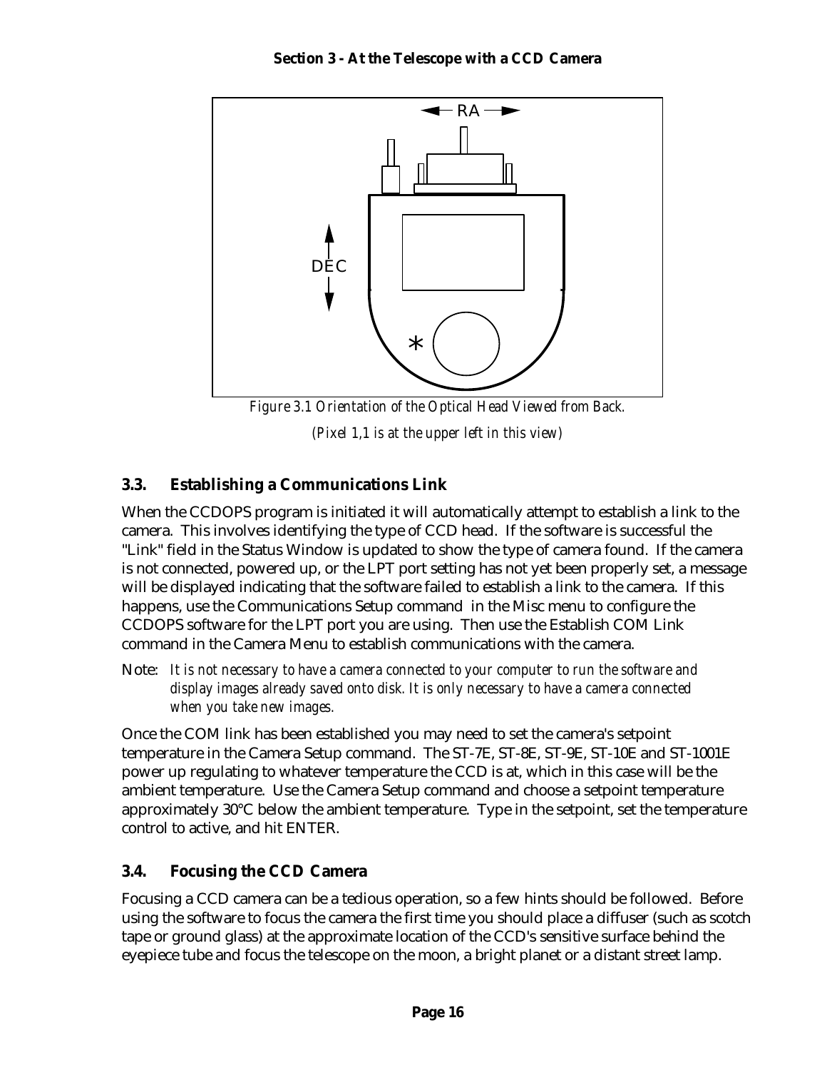*Figure 3.1 Orientation of the Optical Head Viewed from Back.*

*(Pixel 1,1 is at the upper left in this view)*

### 3.3. Establishing a Communications Link

When the CCDOPS program is initiated it will automatically attempt to establish a link to the camera. This involves identifying the type of CCD head. If the software is successful the "Link" field in the Status Window is updated to show the type of camera found. If the camera is not connected, powered up, or the LPT port setting has not yet been properly set, a message will be displayed indicating that the software failed to establish a link to the camera. If this happens, use the Communications Setup command in the Misc menu to configure the CCDOPS software for the LPT port you are using. Then use the Establish COM Link command in the Camera Menu to establish communications with the camera.

Note: *It is not necessary to have a camera connected to your computer to run the software and display images already saved onto disk. It is only necessary to have a camera connected when you take new images.*

Once the COM link has been established you may need to set the camera's setpoint temperature in the Camera Setup command. The ST-7E, ST-8E, ST-9E, ST-10E and ST-1001E power up regulating to whatever temperature the CCD is at, which in this case will be the ambient temperature. Use the Camera Setup command and choose a setpoint temperature approximately 30°C below the ambient temperature. Type in the setpoint, set the temperature control to active, and hit ENTER.

### 3.4. Focusing the CCD Camera

Focusing a CCD camera can be a tedious operation, so a few hints should be followed. Before using the software to focus the camera the first time you should place a diffuser (such as scotch tape or ground glass) at the approximate location of the CCD's sensitive surface behind the eyepiece tube and focus the telescope on the moon, a bright planet or a distant street lamp.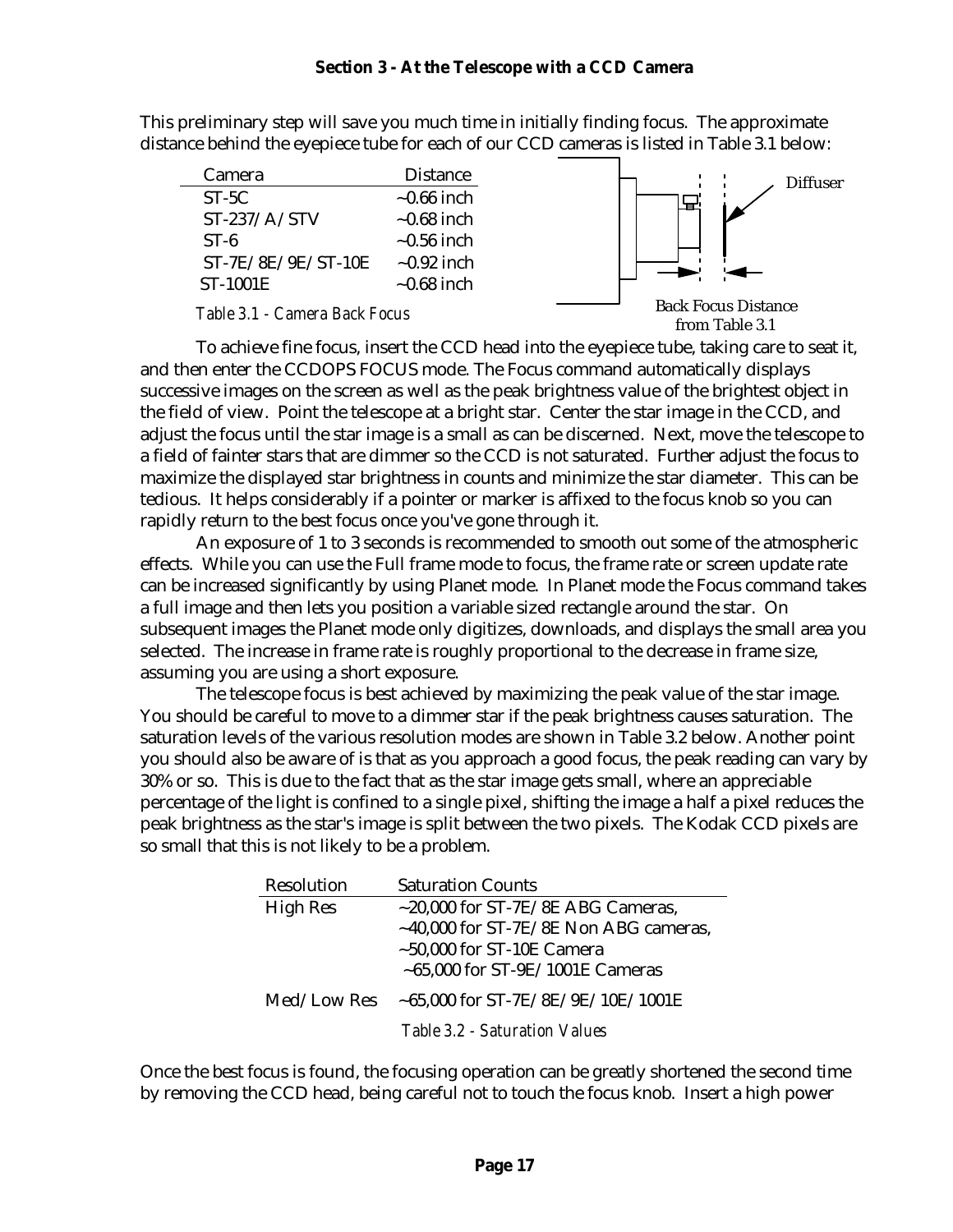This preliminary step will save you much time in initially finding focus. The approximate distance behind the eyepiece tube for each of our CCD cameras is listed in Table 3.1 below:

| Camera | Distance |
| --- | --- |
| ST-5C | ~0.66 inch |
| ST-237/A/STV | ~0.68 inch |
| ST-6 | ~0.56 inch |
| ST-7E/8E/9E/ST-10E | ~0.92 inch |
| ST-1001E | ~0.68 inch |

*Table 3.1 - Camera Back Focus*

Diffuser

Back Focus Distance from Table 3.1

To achieve fine focus, insert the CCD head into the eyepiece tube, taking care to seat it, and then enter the CCDOPS FOCUS mode. The Focus command automatically displays successive images on the screen as well as the peak brightness value of the brightest object in the field of view. Point the telescope at a bright star. Center the star image in the CCD, and adjust the focus until the star image is a small as can be discerned. Next, move the telescope to a field of fainter stars that are dimmer so the CCD is not saturated. Further adjust the focus to maximize the displayed star brightness in counts and minimize the star diameter. This can be tedious. It helps considerably if a pointer or marker is affixed to the focus knob so you can rapidly return to the best focus once you've gone through it.

An exposure of 1 to 3 seconds is recommended to smooth out some of the atmospheric effects. While you can use the Full frame mode to focus, the frame rate or screen update rate can be increased significantly by using Planet mode. In Planet mode the Focus command takes a full image and then lets you position a variable sized rectangle around the star. On subsequent images the Planet mode only digitizes, downloads, and displays the small area you selected. The increase in frame rate is roughly proportional to the decrease in frame size, assuming you are using a short exposure.

The telescope focus is best achieved by maximizing the peak value of the star image. You should be careful to move to a dimmer star if the peak brightness causes saturation. The saturation levels of the various resolution modes are shown in Table 3.2 below. Another point you should also be aware of is that as you approach a good focus, the peak reading can vary by 30% or so. This is due to the fact that as the star image gets small, where an appreciable percentage of the light is confined to a single pixel, shifting the image a half a pixel reduces the peak brightness as the star's image is split between the two pixels. The Kodak CCD pixels are so small that this is not likely to be a problem.

| Resolution | Saturation Counts |
| --- | --- |
| High Res | ~20,000 for ST-7E/8E ABG Cameras,<br>~40,000 for ST-7E/8E Non ABG cameras,<br>~50,000 for ST-10E Camera<br>~65,000 for ST-9E/1001E Cameras |
| Med/Low Res | ~65,000 for ST-7E/8E/9E/10E/1001E |

*Table 3.2 - Saturation Values*

Once the best focus is found, the focusing operation can be greatly shortened the second time by removing the CCD head, being careful not to touch the focus knob. Insert a high power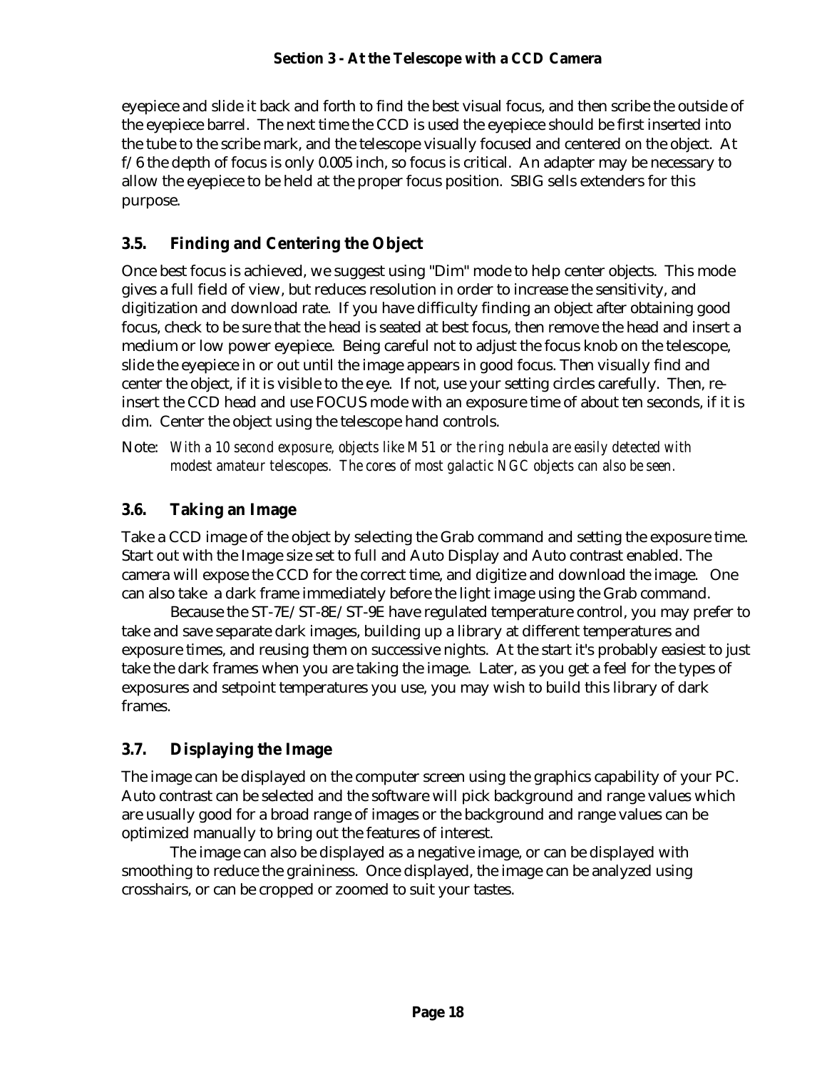eyepiece and slide it back and forth to find the best visual focus, and then scribe the outside of the eyepiece barrel. The next time the CCD is used the eyepiece should be first inserted into the tube to the scribe mark, and the telescope visually focused and centered on the object. At f/6 the depth of focus is only 0.005 inch, so focus is critical. An adapter may be necessary to allow the eyepiece to be held at the proper focus position. SBIG sells extenders for this purpose.

## 3.5. Finding and Centering the Object

Once best focus is achieved, we suggest using "Dim" mode to help center objects. This mode gives a full field of view, but reduces resolution in order to increase the sensitivity, and digitization and download rate. If you have difficulty finding an object after obtaining good focus, check to be sure that the head is seated at best focus, then remove the head and insert a medium or low power eyepiece. Being careful not to adjust the focus knob on the telescope, slide the eyepiece in or out until the image appears in good focus. Then visually find and center the object, if it is visible to the eye. If not, use your setting circles carefully. Then, re-insert the CCD head and use FOCUS mode with an exposure time of about ten seconds, if it is dim. Center the object using the telescope hand controls.

Note: *With a 10 second exposure, objects like M51 or the ring nebula are easily detected with modest amateur telescopes. The cores of most galactic NGC objects can also be seen.*

## 3.6. Taking an Image

Take a CCD image of the object by selecting the Grab command and setting the exposure time. Start out with the Image size set to full and Auto Display and Auto contrast enabled. The camera will expose the CCD for the correct time, and digitize and download the image. One can also take a dark frame immediately before the light image using the Grab command.

Because the ST-7E/ST-8E/ST-9E have regulated temperature control, you may prefer to take and save separate dark images, building up a library at different temperatures and exposure times, and reusing them on successive nights. At the start it's probably easiest to just take the dark frames when you are taking the image. Later, as you get a feel for the types of exposures and setpoint temperatures you use, you may wish to build this library of dark frames.

## 3.7. Displaying the Image

The image can be displayed on the computer screen using the graphics capability of your PC. Auto contrast can be selected and the software will pick background and range values which are usually good for a broad range of images or the background and range values can be optimized manually to bring out the features of interest.

The image can also be displayed as a negative image, or can be displayed with smoothing to reduce the graininess. Once displayed, the image can be analyzed using crosshairs, or can be cropped or zoomed to suit your tastes.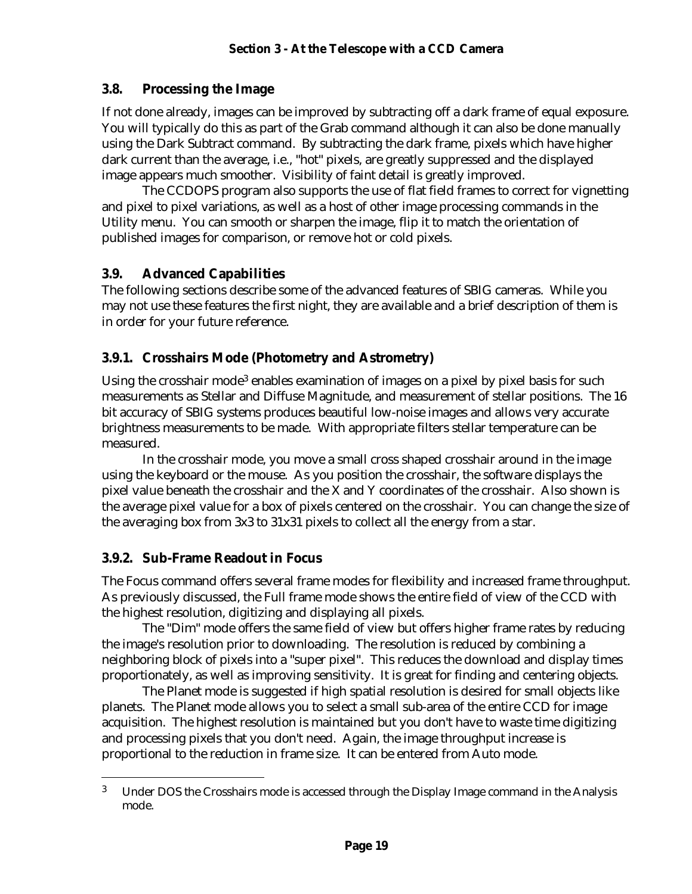## 3.8. Processing the Image

If not done already, images can be improved by subtracting off a dark frame of equal exposure. You will typically do this as part of the Grab command although it can also be done manually using the Dark Subtract command. By subtracting the dark frame, pixels which have higher dark current than the average, i.e., "hot" pixels, are greatly suppressed and the displayed image appears much smoother. Visibility of faint detail is greatly improved.

The CCDOPS program also supports the use of flat field frames to correct for vignetting and pixel to pixel variations, as well as a host of other image processing commands in the Utility menu. You can smooth or sharpen the image, flip it to match the orientation of published images for comparison, or remove hot or cold pixels.

## 3.9. Advanced Capabilities

The following sections describe some of the advanced features of SBIG cameras. While you may not use these features the first night, they are available and a brief description of them is in order for your future reference.

### 3.9.1. Crosshairs Mode (Photometry and Astrometry)

Using the crosshair mode[3] enables examination of images on a pixel by pixel basis for such measurements as Stellar and Diffuse Magnitude, and measurement of stellar positions. The 16 bit accuracy of SBIG systems produces beautiful low-noise images and allows very accurate brightness measurements to be made. With appropriate filters stellar temperature can be measured.

In the crosshair mode, you move a small cross shaped crosshair around in the image using the keyboard or the mouse. As you position the crosshair, the software displays the pixel value beneath the crosshair and the X and Y coordinates of the crosshair. Also shown is the average pixel value for a box of pixels centered on the crosshair. You can change the size of the averaging box from 3x3 to 31x31 pixels to collect all the energy from a star.

### 3.9.2. Sub-Frame Readout in Focus

The Focus command offers several frame modes for flexibility and increased frame throughput. As previously discussed, the Full frame mode shows the entire field of view of the CCD with the highest resolution, digitizing and displaying all pixels.

The "Dim" mode offers the same field of view but offers higher frame rates by reducing the image's resolution prior to downloading. The resolution is reduced by combining a neighboring block of pixels into a "super pixel". This reduces the download and display times proportionately, as well as improving sensitivity. It is great for finding and centering objects.

The Planet mode is suggested if high spatial resolution is desired for small objects like planets. The Planet mode allows you to select a small sub-area of the entire CCD for image acquisition. The highest resolution is maintained but you don't have to waste time digitizing and processing pixels that you don't need. Again, the image throughput increase is proportional to the reduction in frame size. It can be entered from Auto mode.

---

[3] Under DOS the Crosshairs mode is accessed through the Display Image command in the Analysis mode.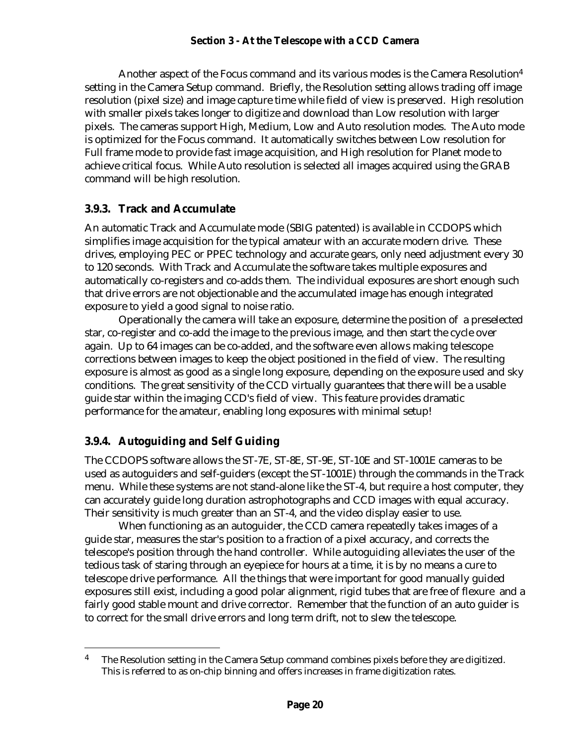Another aspect of the Focus command and its various modes is the Camera Resolution[4] setting in the Camera Setup command. Briefly, the Resolution setting allows trading off image resolution (pixel size) and image capture time while field of view is preserved. High resolution with smaller pixels takes longer to digitize and download than Low resolution with larger pixels. The cameras support High, Medium, Low and Auto resolution modes. The Auto mode is optimized for the Focus command. It automatically switches between Low resolution for Full frame mode to provide fast image acquisition, and High resolution for Planet mode to achieve critical focus. While Auto resolution is selected all images acquired using the GRAB command will be high resolution.

### 3.9.3. Track and Accumulate

An automatic Track and Accumulate mode (SBIG patented) is available in CCDOPS which simplifies image acquisition for the typical amateur with an accurate modern drive. These drives, employing PEC or PPEC technology and accurate gears, only need adjustment every 30 to 120 seconds. With Track and Accumulate the software takes multiple exposures and automatically co-registers and co-adds them. The individual exposures are short enough such that drive errors are not objectionable and the accumulated image has enough integrated exposure to yield a good signal to noise ratio.

Operationally the camera will take an exposure, determine the position of a preselected star, co-register and co-add the image to the previous image, and then start the cycle over again. Up to 64 images can be co-added, and the software even allows making telescope corrections between images to keep the object positioned in the field of view. The resulting exposure is almost as good as a single long exposure, depending on the exposure used and sky conditions. The great sensitivity of the CCD virtually guarantees that there will be a usable guide star within the imaging CCD's field of view. This feature provides dramatic performance for the amateur, enabling long exposures with minimal setup!

### 3.9.4. Autoguiding and Self Guiding

The CCDOPS software allows the ST-7E, ST-8E, ST-9E, ST-10E and ST-1001E cameras to be used as autoguiders and self-guiders (except the ST-1001E) through the commands in the Track menu. While these systems are not stand-alone like the ST-4, but require a host computer, they can accurately guide long duration astrophotographs and CCD images with equal accuracy. Their sensitivity is much greater than an ST-4, and the video display easier to use.

When functioning as an autoguider, the CCD camera repeatedly takes images of a guide star, measures the star's position to a fraction of a pixel accuracy, and corrects the telescope's position through the hand controller. While autoguiding alleviates the user of the tedious task of staring through an eyepiece for hours at a time, it is by no means a cure to telescope drive performance. All the things that were important for good manually guided exposures still exist, including a good polar alignment, rigid tubes that are free of flexure and a fairly good stable mount and drive corrector. Remember that the function of an auto guider is to correct for the small drive errors and long term drift, not to slew the telescope.

---

[4] The Resolution setting in the Camera Setup command combines pixels before they are digitized. This is referred to as on-chip binning and offers increases in frame digitization rates.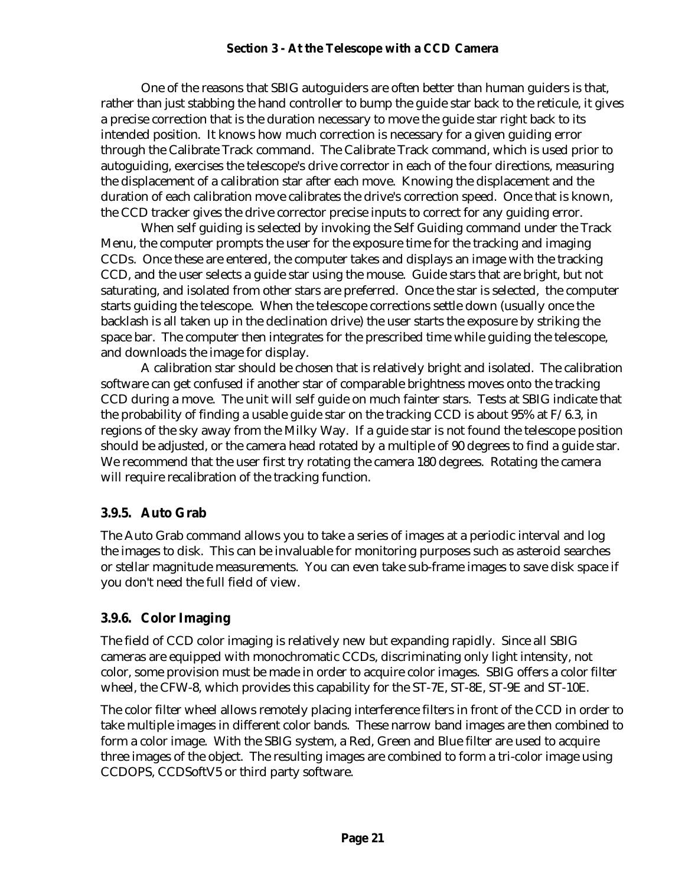One of the reasons that SBIG autoguiders are often better than human guiders is that, rather than just stabbing the hand controller to bump the guide star back to the reticule, it gives a precise correction that is the duration necessary to move the guide star right back to its intended position. It knows how much correction is necessary for a given guiding error through the Calibrate Track command. The Calibrate Track command, which is used prior to autoguiding, exercises the telescope's drive corrector in each of the four directions, measuring the displacement of a calibration star after each move. Knowing the displacement and the duration of each calibration move calibrates the drive's correction speed. Once that is known, the CCD tracker gives the drive corrector precise inputs to correct for any guiding error.

When self guiding is selected by invoking the Self Guiding command under the Track Menu, the computer prompts the user for the exposure time for the tracking and imaging CCDs. Once these are entered, the computer takes and displays an image with the tracking CCD, and the user selects a guide star using the mouse. Guide stars that are bright, but not saturating, and isolated from other stars are preferred. Once the star is selected, the computer starts guiding the telescope. When the telescope corrections settle down (usually once the backlash is all taken up in the declination drive) the user starts the exposure by striking the space bar. The computer then integrates for the prescribed time while guiding the telescope, and downloads the image for display.

A calibration star should be chosen that is relatively bright and isolated. The calibration software can get confused if another star of comparable brightness moves onto the tracking CCD during a move. The unit will self guide on much fainter stars. Tests at SBIG indicate that the probability of finding a usable guide star on the tracking CCD is about 95% at F/6.3, in regions of the sky away from the Milky Way. If a guide star is not found the telescope position should be adjusted, or the camera head rotated by a multiple of 90 degrees to find a guide star. We recommend that the user first try rotating the camera 180 degrees. Rotating the camera will require recalibration of the tracking function.

### 3.9.5. Auto Grab

The Auto Grab command allows you to take a series of images at a periodic interval and log the images to disk. This can be invaluable for monitoring purposes such as asteroid searches or stellar magnitude measurements. You can even take sub-frame images to save disk space if you don't need the full field of view.

### 3.9.6. Color Imaging

The field of CCD color imaging is relatively new but expanding rapidly. Since all SBIG cameras are equipped with monochromatic CCDs, discriminating only light intensity, not color, some provision must be made in order to acquire color images. SBIG offers a color filter wheel, the CFW-8, which provides this capability for the ST-7E, ST-8E, ST-9E and ST-10E.

The color filter wheel allows remotely placing interference filters in front of the CCD in order to take multiple images in different color bands. These narrow band images are then combined to form a color image. With the SBIG system, a Red, Green and Blue filter are used to acquire three images of the object. The resulting images are combined to form a tri-color image using CCDOPS, CCDSoftV5 or third party software.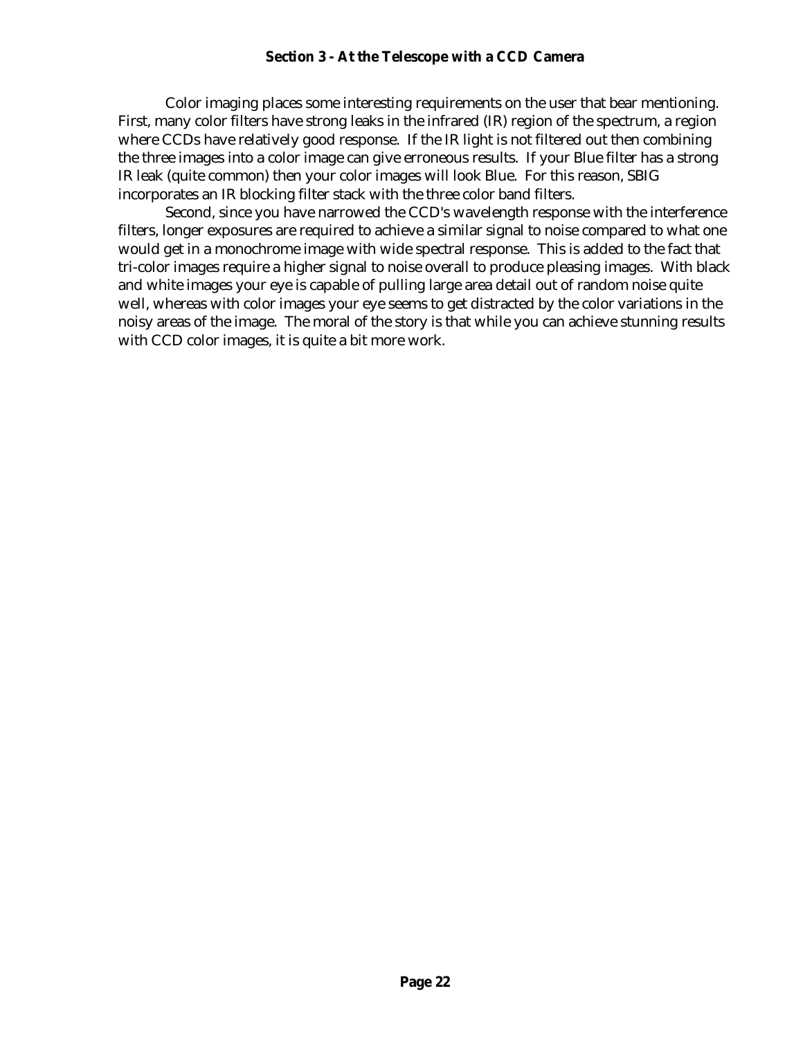Color imaging places some interesting requirements on the user that bear mentioning. First, many color filters have strong leaks in the infrared (IR) region of the spectrum, a region where CCDs have relatively good response. If the IR light is not filtered out then combining the three images into a color image can give erroneous results. If your Blue filter has a strong IR leak (quite common) then your color images will look Blue. For this reason, SBIG incorporates an IR blocking filter stack with the three color band filters.

Second, since you have narrowed the CCD's wavelength response with the interference filters, longer exposures are required to achieve a similar signal to noise compared to what one would get in a monochrome image with wide spectral response. This is added to the fact that tri-color images require a higher signal to noise overall to produce pleasing images. With black and white images your eye is capable of pulling large area detail out of random noise quite well, whereas with color images your eye seems to get distracted by the color variations in the noisy areas of the image. The moral of the story is that while you can achieve stunning results with CCD color images, it is quite a bit more work.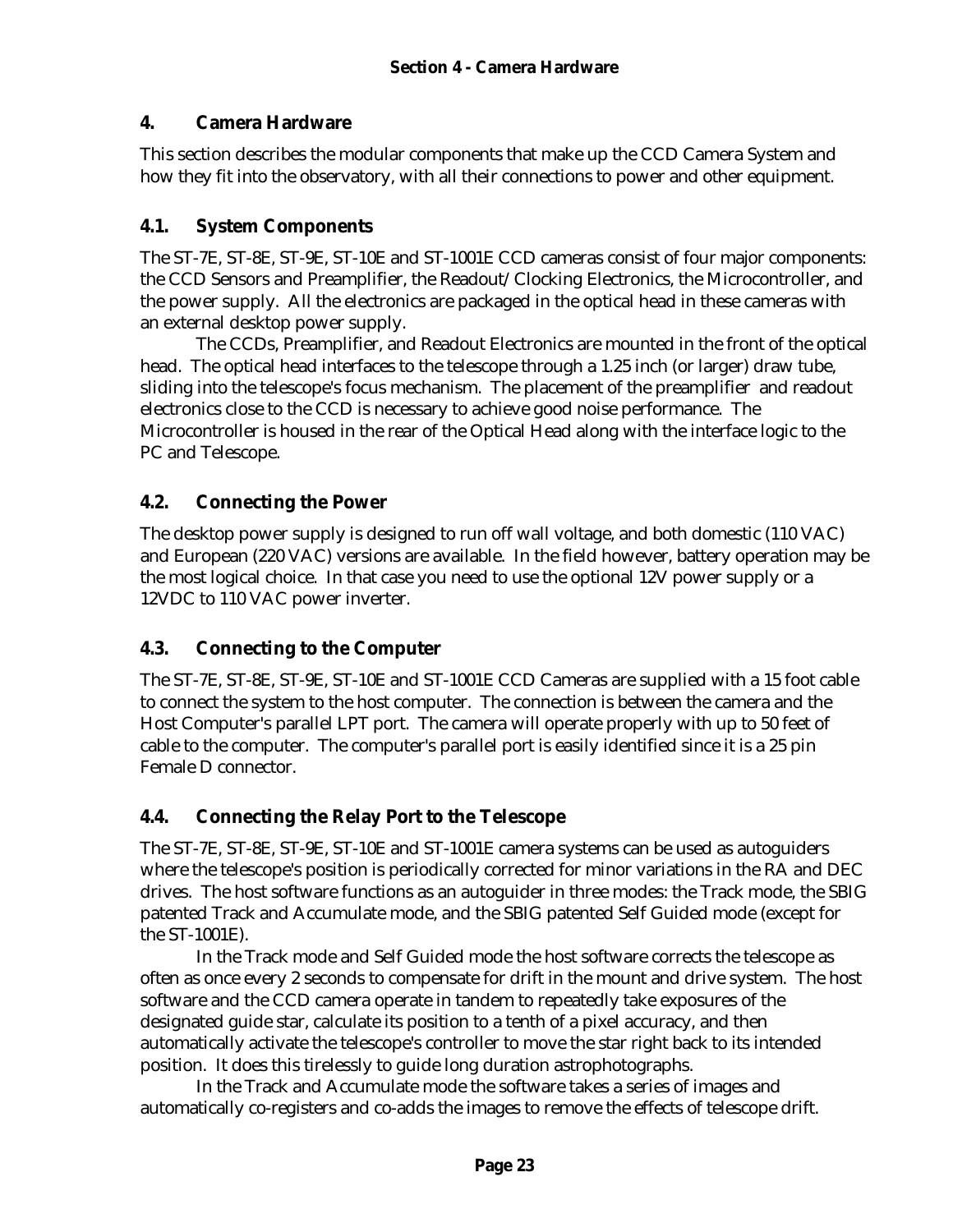# 4. Camera Hardware

This section describes the modular components that make up the CCD Camera System and how they fit into the observatory, with all their connections to power and other equipment.

## 4.1. System Components

The ST-7E, ST-8E, ST-9E, ST-10E and ST-1001E CCD cameras consist of four major components: the CCD Sensors and Preamplifier, the Readout/Clocking Electronics, the Microcontroller, and the power supply. All the electronics are packaged in the optical head in these cameras with an external desktop power supply.

The CCDs, Preamplifier, and Readout Electronics are mounted in the front of the optical head. The optical head interfaces to the telescope through a 1.25 inch (or larger) draw tube, sliding into the telescope's focus mechanism. The placement of the preamplifier and readout electronics close to the CCD is necessary to achieve good noise performance. The Microcontroller is housed in the rear of the Optical Head along with the interface logic to the PC and Telescope.

## 4.2. Connecting the Power

The desktop power supply is designed to run off wall voltage, and both domestic (110 VAC) and European (220 VAC) versions are available. In the field however, battery operation may be the most logical choice. In that case you need to use the optional 12V power supply or a 12VDC to 110 VAC power inverter.

## 4.3. Connecting to the Computer

The ST-7E, ST-8E, ST-9E, ST-10E and ST-1001E CCD Cameras are supplied with a 15 foot cable to connect the system to the host computer. The connection is between the camera and the Host Computer's parallel LPT port. The camera will operate properly with up to 50 feet of cable to the computer. The computer's parallel port is easily identified since it is a 25 pin Female D connector.

## 4.4. Connecting the Relay Port to the Telescope

The ST-7E, ST-8E, ST-9E, ST-10E and ST-1001E camera systems can be used as autoguiders where the telescope's position is periodically corrected for minor variations in the RA and DEC drives. The host software functions as an autoguider in three modes: the Track mode, the SBIG patented Track and Accumulate mode, and the SBIG patented Self Guided mode (except for the ST-1001E).

In the Track mode and Self Guided mode the host software corrects the telescope as often as once every 2 seconds to compensate for drift in the mount and drive system. The host software and the CCD camera operate in tandem to repeatedly take exposures of the designated guide star, calculate its position to a tenth of a pixel accuracy, and then automatically activate the telescope's controller to move the star right back to its intended position. It does this tirelessly to guide long duration astrophotographs.

In the Track and Accumulate mode the software takes a series of images and automatically co-registers and co-adds the images to remove the effects of telescope drift.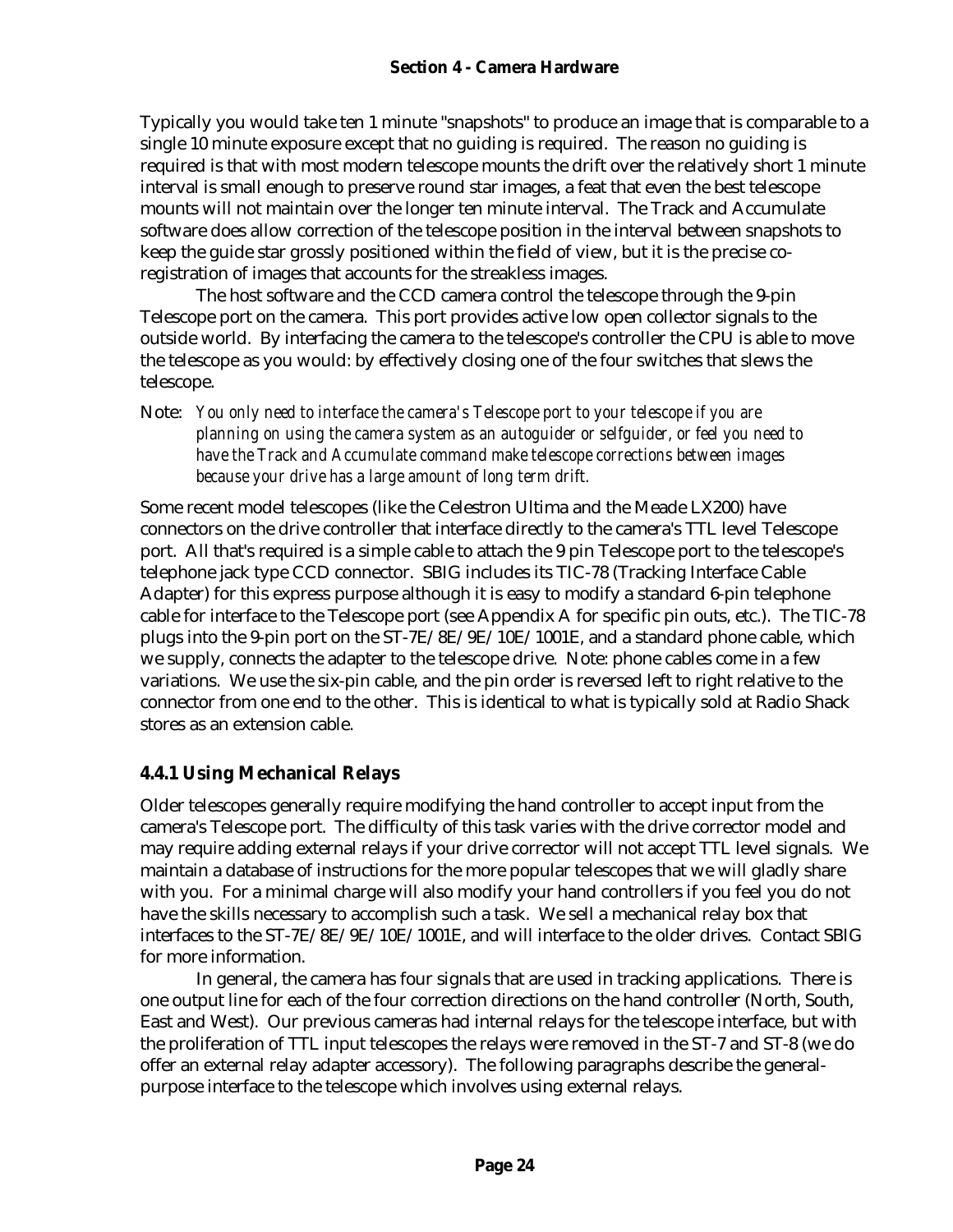Typically you would take ten 1 minute "snapshots" to produce an image that is comparable to a single 10 minute exposure except that no guiding is required. The reason no guiding is required is that with most modern telescope mounts the drift over the relatively short 1 minute interval is small enough to preserve round star images, a feat that even the best telescope mounts will not maintain over the longer ten minute interval. The Track and Accumulate software does allow correction of the telescope position in the interval between snapshots to keep the guide star grossly positioned within the field of view, but it is the precise co-registration of images that accounts for the streakless images.

The host software and the CCD camera control the telescope through the 9-pin Telescope port on the camera. This port provides active low open collector signals to the outside world. By interfacing the camera to the telescope's controller the CPU is able to move the telescope as you would: by effectively closing one of the four switches that slews the telescope.

Note: *You only need to interface the camera's Telescope port to your telescope if you are planning on using the camera system as an autoguider or selfguider, or feel you need to have the Track and Accumulate command make telescope corrections between images because your drive has a large amount of long term drift.*

Some recent model telescopes (like the Celestron Ultima and the Meade LX200) have connectors on the drive controller that interface directly to the camera's TTL level Telescope port. All that's required is a simple cable to attach the 9 pin Telescope port to the telescope's telephone jack type CCD connector. SBIG includes its TIC-78 (Tracking Interface Cable Adapter) for this express purpose although it is easy to modify a standard 6-pin telephone cable for interface to the Telescope port (see Appendix A for specific pin outs, etc.). The TIC-78 plugs into the 9-pin port on the ST-7E/8E/9E/10E/1001E, and a standard phone cable, which we supply, connects the adapter to the telescope drive. Note: phone cables come in a few variations. We use the six-pin cable, and the pin order is reversed left to right relative to the connector from one end to the other. This is identical to what is typically sold at Radio Shack stores as an extension cable.

### 4.4.1 Using Mechanical Relays

Older telescopes generally require modifying the hand controller to accept input from the camera's Telescope port. The difficulty of this task varies with the drive corrector model and may require adding external relays if your drive corrector will not accept TTL level signals. We maintain a database of instructions for the more popular telescopes that we will gladly share with you. For a minimal charge will also modify your hand controllers if you feel you do not have the skills necessary to accomplish such a task. We sell a mechanical relay box that interfaces to the ST-7E/8E/9E/10E/1001E, and will interface to the older drives. Contact SBIG for more information.

In general, the camera has four signals that are used in tracking applications. There is one output line for each of the four correction directions on the hand controller (North, South, East and West). Our previous cameras had internal relays for the telescope interface, but with the proliferation of TTL input telescopes the relays were removed in the ST-7 and ST-8 (we do offer an external relay adapter accessory). The following paragraphs describe the general-purpose interface to the telescope which involves using external relays.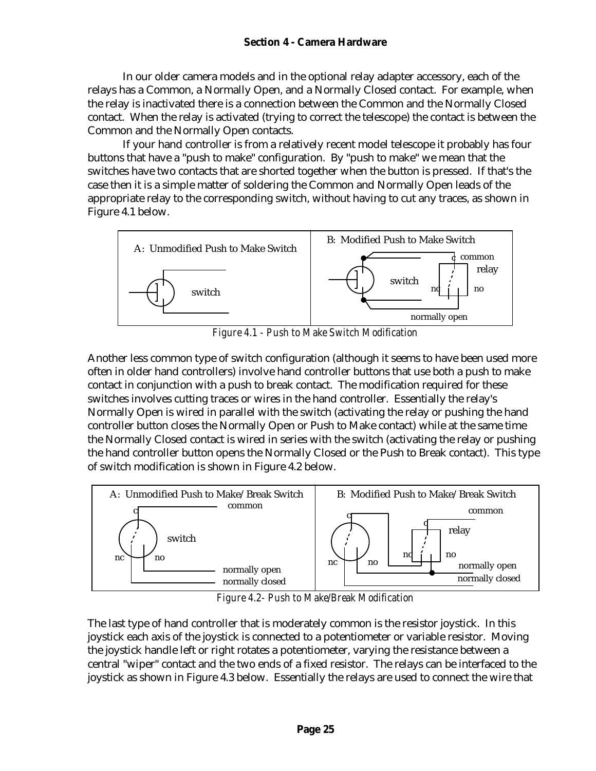In our older camera models and in the optional relay adapter accessory, each of the relays has a Common, a Normally Open, and a Normally Closed contact. For example, when the relay is inactivated there is a connection between the Common and the Normally Closed contact. When the relay is activated (trying to correct the telescope) the contact is between the Common and the Normally Open contacts.

If your hand controller is from a relatively recent model telescope it probably has four buttons that have a "push to make" configuration. By "push to make" we mean that the switches have two contacts that are shorted together when the button is pressed. If that's the case then it is a simple matter of soldering the Common and Normally Open leads of the appropriate relay to the corresponding switch, without having to cut any traces, as shown in Figure 4.1 below.

A: Unmodified Push to Make Switch

B: Modified Push to Make Switch

*Figure 4.1 - Push to Make Switch Modification*

Another less common type of switch configuration (although it seems to have been used more often in older hand controllers) involve hand controller buttons that use both a push to make contact in conjunction with a push to break contact. The modification required for these switches involves cutting traces or wires in the hand controller. Essentially the relay's Normally Open is wired in parallel with the switch (activating the relay or pushing the hand controller button closes the Normally Open or Push to Make contact) while at the same time the Normally Closed contact is wired in series with the switch (activating the relay or pushing the hand controller button opens the Normally Closed or the Push to Break contact). This type of switch modification is shown in Figure 4.2 below.

A: Unmodified Push to Make/Break Switch

B: Modified Push to Make/Break Switch

*Figure 4.2- Push to Make/Break Modification*

The last type of hand controller that is moderately common is the resistor joystick. In this joystick each axis of the joystick is connected to a potentiometer or variable resistor. Moving the joystick handle left or right rotates a potentiometer, varying the resistance between a central "wiper" contact and the two ends of a fixed resistor. The relays can be interfaced to the joystick as shown in Figure 4.3 below. Essentially the relays are used to connect the wire that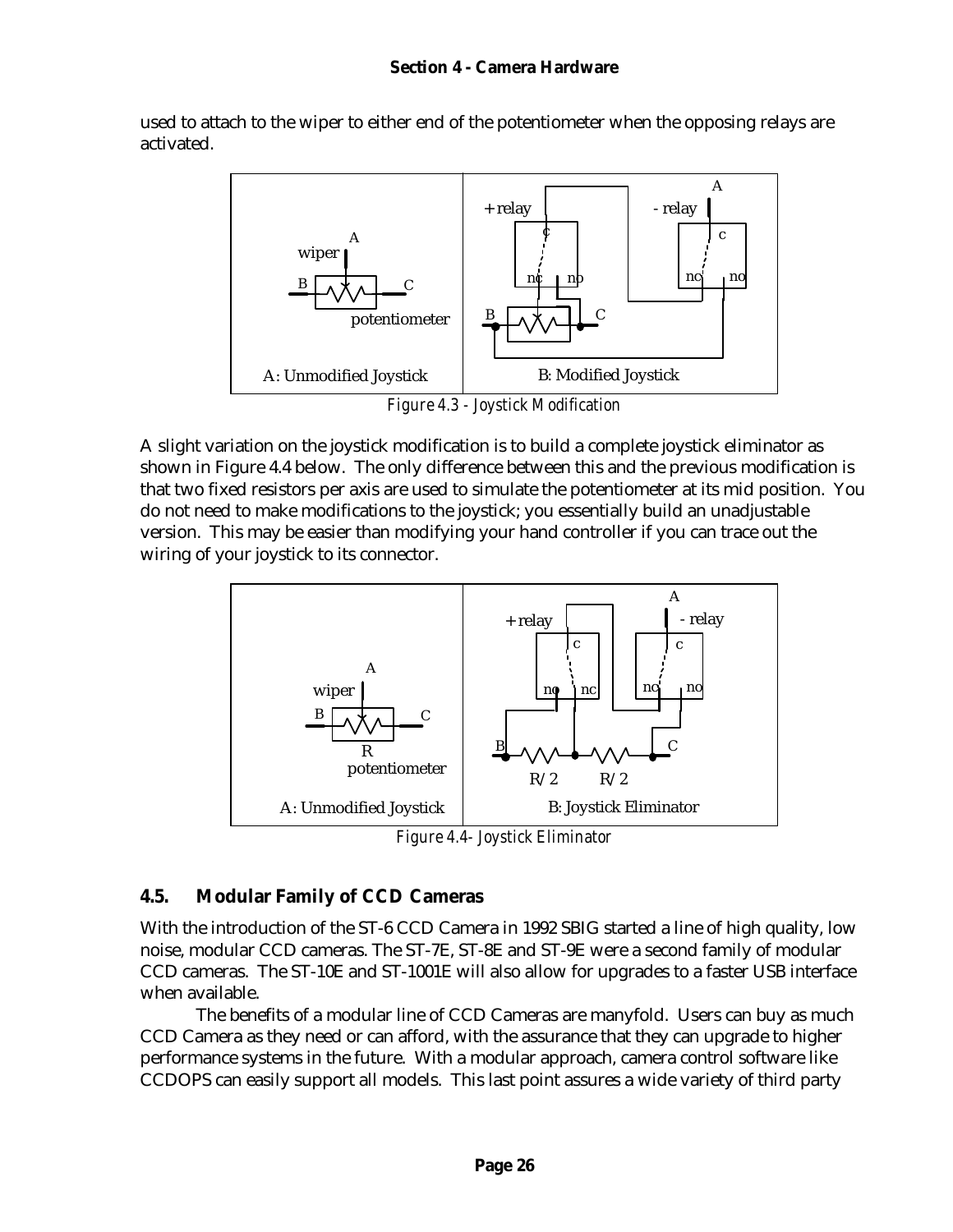used to attach to the wiper to either end of the potentiometer when the opposing relays are activated.

*Figure 4.3 - Joystick Modification*

A slight variation on the joystick modification is to build a complete joystick eliminator as shown in Figure 4.4 below. The only difference between this and the previous modification is that two fixed resistors per axis are used to simulate the potentiometer at its mid position. You do not need to make modifications to the joystick; you essentially build an unadjustable version. This may be easier than modifying your hand controller if you can trace out the wiring of your joystick to its connector.

*Figure 4.4- Joystick Eliminator*

## 4.5. Modular Family of CCD Cameras

With the introduction of the ST-6 CCD Camera in 1992 SBIG started a line of high quality, low noise, modular CCD cameras. The ST-7E, ST-8E and ST-9E were a second family of modular CCD cameras. The ST-10E and ST-1001E will also allow for upgrades to a faster USB interface when available.

The benefits of a modular line of CCD Cameras are manyfold. Users can buy as much CCD Camera as they need or can afford, with the assurance that they can upgrade to higher performance systems in the future. With a modular approach, camera control software like CCDOPS can easily support all models. This last point assures a wide variety of third party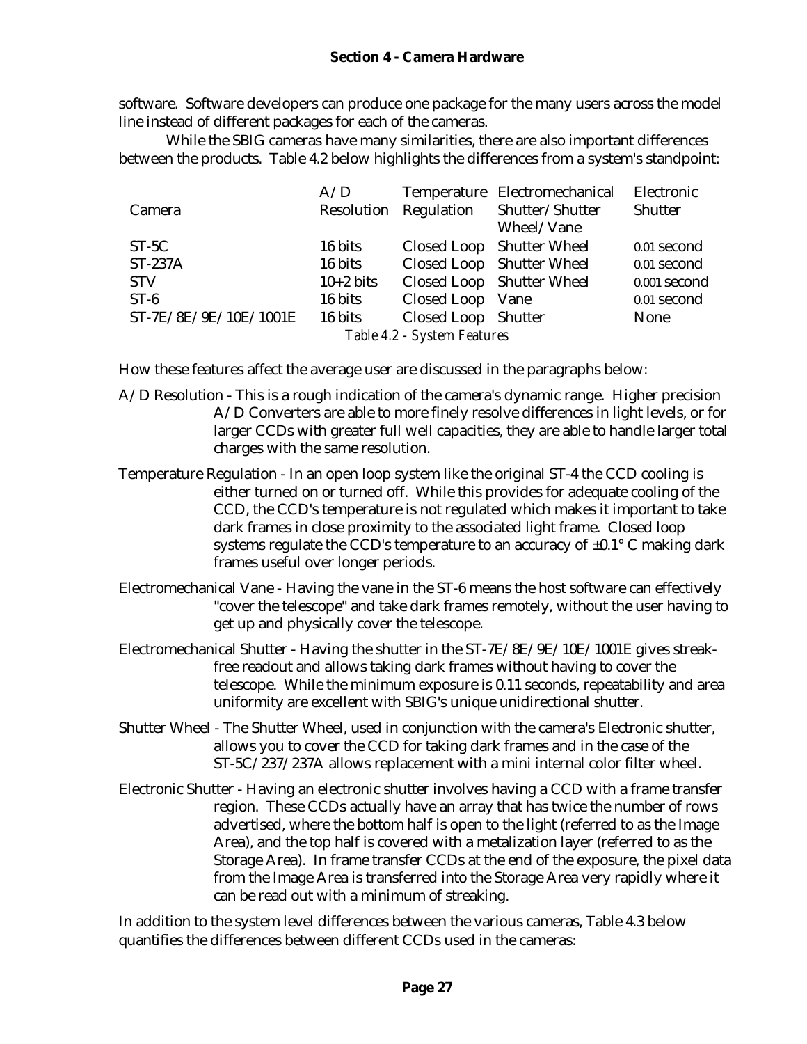software. Software developers can produce one package for the many users across the model line instead of different packages for each of the cameras.

While the SBIG cameras have many similarities, there are also important differences between the products. Table 4.2 below highlights the differences from a system's standpoint:

| Camera | A/D Resolution | Temperature Regulation | Electromechanical Shutter/Shutter Wheel/Vane | Electronic Shutter |
|---|---|---|---|---|
| ST-5C | 16 bits | Closed Loop | Shutter Wheel | 0.01 second |
| ST-237A | 16 bits | Closed Loop | Shutter Wheel | 0.01 second |
| STV | 10+2 bits | Closed Loop | Shutter Wheel | 0.001 second |
| ST-6 | 16 bits | Closed Loop | Vane | 0.01 second |
| ST-7E/8E/9E/10E/1001E | 16 bits | Closed Loop | Shutter | None |

*Table 4.2 - System Features*

How these features affect the average user are discussed in the paragraphs below:

A/D Resolution - This is a rough indication of the camera's dynamic range. Higher precision A/D Converters are able to more finely resolve differences in light levels, or for larger CCDs with greater full well capacities, they are able to handle larger total charges with the same resolution.

Temperature Regulation - In an open loop system like the original ST-4 the CCD cooling is either turned on or turned off. While this provides for adequate cooling of the CCD, the CCD's temperature is not regulated which makes it important to take dark frames in close proximity to the associated light frame. Closed loop systems regulate the CCD's temperature to an accuracy of ±0.1° C making dark frames useful over longer periods.

Electromechanical Vane - Having the vane in the ST-6 means the host software can effectively "cover the telescope" and take dark frames remotely, without the user having to get up and physically cover the telescope.

Electromechanical Shutter - Having the shutter in the ST-7E/8E/9E/10E/1001E gives streak-free readout and allows taking dark frames without having to cover the telescope. While the minimum exposure is 0.11 seconds, repeatability and area uniformity are excellent with SBIG's unique unidirectional shutter.

Shutter Wheel - The Shutter Wheel, used in conjunction with the camera's Electronic shutter, allows you to cover the CCD for taking dark frames and in the case of the ST-5C/237/237A allows replacement with a mini internal color filter wheel.

Electronic Shutter - Having an electronic shutter involves having a CCD with a frame transfer region. These CCDs actually have an array that has twice the number of rows advertised, where the bottom half is open to the light (referred to as the Image Area), and the top half is covered with a metalization layer (referred to as the Storage Area). In frame transfer CCDs at the end of the exposure, the pixel data from the Image Area is transferred into the Storage Area very rapidly where it can be read out with a minimum of streaking.

In addition to the system level differences between the various cameras, Table 4.3 below quantifies the differences between different CCDs used in the cameras: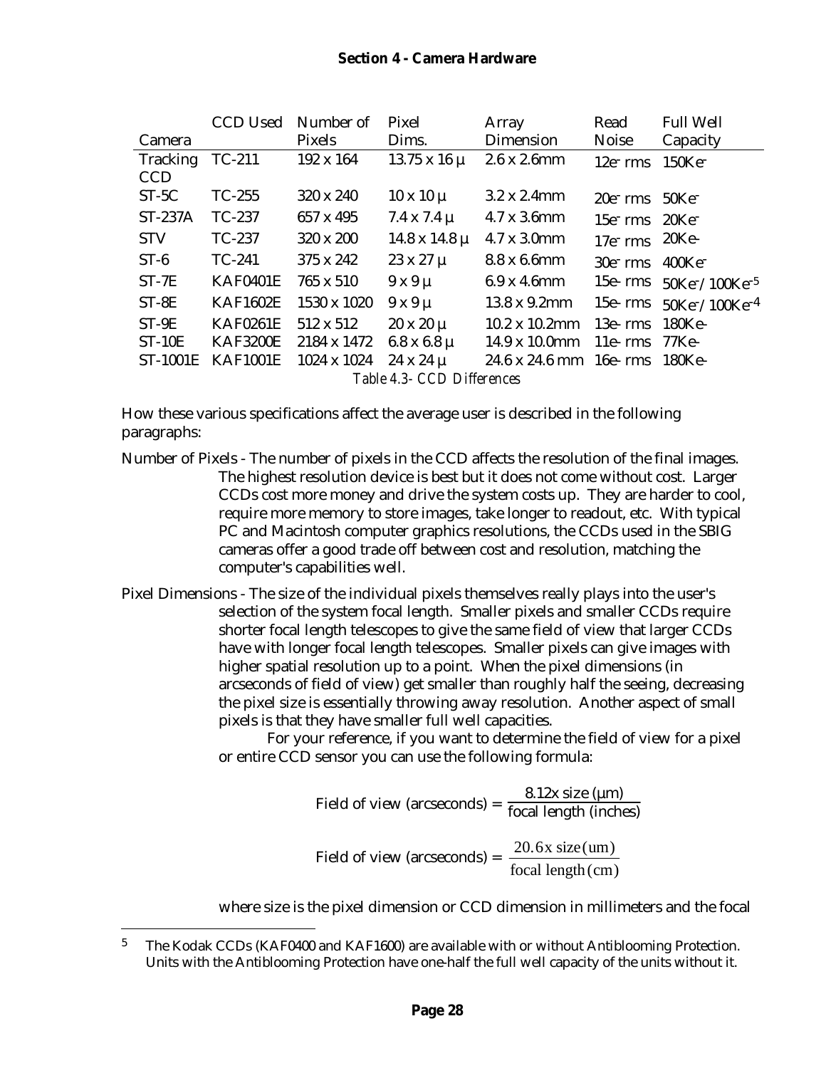| Camera | CCD Used | Number of Pixels | Pixel Dims. | Array Dimension | Read Noise | Full Well Capacity |
|---|---|---|---|---|---|---|
| Tracking CCD | TC-211 | 192 x 164 | 13.75 x 16 μ | 2.6 x 2.6mm | 12e- rms | 150Ke- |
| ST-5C | TC-255 | 320 x 240 | 10 x 10 μ | 3.2 x 2.4mm | 20e- rms | 50Ke- |
| ST-237A | TC-237 | 657 x 495 | 7.4 x 7.4 μ | 4.7 x 3.6mm | 15e- rms | 20Ke- |
| STV | TC-237 | 320 x 200 | 14.8 x 14.8 μ | 4.7 x 3.0mm | 17e- rms | 20Ke- |
| ST-6 | TC-241 | 375 x 242 | 23 x 27 μ | 8.8 x 6.6mm | 30e- rms | 400Ke- |
| ST-7E | KAF0401E | 765 x 510 | 9 x 9 μ | 6.9 x 4.6mm | 15e- rms | 50Ke- / 100Ke-[5] |
| ST-8E | KAF1602E | 1530 x 1020 | 9 x 9 μ | 13.8 x 9.2mm | 15e- rms | 50Ke- / 100Ke-[4] |
| ST-9E | KAF0261E | 512 x 512 | 20 x 20 μ | 10.2 x 10.2mm | 13e- rms | 180Ke- |
| ST-10E | KAF3200E | 2184 x 1472 | 6.8 x 6.8 μ | 14.9 x 10.0mm | 11e- rms | 77Ke- |
| ST-1001E | KAF1001E | 1024 x 1024 | 24 x 24 μ | 24.6 x 24.6 mm | 16e- rms | 180Ke- |

*Table 4.3- CCD Differences*

How these various specifications affect the average user is described in the following paragraphs:

Number of Pixels - The number of pixels in the CCD affects the resolution of the final images. The highest resolution device is best but it does not come without cost. Larger CCDs cost more money and drive the system costs up. They are harder to cool, require more memory to store images, take longer to readout, etc. With typical PC and Macintosh computer graphics resolutions, the CCDs used in the SBIG cameras offer a good trade off between cost and resolution, matching the computer's capabilities well.

Pixel Dimensions - The size of the individual pixels themselves really plays into the user's selection of the system focal length. Smaller pixels and smaller CCDs require shorter focal length telescopes to give the same field of view that larger CCDs have with longer focal length telescopes. Smaller pixels can give images with higher spatial resolution up to a point. When the pixel dimensions (in arcseconds of field of view) get smaller than roughly half the seeing, decreasing the pixel size is essentially throwing away resolution. Another aspect of small pixels is that they have smaller full well capacities.

For your reference, if you want to determine the field of view for a pixel or entire CCD sensor you can use the following formula:

$$\text{Field of view (arcseconds)} = \frac{8.12\text{x size } (\mu\text{m})}{\text{focal length (inches)}}$$

$$\text{Field of view (arcseconds)} = \frac{20.6\text{x size(um)}}{\text{focal length(cm)}}$$

where size is the pixel dimension or CCD dimension in millimeters and the focal

---

[5] The Kodak CCDs (KAF0400 and KAF1600) are available with or without Antiblooming Protection. Units with the Antiblooming Protection have one-half the full well capacity of the units without it.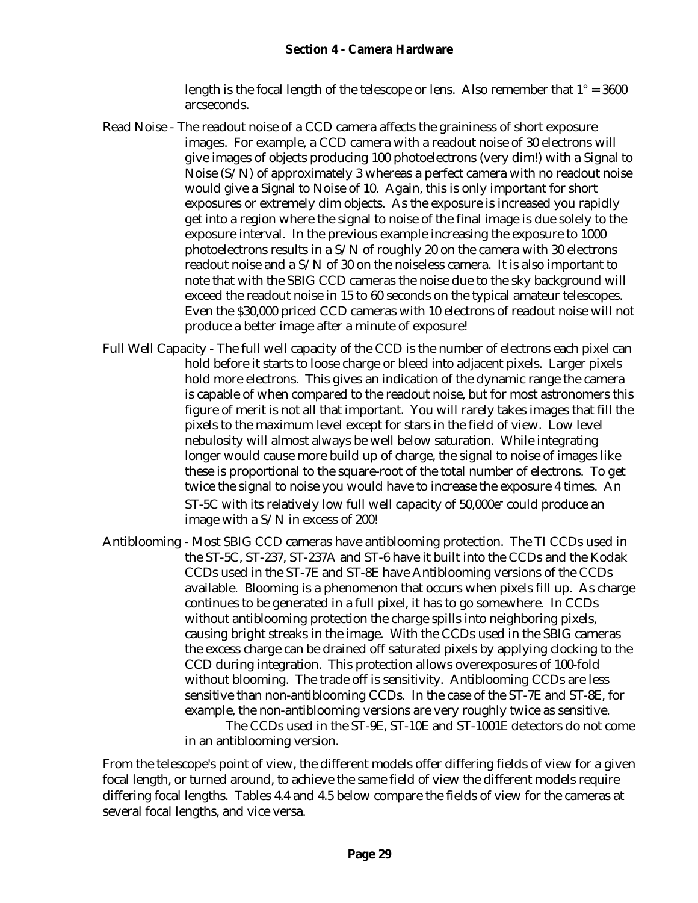length is the focal length of the telescope or lens. Also remember that 1° = 3600 arcseconds.

Read Noise - The readout noise of a CCD camera affects the graininess of short exposure images. For example, a CCD camera with a readout noise of 30 electrons will give images of objects producing 100 photoelectrons (very dim!) with a Signal to Noise (S/N) of approximately 3 whereas a perfect camera with no readout noise would give a Signal to Noise of 10. Again, this is only important for short exposures or extremely dim objects. As the exposure is increased you rapidly get into a region where the signal to noise of the final image is due solely to the exposure interval. In the previous example increasing the exposure to 1000 photoelectrons results in a S/N of roughly 20 on the camera with 30 electrons readout noise and a S/N of 30 on the noiseless camera. It is also important to note that with the SBIG CCD cameras the noise due to the sky background will exceed the readout noise in 15 to 60 seconds on the typical amateur telescopes. Even the $30,000 priced CCD cameras with 10 electrons of readout noise will not produce a better image after a minute of exposure!

Full Well Capacity - The full well capacity of the CCD is the number of electrons each pixel can hold before it starts to loose charge or bleed into adjacent pixels. Larger pixels hold more electrons. This gives an indication of the dynamic range the camera is capable of when compared to the readout noise, but for most astronomers this figure of merit is not all that important. You will rarely takes images that fill the pixels to the maximum level except for stars in the field of view. Low level nebulosity will almost always be well below saturation. While integrating longer would cause more build up of charge, the signal to noise of images like these is proportional to the square-root of the total number of electrons. To get twice the signal to noise you would have to increase the exposure 4 times. An ST-5C with its relatively low full well capacity of 50,000$e^-$ could produce an image with a S/N in excess of 200!

Antiblooming - Most SBIG CCD cameras have antiblooming protection. The TI CCDs used in the ST-5C, ST-237, ST-237A and ST-6 have it built into the CCDs and the Kodak CCDs used in the ST-7E and ST-8E have Antiblooming versions of the CCDs available. Blooming is a phenomenon that occurs when pixels fill up. As charge continues to be generated in a full pixel, it has to go somewhere. In CCDs without antiblooming protection the charge spills into neighboring pixels, causing bright streaks in the image. With the CCDs used in the SBIG cameras the excess charge can be drained off saturated pixels by applying clocking to the CCD during integration. This protection allows overexposures of 100-fold without blooming. The trade off is sensitivity. Antiblooming CCDs are less sensitive than non-antiblooming CCDs. In the case of the ST-7E and ST-8E, for example, the non-antiblooming versions are very roughly twice as sensitive.

The CCDs used in the ST-9E, ST-10E and ST-1001E detectors do not come in an antiblooming version.

From the telescope's point of view, the different models offer differing fields of view for a given focal length, or turned around, to achieve the same field of view the different models require differing focal lengths. Tables 4.4 and 4.5 below compare the fields of view for the cameras at several focal lengths, and vice versa.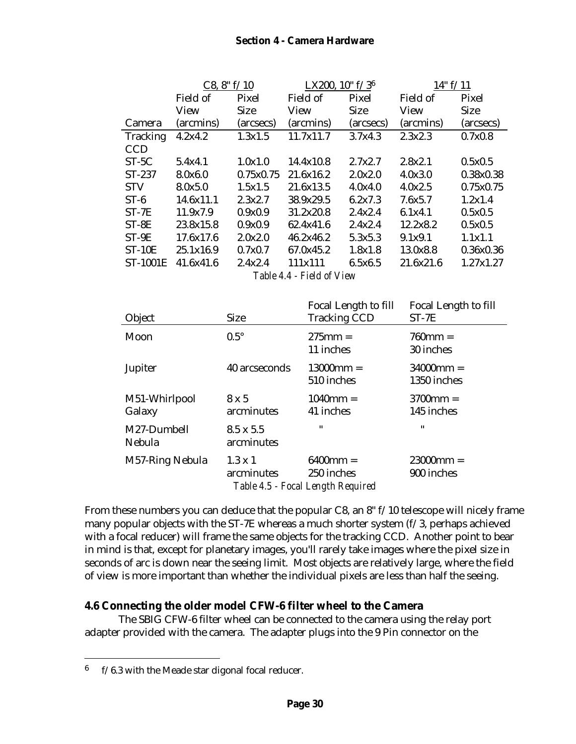| | C8, 8" f/10 | | LX200, 10" f/3[6] | | 14" f/11 | |
|---|---|---|---|---|---|---|
| | Field of View | Pixel Size | Field of View | Pixel Size | Field of View | Pixel Size |
| Camera | (arcmins) | (arcsecs) | (arcmins) | (arcsecs) | (arcmins) | (arcsecs) |
| Tracking CCD | 4.2x4.2 | 1.3x1.5 | 11.7x11.7 | 3.7x4.3 | 2.3x2.3 | 0.7x0.8 |
| ST-5C | 5.4x4.1 | 1.0x1.0 | 14.4x10.8 | 2.7x2.7 | 2.8x2.1 | 0.5x0.5 |
| ST-237 | 8.0x6.0 | 0.75x0.75 | 21.6x16.2 | 2.0x2.0 | 4.0x3.0 | 0.38x0.38 |
| STV | 8.0x5.0 | 1.5x1.5 | 21.6x13.5 | 4.0x4.0 | 4.0x2.5 | 0.75x0.75 |
| ST-6 | 14.6x11.1 | 2.3x2.7 | 38.9x29.5 | 6.2x7.3 | 7.6x5.7 | 1.2x1.4 |
| ST-7E | 11.9x7.9 | 0.9x0.9 | 31.2x20.8 | 2.4x2.4 | 6.1x4.1 | 0.5x0.5 |
| ST-8E | 23.8x15.8 | 0.9x0.9 | 62.4x41.6 | 2.4x2.4 | 12.2x8.2 | 0.5x0.5 |
| ST-9E | 17.6x17.6 | 2.0x2.0 | 46.2x46.2 | 5.3x5.3 | 9.1x9.1 | 1.1x1.1 |
| ST-10E | 25.1x16.9 | 0.7x0.7 | 67.0x45.2 | 1.8x1.8 | 13.0x8.8 | 0.36x0.36 |
| ST-1001E | 41.6x41.6 | 2.4x2.4 | 111x111 | 6.5x6.5 | 21.6x21.6 | 1.27x1.27 |

*Table 4.4 - Field of View*

| Object | Size | Focal Length to fill Tracking CCD | Focal Length to fill ST-7E |
|---|---|---|---|
| Moon | 0.5° | 275mm = 11 inches | 760mm = 30 inches |
| Jupiter | 40 arcseconds | 13000mm = 510 inches | 34000mm = 1350 inches |
| M51-Whirlpool Galaxy | 8 x 5 arcminutes | 1040mm = 41 inches | 3700mm = 145 inches |
| M27-Dumbell Nebula | 8.5 x 5.5 arcminutes | " | " |
| M57-Ring Nebula | 1.3 x 1 arcminutes | 6400mm = 250 inches | 23000mm = 900 inches |

*Table 4.5 - Focal Length Required*

From these numbers you can deduce that the popular C8, an 8" f/10 telescope will nicely frame many popular objects with the ST-7E whereas a much shorter system (f/3, perhaps achieved with a focal reducer) will frame the same objects for the tracking CCD. Another point to bear in mind is that, except for planetary images, you'll rarely take images where the pixel size in seconds of arc is down near the seeing limit. Most objects are relatively large, where the field of view is more important than whether the individual pixels are less than half the seeing.

## 4.6 Connecting the older model CFW-6 filter wheel to the Camera

The SBIG CFW-6 filter wheel can be connected to the camera using the relay port adapter provided with the camera. The adapter plugs into the 9 Pin connector on the

---

[6] f/6.3 with the Meade star digonal focal reducer.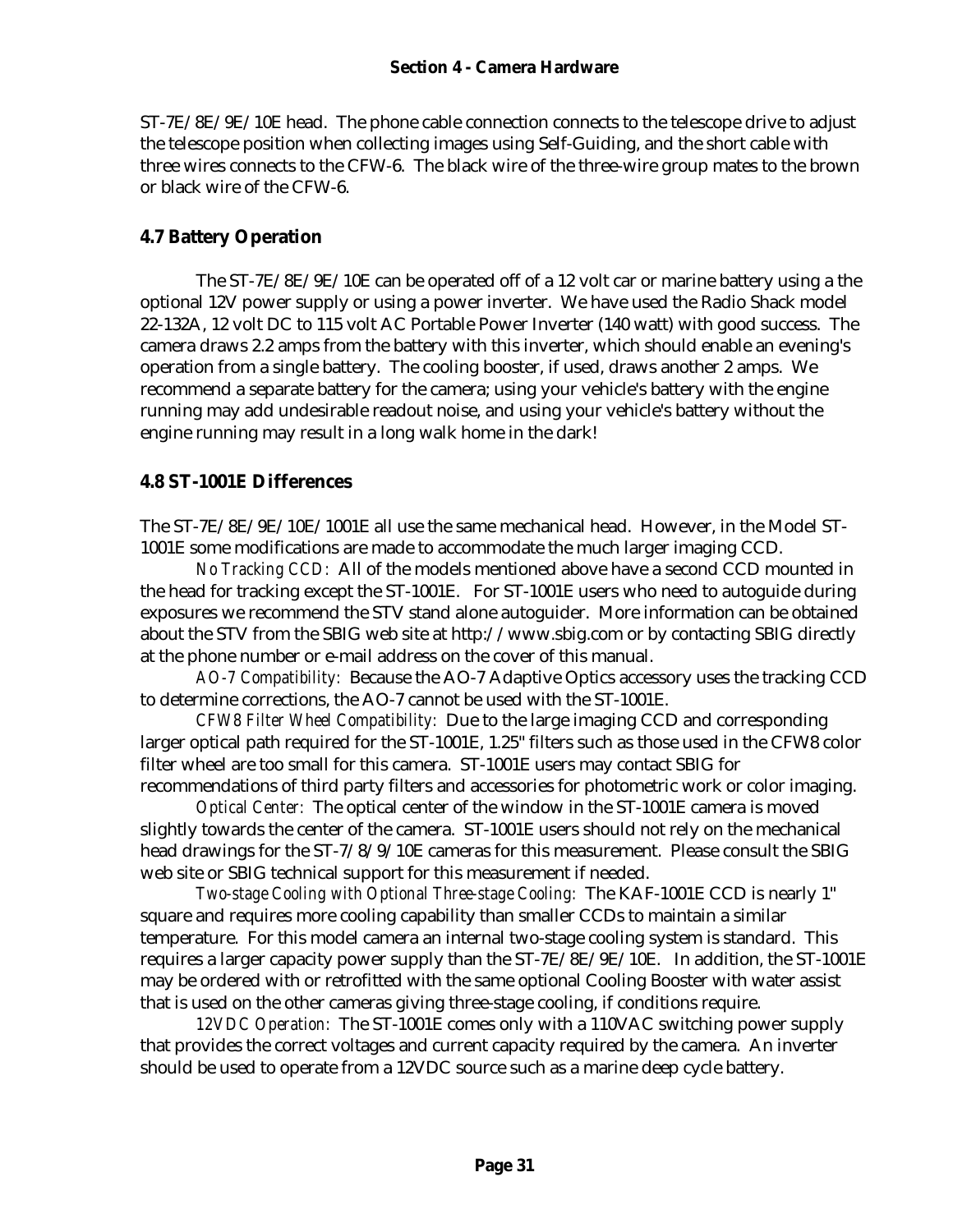ST-7E/8E/9E/10E head. The phone cable connection connects to the telescope drive to adjust the telescope position when collecting images using Self-Guiding, and the short cable with three wires connects to the CFW-6. The black wire of the three-wire group mates to the brown or black wire of the CFW-6.

## 4.7 Battery Operation

The ST-7E/8E/9E/10E can be operated off of a 12 volt car or marine battery using a the optional 12V power supply or using a power inverter. We have used the Radio Shack model 22-132A, 12 volt DC to 115 volt AC Portable Power Inverter (140 watt) with good success. The camera draws 2.2 amps from the battery with this inverter, which should enable an evening's operation from a single battery. The cooling booster, if used, draws another 2 amps. We recommend a separate battery for the camera; using your vehicle's battery with the engine running may add undesirable readout noise, and using your vehicle's battery without the engine running may result in a long walk home in the dark!

## 4.8 ST-1001E Differences

The ST-7E/8E/9E/10E/1001E all use the same mechanical head. However, in the Model ST-1001E some modifications are made to accommodate the much larger imaging CCD.

*No Tracking CCD:* All of the models mentioned above have a second CCD mounted in the head for tracking except the ST-1001E. For ST-1001E users who need to autoguide during exposures we recommend the STV stand alone autoguider. More information can be obtained about the STV from the SBIG web site at http://www.sbig.com or by contacting SBIG directly at the phone number or e-mail address on the cover of this manual.

*AO-7 Compatibility:* Because the AO-7 Adaptive Optics accessory uses the tracking CCD to determine corrections, the AO-7 cannot be used with the ST-1001E.

*CFW8 Filter Wheel Compatibility:* Due to the large imaging CCD and corresponding larger optical path required for the ST-1001E, 1.25" filters such as those used in the CFW8 color filter wheel are too small for this camera. ST-1001E users may contact SBIG for recommendations of third party filters and accessories for photometric work or color imaging.

*Optical Center:* The optical center of the window in the ST-1001E camera is moved slightly towards the center of the camera. ST-1001E users should not rely on the mechanical head drawings for the ST-7/8/9/10E cameras for this measurement. Please consult the SBIG web site or SBIG technical support for this measurement if needed.

*Two-stage Cooling with Optional Three-stage Cooling:* The KAF-1001E CCD is nearly 1" square and requires more cooling capability than smaller CCDs to maintain a similar temperature. For this model camera an internal two-stage cooling system is standard. This requires a larger capacity power supply than the ST-7E/8E/9E/10E. In addition, the ST-1001E may be ordered with or retrofitted with the same optional Cooling Booster with water assist that is used on the other cameras giving three-stage cooling, if conditions require.

*12VDC Operation:* The ST-1001E comes only with a 110VAC switching power supply that provides the correct voltages and current capacity required by the camera. An inverter should be used to operate from a 12VDC source such as a marine deep cycle battery.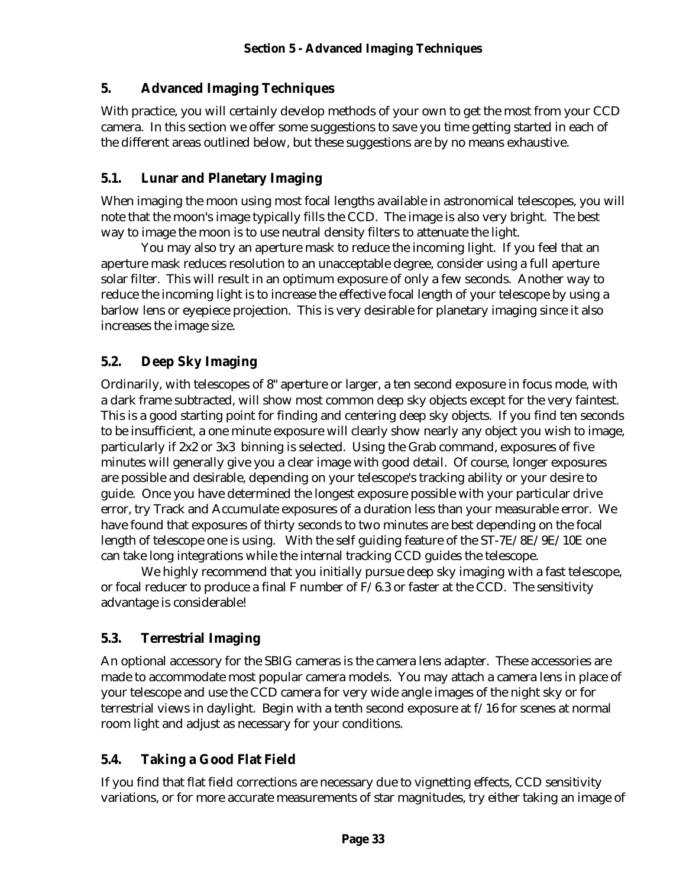# 5. Advanced Imaging Techniques

With practice, you will certainly develop methods of your own to get the most from your CCD camera. In this section we offer some suggestions to save you time getting started in each of the different areas outlined below, but these suggestions are by no means exhaustive.

## 5.1. Lunar and Planetary Imaging

When imaging the moon using most focal lengths available in astronomical telescopes, you will note that the moon's image typically fills the CCD. The image is also very bright. The best way to image the moon is to use neutral density filters to attenuate the light.

You may also try an aperture mask to reduce the incoming light. If you feel that an aperture mask reduces resolution to an unacceptable degree, consider using a full aperture solar filter. This will result in an optimum exposure of only a few seconds. Another way to reduce the incoming light is to increase the effective focal length of your telescope by using a barlow lens or eyepiece projection. This is very desirable for planetary imaging since it also increases the image size.

## 5.2. Deep Sky Imaging

Ordinarily, with telescopes of 8" aperture or larger, a ten second exposure in focus mode, with a dark frame subtracted, will show most common deep sky objects except for the very faintest. This is a good starting point for finding and centering deep sky objects. If you find ten seconds to be insufficient, a one minute exposure will clearly show nearly any object you wish to image, particularly if 2x2 or 3x3 binning is selected. Using the Grab command, exposures of five minutes will generally give you a clear image with good detail. Of course, longer exposures are possible and desirable, depending on your telescope's tracking ability or your desire to guide. Once you have determined the longest exposure possible with your particular drive error, try Track and Accumulate exposures of a duration less than your measurable error. We have found that exposures of thirty seconds to two minutes are best depending on the focal length of telescope one is using. With the self guiding feature of the ST-7E/8E/9E/10E one can take long integrations while the internal tracking CCD guides the telescope.

We highly recommend that you initially pursue deep sky imaging with a fast telescope, or focal reducer to produce a final F number of F/6.3 or faster at the CCD. The sensitivity advantage is considerable!

## 5.3. Terrestrial Imaging

An optional accessory for the SBIG cameras is the camera lens adapter. These accessories are made to accommodate most popular camera models. You may attach a camera lens in place of your telescope and use the CCD camera for very wide angle images of the night sky or for terrestrial views in daylight. Begin with a tenth second exposure at f/16 for scenes at normal room light and adjust as necessary for your conditions.

## 5.4. Taking a Good Flat Field

If you find that flat field corrections are necessary due to vignetting effects, CCD sensitivity variations, or for more accurate measurements of star magnitudes, try either taking an image of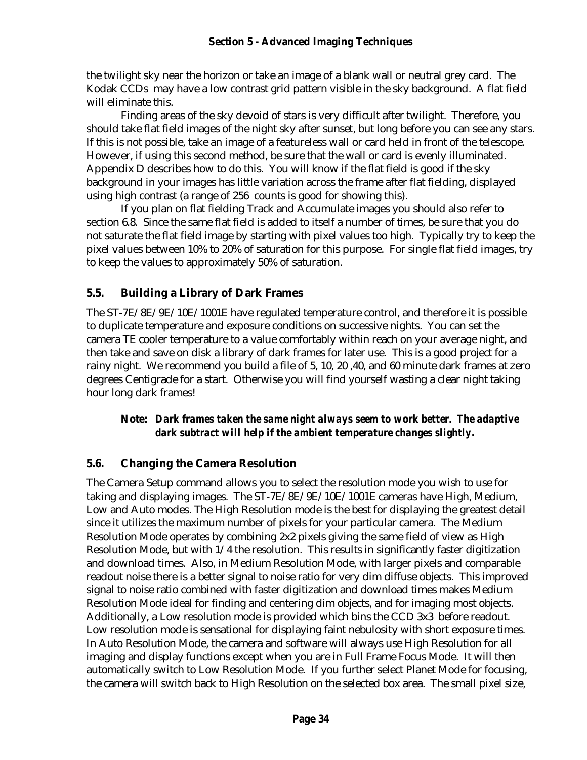the twilight sky near the horizon or take an image of a blank wall or neutral grey card. The Kodak CCDs may have a low contrast grid pattern visible in the sky background. A flat field will eliminate this.

Finding areas of the sky devoid of stars is very difficult after twilight. Therefore, you should take flat field images of the night sky after sunset, but long before you can see any stars. If this is not possible, take an image of a featureless wall or card held in front of the telescope. However, if using this second method, be sure that the wall or card is evenly illuminated. Appendix D describes how to do this. You will know if the flat field is good if the sky background in your images has little variation across the frame after flat fielding, displayed using high contrast (a range of 256 counts is good for showing this).

If you plan on flat fielding Track and Accumulate images you should also refer to section 6.8. Since the same flat field is added to itself a number of times, be sure that you do not saturate the flat field image by starting with pixel values too high. Typically try to keep the pixel values between 10% to 20% of saturation for this purpose. For single flat field images, try to keep the values to approximately 50% of saturation.

## 5.5. Building a Library of Dark Frames

The ST-7E/8E/9E/10E/1001E have regulated temperature control, and therefore it is possible to duplicate temperature and exposure conditions on successive nights. You can set the camera TE cooler temperature to a value comfortably within reach on your average night, and then take and save on disk a library of dark frames for later use. This is a good project for a rainy night. We recommend you build a file of 5, 10, 20 ,40, and 60 minute dark frames at zero degrees Centigrade for a start. Otherwise you will find yourself wasting a clear night taking hour long dark frames!

> ***Note: Dark frames taken the same night always seem to work better. The adaptive dark subtract will help if the ambient temperature changes slightly.***

## 5.6. Changing the Camera Resolution

The Camera Setup command allows you to select the resolution mode you wish to use for taking and displaying images. The ST-7E/8E/9E/10E/1001E cameras have High, Medium, Low and Auto modes. The High Resolution mode is the best for displaying the greatest detail since it utilizes the maximum number of pixels for your particular camera. The Medium Resolution Mode operates by combining 2x2 pixels giving the same field of view as High Resolution Mode, but with 1/4 the resolution. This results in significantly faster digitization and download times. Also, in Medium Resolution Mode, with larger pixels and comparable readout noise there is a better signal to noise ratio for very dim diffuse objects. This improved signal to noise ratio combined with faster digitization and download times makes Medium Resolution Mode ideal for finding and centering dim objects, and for imaging most objects. Additionally, a Low resolution mode is provided which bins the CCD 3x3 before readout. Low resolution mode is sensational for displaying faint nebulosity with short exposure times. In Auto Resolution Mode, the camera and software will always use High Resolution for all imaging and display functions except when you are in Full Frame Focus Mode. It will then automatically switch to Low Resolution Mode. If you further select Planet Mode for focusing, the camera will switch back to High Resolution on the selected box area. The small pixel size,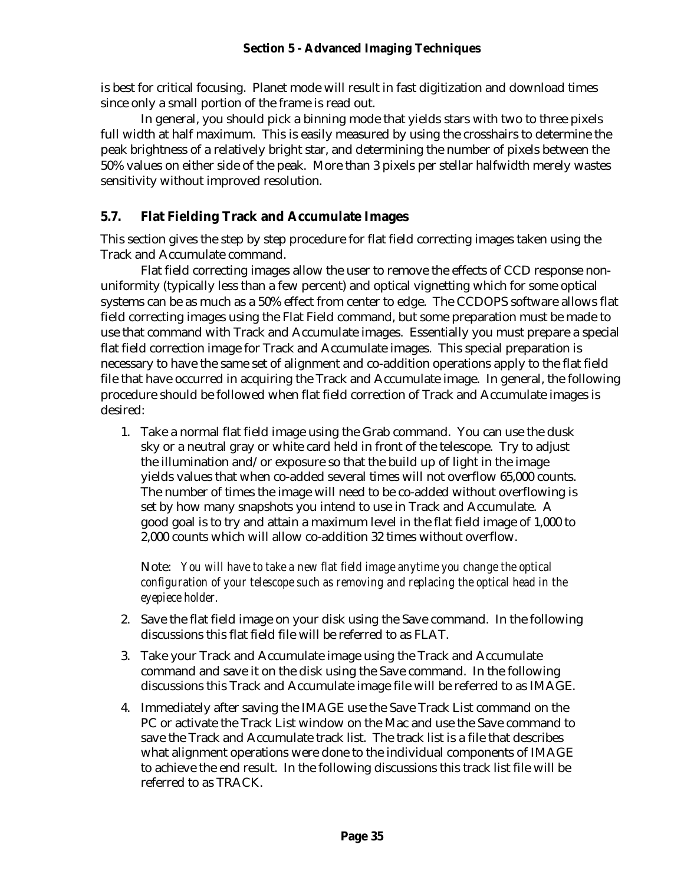is best for critical focusing. Planet mode will result in fast digitization and download times since only a small portion of the frame is read out.

In general, you should pick a binning mode that yields stars with two to three pixels full width at half maximum. This is easily measured by using the crosshairs to determine the peak brightness of a relatively bright star, and determining the number of pixels between the 50% values on either side of the peak. More than 3 pixels per stellar halfwidth merely wastes sensitivity without improved resolution.

## 5.7. Flat Fielding Track and Accumulate Images

This section gives the step by step procedure for flat field correcting images taken using the Track and Accumulate command.

Flat field correcting images allow the user to remove the effects of CCD response non-uniformity (typically less than a few percent) and optical vignetting which for some optical systems can be as much as a 50% effect from center to edge. The CCDOPS software allows flat field correcting images using the Flat Field command, but some preparation must be made to use that command with Track and Accumulate images. Essentially you must prepare a special flat field correction image for Track and Accumulate images. This special preparation is necessary to have the same set of alignment and co-addition operations apply to the flat field file that have occurred in acquiring the Track and Accumulate image. In general, the following procedure should be followed when flat field correction of Track and Accumulate images is desired:

1. Take a normal flat field image using the Grab command. You can use the dusk sky or a neutral gray or white card held in front of the telescope. Try to adjust the illumination and/or exposure so that the build up of light in the image yields values that when co-added several times will not overflow 65,000 counts. The number of times the image will need to be co-added without overflowing is set by how many snapshots you intend to use in Track and Accumulate. A good goal is to try and attain a maximum level in the flat field image of 1,000 to 2,000 counts which will allow co-addition 32 times without overflow.

   Note: *You will have to take a new flat field image anytime you change the optical configuration of your telescope such as removing and replacing the optical head in the eyepiece holder.*

2. Save the flat field image on your disk using the Save command. In the following discussions this flat field file will be referred to as FLAT.

3. Take your Track and Accumulate image using the Track and Accumulate command and save it on the disk using the Save command. In the following discussions this Track and Accumulate image file will be referred to as IMAGE.

4. Immediately after saving the IMAGE use the Save Track List command on the PC or activate the Track List window on the Mac and use the Save command to save the Track and Accumulate track list. The track list is a file that describes what alignment operations were done to the individual components of IMAGE to achieve the end result. In the following discussions this track list file will be referred to as TRACK.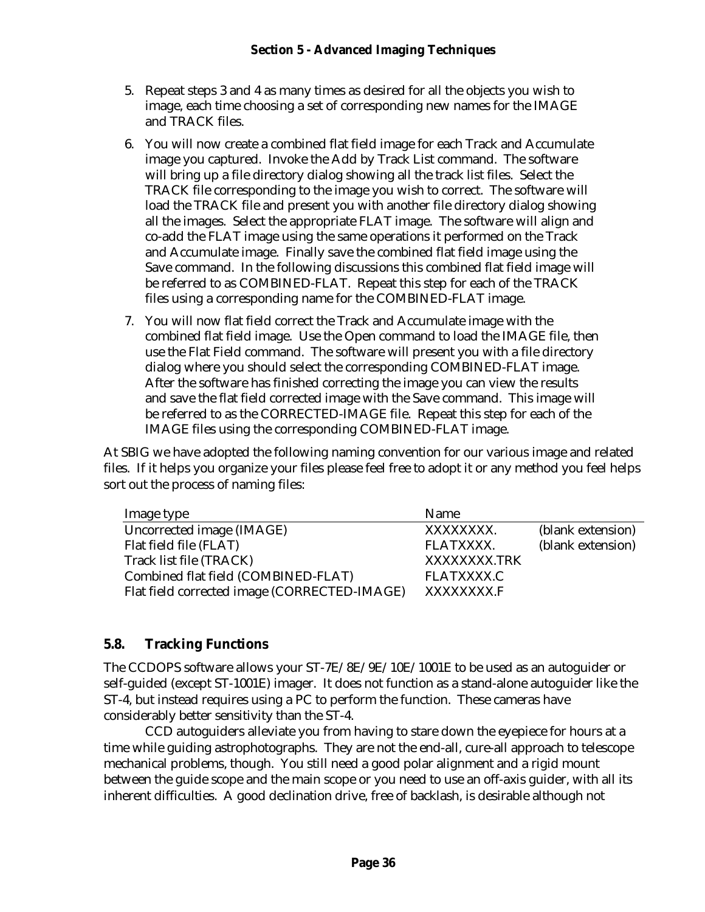5. Repeat steps 3 and 4 as many times as desired for all the objects you wish to image, each time choosing a set of corresponding new names for the IMAGE and TRACK files.
6. You will now create a combined flat field image for each Track and Accumulate image you captured. Invoke the Add by Track List command. The software will bring up a file directory dialog showing all the track list files. Select the TRACK file corresponding to the image you wish to correct. The software will load the TRACK file and present you with another file directory dialog showing all the images. Select the appropriate FLAT image. The software will align and co-add the FLAT image using the same operations it performed on the Track and Accumulate image. Finally save the combined flat field image using the Save command. In the following discussions this combined flat field image will be referred to as COMBINED-FLAT. Repeat this step for each of the TRACK files using a corresponding name for the COMBINED-FLAT image.
7. You will now flat field correct the Track and Accumulate image with the combined flat field image. Use the Open command to load the IMAGE file, then use the Flat Field command. The software will present you with a file directory dialog where you should select the corresponding COMBINED-FLAT image. After the software has finished correcting the image you can view the results and save the flat field corrected image with the Save command. This image will be referred to as the CORRECTED-IMAGE file. Repeat this step for each of the IMAGE files using the corresponding COMBINED-FLAT image.

At SBIG we have adopted the following naming convention for our various image and related files. If it helps you organize your files please feel free to adopt it or any method you feel helps sort out the process of naming files:

| Image type | Name | |
|---|---|---|
| Uncorrected image (IMAGE) | XXXXXXXX. | (blank extension) |
| Flat field file (FLAT) | FLATXXXX. | (blank extension) |
| Track list file (TRACK) | XXXXXXXX.TRK | |
| Combined flat field (COMBINED-FLAT) | FLATXXXX.C | |
| Flat field corrected image (CORRECTED-IMAGE) | XXXXXXXX.F | |

## 5.8. *Tracking Functions*

The CCDOPS software allows your ST-7E/8E/9E/10E/1001E to be used as an autoguider or self-guided (except ST-1001E) imager. It does not function as a stand-alone autoguider like the ST-4, but instead requires using a PC to perform the function. These cameras have considerably better sensitivity than the ST-4.

CCD autoguiders alleviate you from having to stare down the eyepiece for hours at a time while guiding astrophotographs. They are not the end-all, cure-all approach to telescope mechanical problems, though. You still need a good polar alignment and a rigid mount between the guide scope and the main scope or you need to use an off-axis guider, with all its inherent difficulties. A good declination drive, free of backlash, is desirable although not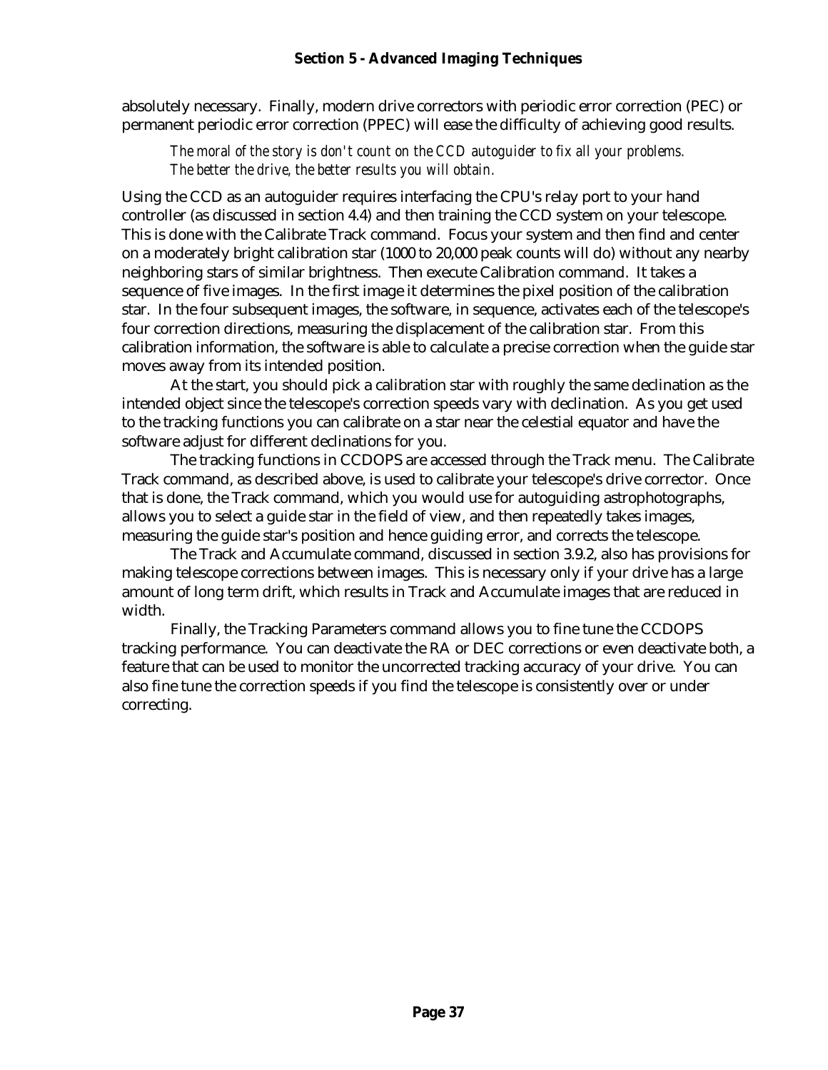absolutely necessary. Finally, modern drive correctors with periodic error correction (PEC) or permanent periodic error correction (PPEC) will ease the difficulty of achieving good results.

> *The moral of the story is don't count on the CCD autoguider to fix all your problems. The better the drive, the better results you will obtain.*

Using the CCD as an autoguider requires interfacing the CPU's relay port to your hand controller (as discussed in section 4.4) and then training the CCD system on your telescope. This is done with the Calibrate Track command. Focus your system and then find and center on a moderately bright calibration star (1000 to 20,000 peak counts will do) without any nearby neighboring stars of similar brightness. Then execute Calibration command. It takes a sequence of five images. In the first image it determines the pixel position of the calibration star. In the four subsequent images, the software, in sequence, activates each of the telescope's four correction directions, measuring the displacement of the calibration star. From this calibration information, the software is able to calculate a precise correction when the guide star moves away from its intended position.

At the start, you should pick a calibration star with roughly the same declination as the intended object since the telescope's correction speeds vary with declination. As you get used to the tracking functions you can calibrate on a star near the celestial equator and have the software adjust for different declinations for you.

The tracking functions in CCDOPS are accessed through the Track menu. The Calibrate Track command, as described above, is used to calibrate your telescope's drive corrector. Once that is done, the Track command, which you would use for autoguiding astrophotographs, allows you to select a guide star in the field of view, and then repeatedly takes images, measuring the guide star's position and hence guiding error, and corrects the telescope.

The Track and Accumulate command, discussed in section 3.9.2, also has provisions for making telescope corrections between images. This is necessary only if your drive has a large amount of long term drift, which results in Track and Accumulate images that are reduced in width.

Finally, the Tracking Parameters command allows you to fine tune the CCDOPS tracking performance. You can deactivate the RA or DEC corrections or even deactivate both, a feature that can be used to monitor the uncorrected tracking accuracy of your drive. You can also fine tune the correction speeds if you find the telescope is consistently over or under correcting.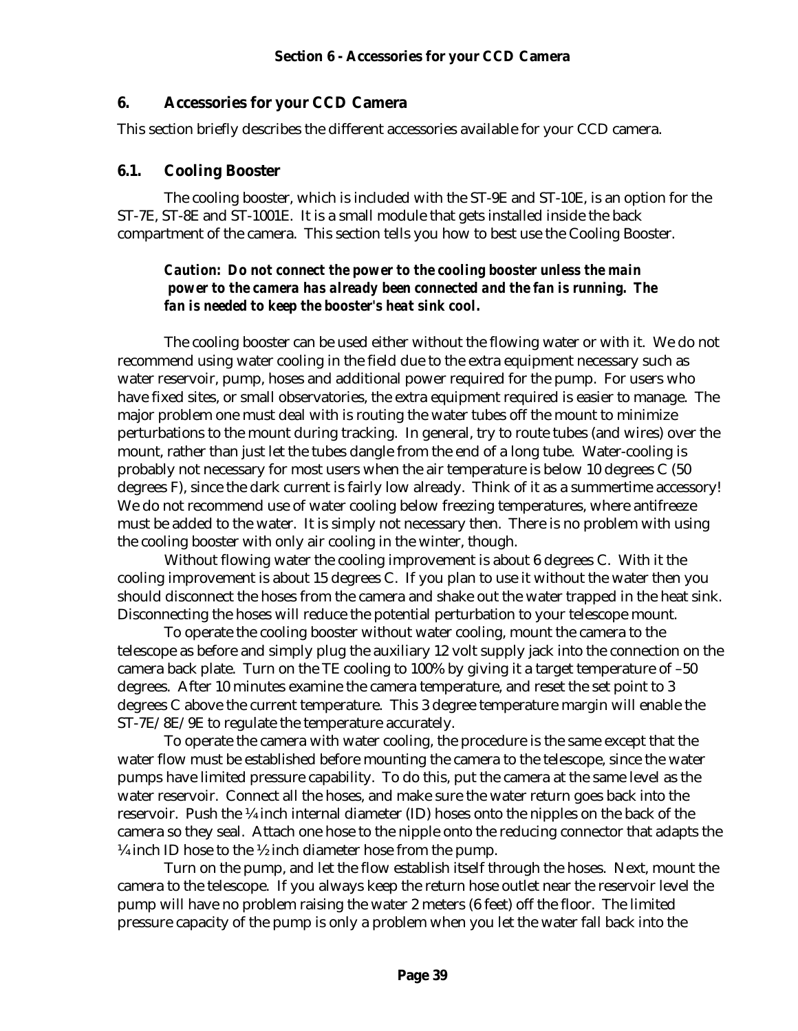## 6. Accessories for your CCD Camera

This section briefly describes the different accessories available for your CCD camera.

### 6.1. Cooling Booster

The cooling booster, which is included with the ST-9E and ST-10E, is an option for the ST-7E, ST-8E and ST-1001E. It is a small module that gets installed inside the back compartment of the camera. This section tells you how to best use the Cooling Booster.

> ***Caution: Do not connect the power to the cooling booster unless the main power to the camera has already been connected and the fan is running. The fan is needed to keep the booster's heat sink cool.***

The cooling booster can be used either without the flowing water or with it. We do not recommend using water cooling in the field due to the extra equipment necessary such as water reservoir, pump, hoses and additional power required for the pump. For users who have fixed sites, or small observatories, the extra equipment required is easier to manage. The major problem one must deal with is routing the water tubes off the mount to minimize perturbations to the mount during tracking. In general, try to route tubes (and wires) over the mount, rather than just let the tubes dangle from the end of a long tube. Water-cooling is probably not necessary for most users when the air temperature is below 10 degrees C (50 degrees F), since the dark current is fairly low already. Think of it as a summertime accessory! We do not recommend use of water cooling below freezing temperatures, where antifreeze must be added to the water. It is simply not necessary then. There is no problem with using the cooling booster with only air cooling in the winter, though.

Without flowing water the cooling improvement is about 6 degrees C. With it the cooling improvement is about 15 degrees C. If you plan to use it without the water then you should disconnect the hoses from the camera and shake out the water trapped in the heat sink. Disconnecting the hoses will reduce the potential perturbation to your telescope mount.

To operate the cooling booster without water cooling, mount the camera to the telescope as before and simply plug the auxiliary 12 volt supply jack into the connection on the camera back plate. Turn on the TE cooling to 100% by giving it a target temperature of –50 degrees. After 10 minutes examine the camera temperature, and reset the set point to 3 degrees C above the current temperature. This 3 degree temperature margin will enable the ST-7E/8E/9E to regulate the temperature accurately.

To operate the camera with water cooling, the procedure is the same except that the water flow must be established before mounting the camera to the telescope, since the water pumps have limited pressure capability. To do this, put the camera at the same level as the water reservoir. Connect all the hoses, and make sure the water return goes back into the reservoir. Push the ¼ inch internal diameter (ID) hoses onto the nipples on the back of the camera so they seal. Attach one hose to the nipple onto the reducing connector that adapts the ¼ inch ID hose to the ½ inch diameter hose from the pump.

Turn on the pump, and let the flow establish itself through the hoses. Next, mount the camera to the telescope. If you always keep the return hose outlet near the reservoir level the pump will have no problem raising the water 2 meters (6 feet) off the floor. The limited pressure capacity of the pump is only a problem when you let the water fall back into the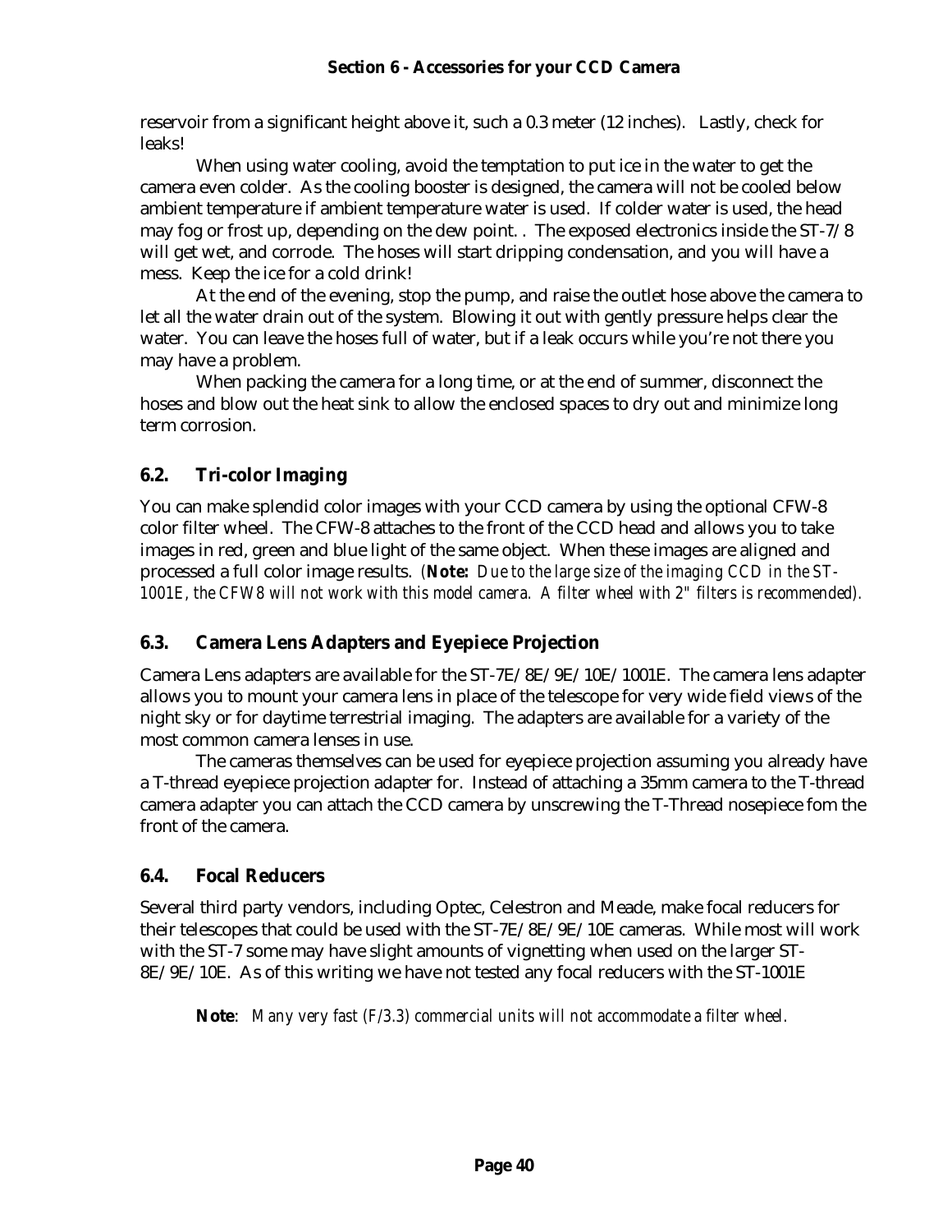reservoir from a significant height above it, such a 0.3 meter (12 inches). Lastly, check for leaks!

When using water cooling, avoid the temptation to put ice in the water to get the camera even colder. As the cooling booster is designed, the camera will not be cooled below ambient temperature if ambient temperature water is used. If colder water is used, the head may fog or frost up, depending on the dew point. . The exposed electronics inside the ST-7/8 will get wet, and corrode. The hoses will start dripping condensation, and you will have a mess. Keep the ice for a cold drink!

At the end of the evening, stop the pump, and raise the outlet hose above the camera to let all the water drain out of the system. Blowing it out with gently pressure helps clear the water. You can leave the hoses full of water, but if a leak occurs while you're not there you may have a problem.

When packing the camera for a long time, or at the end of summer, disconnect the hoses and blow out the heat sink to allow the enclosed spaces to dry out and minimize long term corrosion.

## 6.2. Tri-color Imaging

You can make splendid color images with your CCD camera by using the optional CFW-8 color filter wheel. The CFW-8 attaches to the front of the CCD head and allows you to take images in red, green and blue light of the same object. When these images are aligned and processed a full color image results. (**Note:** *Due to the large size of the imaging CCD in the ST-1001E, the CFW8 will not work with this model camera. A filter wheel with 2" filters is recommended).*

## 6.3. Camera Lens Adapters and Eyepiece Projection

Camera Lens adapters are available for the ST-7E/8E/9E/10E/1001E. The camera lens adapter allows you to mount your camera lens in place of the telescope for very wide field views of the night sky or for daytime terrestrial imaging. The adapters are available for a variety of the most common camera lenses in use.

The cameras themselves can be used for eyepiece projection assuming you already have a T-thread eyepiece projection adapter for. Instead of attaching a 35mm camera to the T-thread camera adapter you can attach the CCD camera by unscrewing the T-Thread nosepiece fom the front of the camera.

## 6.4. Focal Reducers

Several third party vendors, including Optec, Celestron and Meade, make focal reducers for their telescopes that could be used with the ST-7E/8E/9E/10E cameras. While most will work with the ST-7 some may have slight amounts of vignetting when used on the larger ST-8E/9E/10E. As of this writing we have not tested any focal reducers with the ST-1001E

**Note**: *Many very fast (F/3.3) commercial units will not accommodate a filter wheel.*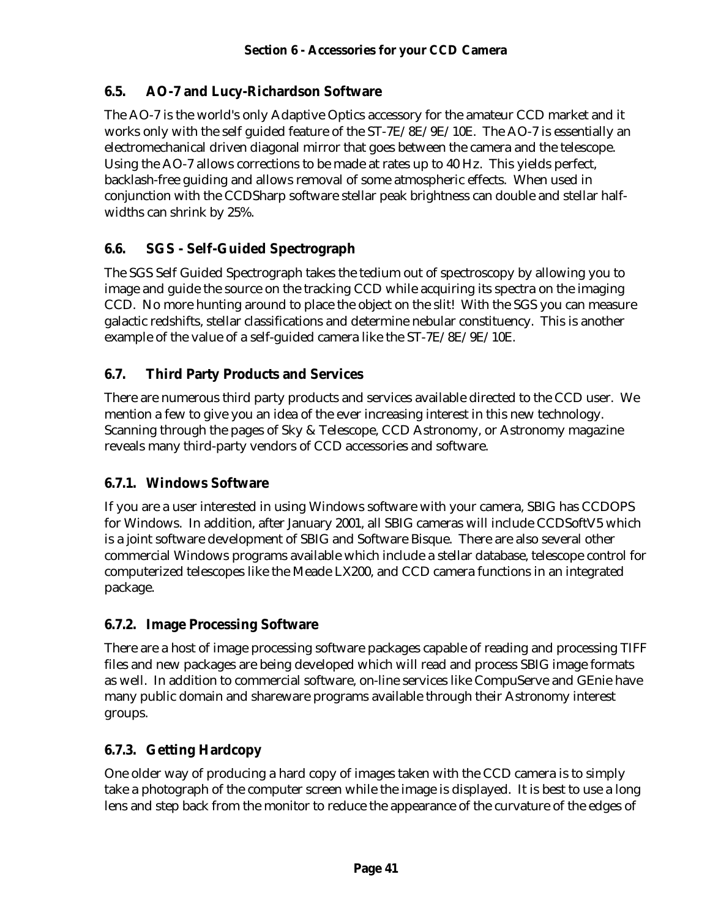## 6.5. AO-7 and Lucy-Richardson Software

The AO-7 is the world's only Adaptive Optics accessory for the amateur CCD market and it works only with the self guided feature of the ST-7E/8E/9E/10E. The AO-7 is essentially an electromechanical driven diagonal mirror that goes between the camera and the telescope. Using the AO-7 allows corrections to be made at rates up to 40 Hz. This yields perfect, backlash-free guiding and allows removal of some atmospheric effects. When used in conjunction with the CCDSharp software stellar peak brightness can double and stellar half-widths can shrink by 25%.

## 6.6. SGS - Self-Guided Spectrograph

The SGS Self Guided Spectrograph takes the tedium out of spectroscopy by allowing you to image and guide the source on the tracking CCD while acquiring its spectra on the imaging CCD. No more hunting around to place the object on the slit! With the SGS you can measure galactic redshifts, stellar classifications and determine nebular constituency. This is another example of the value of a self-guided camera like the ST-7E/8E/9E/10E.

## 6.7. Third Party Products and Services

There are numerous third party products and services available directed to the CCD user. We mention a few to give you an idea of the ever increasing interest in this new technology. Scanning through the pages of Sky & Telescope, CCD Astronomy, or Astronomy magazine reveals many third-party vendors of CCD accessories and software.

### 6.7.1. Windows Software

If you are a user interested in using Windows software with your camera, SBIG has CCDOPS for Windows. In addition, after January 2001, all SBIG cameras will include CCDSoftV5 which is a joint software development of SBIG and Software Bisque. There are also several other commercial Windows programs available which include a stellar database, telescope control for computerized telescopes like the Meade LX200, and CCD camera functions in an integrated package.

### 6.7.2. Image Processing Software

There are a host of image processing software packages capable of reading and processing TIFF files and new packages are being developed which will read and process SBIG image formats as well. In addition to commercial software, on-line services like CompuServe and GEnie have many public domain and shareware programs available through their Astronomy interest groups.

### 6.7.3. Getting Hardcopy

One older way of producing a hard copy of images taken with the CCD camera is to simply take a photograph of the computer screen while the image is displayed. It is best to use a long lens and step back from the monitor to reduce the appearance of the curvature of the edges of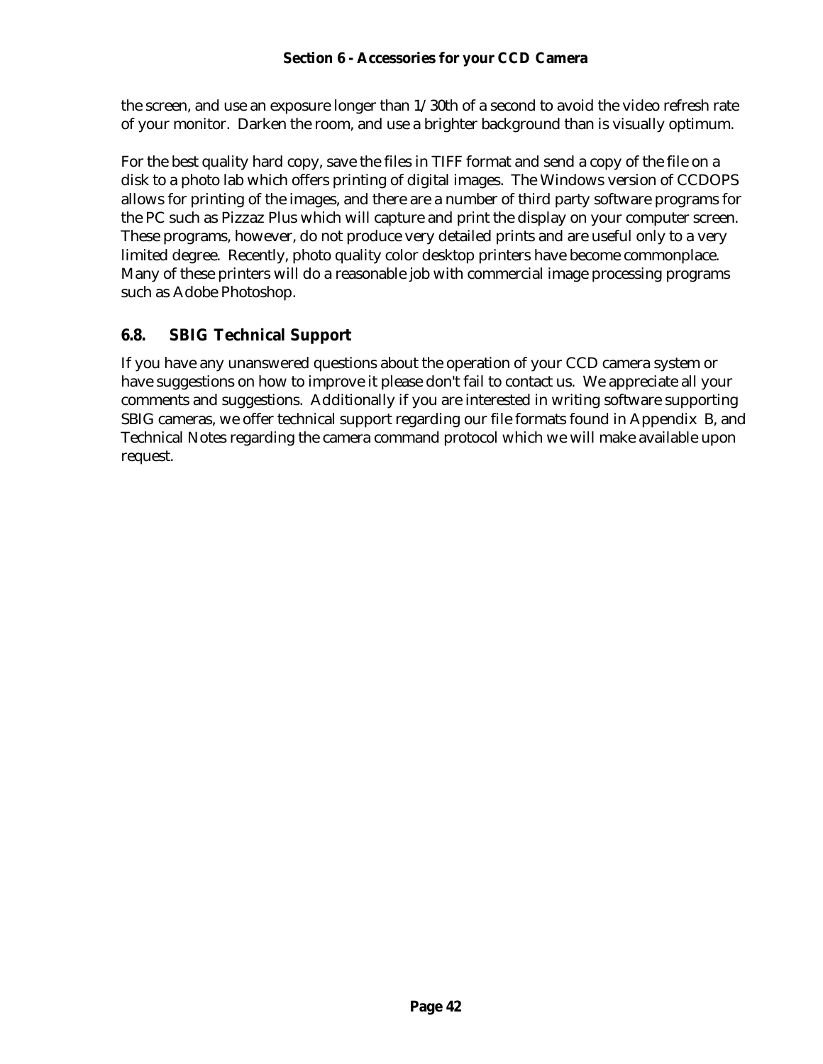the screen, and use an exposure longer than 1/30th of a second to avoid the video refresh rate of your monitor. Darken the room, and use a brighter background than is visually optimum.

For the best quality hard copy, save the files in TIFF format and send a copy of the file on a disk to a photo lab which offers printing of digital images. The Windows version of CCDOPS allows for printing of the images, and there are a number of third party software programs for the PC such as Pizzaz Plus which will capture and print the display on your computer screen. These programs, however, do not produce very detailed prints and are useful only to a very limited degree. Recently, photo quality color desktop printers have become commonplace. Many of these printers will do a reasonable job with commercial image processing programs such as Adobe Photoshop.

## 6.8. SBIG Technical Support

If you have any unanswered questions about the operation of your CCD camera system or have suggestions on how to improve it please don't fail to contact us. We appreciate all your comments and suggestions. Additionally if you are interested in writing software supporting SBIG cameras, we offer technical support regarding our file formats found in Appendix B, and Technical Notes regarding the camera command protocol which we will make available upon request.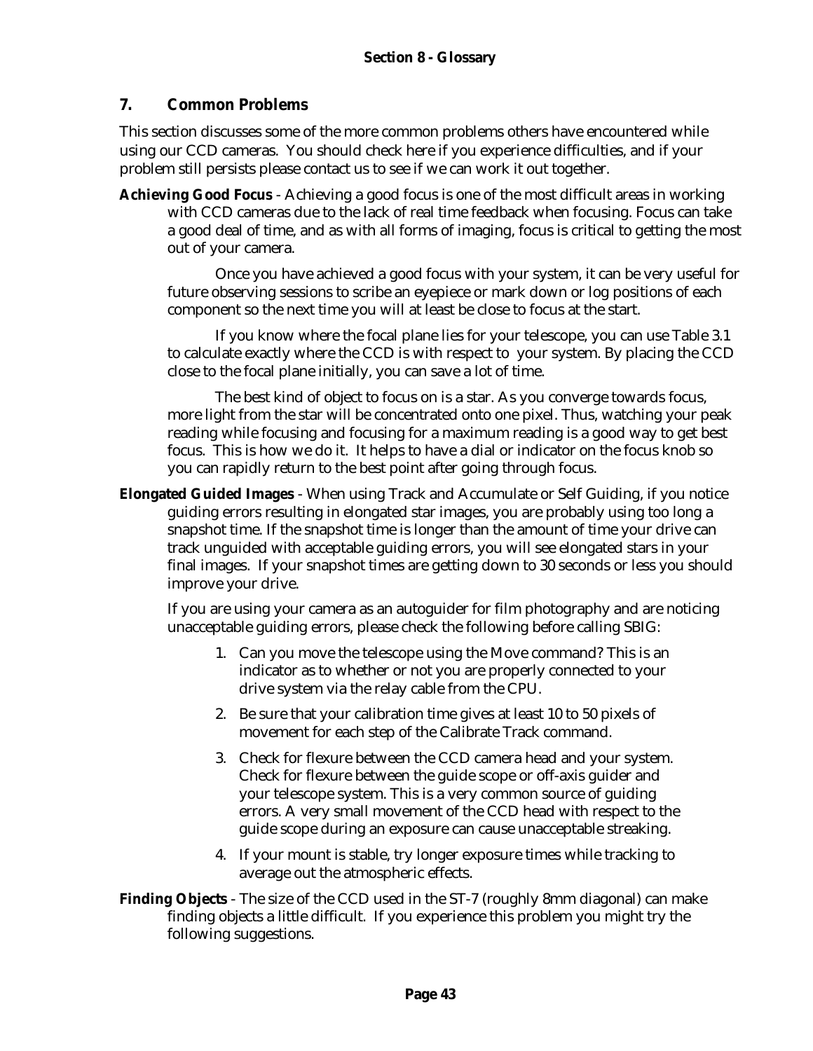## 7. Common Problems

This section discusses some of the more common problems others have encountered while using our CCD cameras. You should check here if you experience difficulties, and if your problem still persists please contact us to see if we can work it out together.

**Achieving Good Focus** - Achieving a good focus is one of the most difficult areas in working with CCD cameras due to the lack of real time feedback when focusing. Focus can take a good deal of time, and as with all forms of imaging, focus is critical to getting the most out of your camera.

Once you have achieved a good focus with your system, it can be very useful for future observing sessions to scribe an eyepiece or mark down or log positions of each component so the next time you will at least be close to focus at the start.

If you know where the focal plane lies for your telescope, you can use Table 3.1 to calculate exactly where the CCD is with respect to your system. By placing the CCD close to the focal plane initially, you can save a lot of time.

The best kind of object to focus on is a star. As you converge towards focus, more light from the star will be concentrated onto one pixel. Thus, watching your peak reading while focusing and focusing for a maximum reading is a good way to get best focus. This is how we do it. It helps to have a dial or indicator on the focus knob so you can rapidly return to the best point after going through focus.

**Elongated Guided Images** - When using Track and Accumulate or Self Guiding, if you notice guiding errors resulting in elongated star images, you are probably using too long a snapshot time. If the snapshot time is longer than the amount of time your drive can track unguided with acceptable guiding errors, you will see elongated stars in your final images. If your snapshot times are getting down to 30 seconds or less you should improve your drive.

If you are using your camera as an autoguider for film photography and are noticing unacceptable guiding errors, please check the following before calling SBIG:

1. Can you move the telescope using the Move command? This is an indicator as to whether or not you are properly connected to your drive system via the relay cable from the CPU.
2. Be sure that your calibration time gives at least 10 to 50 pixels of movement for each step of the Calibrate Track command.
3. Check for flexure between the CCD camera head and your system. Check for flexure between the guide scope or off-axis guider and your telescope system. This is a very common source of guiding errors. A very small movement of the CCD head with respect to the guide scope during an exposure can cause unacceptable streaking.
4. If your mount is stable, try longer exposure times while tracking to average out the atmospheric effects.

**Finding Objects** - The size of the CCD used in the ST-7 (roughly 8mm diagonal) can make finding objects a little difficult. If you experience this problem you might try the following suggestions.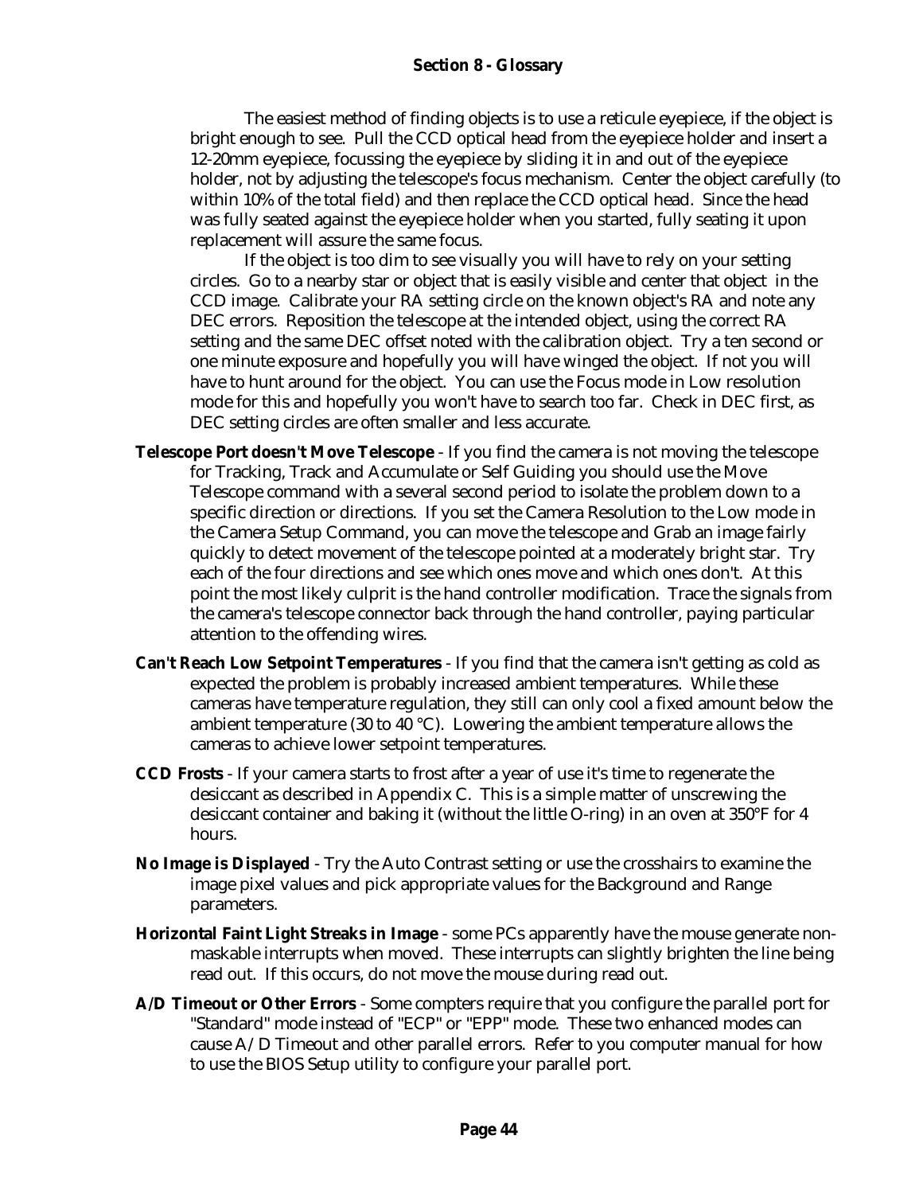The easiest method of finding objects is to use a reticule eyepiece, if the object is bright enough to see. Pull the CCD optical head from the eyepiece holder and insert a 12-20mm eyepiece, focussing the eyepiece by sliding it in and out of the eyepiece holder, not by adjusting the telescope's focus mechanism. Center the object carefully (to within 10% of the total field) and then replace the CCD optical head. Since the head was fully seated against the eyepiece holder when you started, fully seating it upon replacement will assure the same focus.

If the object is too dim to see visually you will have to rely on your setting circles. Go to a nearby star or object that is easily visible and center that object in the CCD image. Calibrate your RA setting circle on the known object's RA and note any DEC errors. Reposition the telescope at the intended object, using the correct RA setting and the same DEC offset noted with the calibration object. Try a ten second or one minute exposure and hopefully you will have winged the object. If not you will have to hunt around for the object. You can use the Focus mode in Low resolution mode for this and hopefully you won't have to search too far. Check in DEC first, as DEC setting circles are often smaller and less accurate.

**Telescope Port doesn't Move Telescope** - If you find the camera is not moving the telescope for Tracking, Track and Accumulate or Self Guiding you should use the Move Telescope command with a several second period to isolate the problem down to a specific direction or directions. If you set the Camera Resolution to the Low mode in the Camera Setup Command, you can move the telescope and Grab an image fairly quickly to detect movement of the telescope pointed at a moderately bright star. Try each of the four directions and see which ones move and which ones don't. At this point the most likely culprit is the hand controller modification. Trace the signals from the camera's telescope connector back through the hand controller, paying particular attention to the offending wires.

**Can't Reach Low Setpoint Temperatures** - If you find that the camera isn't getting as cold as expected the problem is probably increased ambient temperatures. While these cameras have temperature regulation, they still can only cool a fixed amount below the ambient temperature (30 to 40 °C). Lowering the ambient temperature allows the cameras to achieve lower setpoint temperatures.

**CCD Frosts** - If your camera starts to frost after a year of use it's time to regenerate the desiccant as described in Appendix C. This is a simple matter of unscrewing the desiccant container and baking it (without the little O-ring) in an oven at 350°F for 4 hours.

**No Image is Displayed** - Try the Auto Contrast setting or use the crosshairs to examine the image pixel values and pick appropriate values for the Background and Range parameters.

**Horizontal Faint Light Streaks in Image** - some PCs apparently have the mouse generate non-maskable interrupts when moved. These interrupts can slightly brighten the line being read out. If this occurs, do not move the mouse during read out.

**A/D Timeout or Other Errors** - Some compters require that you configure the parallel port for "Standard" mode instead of "ECP" or "EPP" mode. These two enhanced modes can cause A/D Timeout and other parallel errors. Refer to you computer manual for how to use the BIOS Setup utility to configure your parallel port.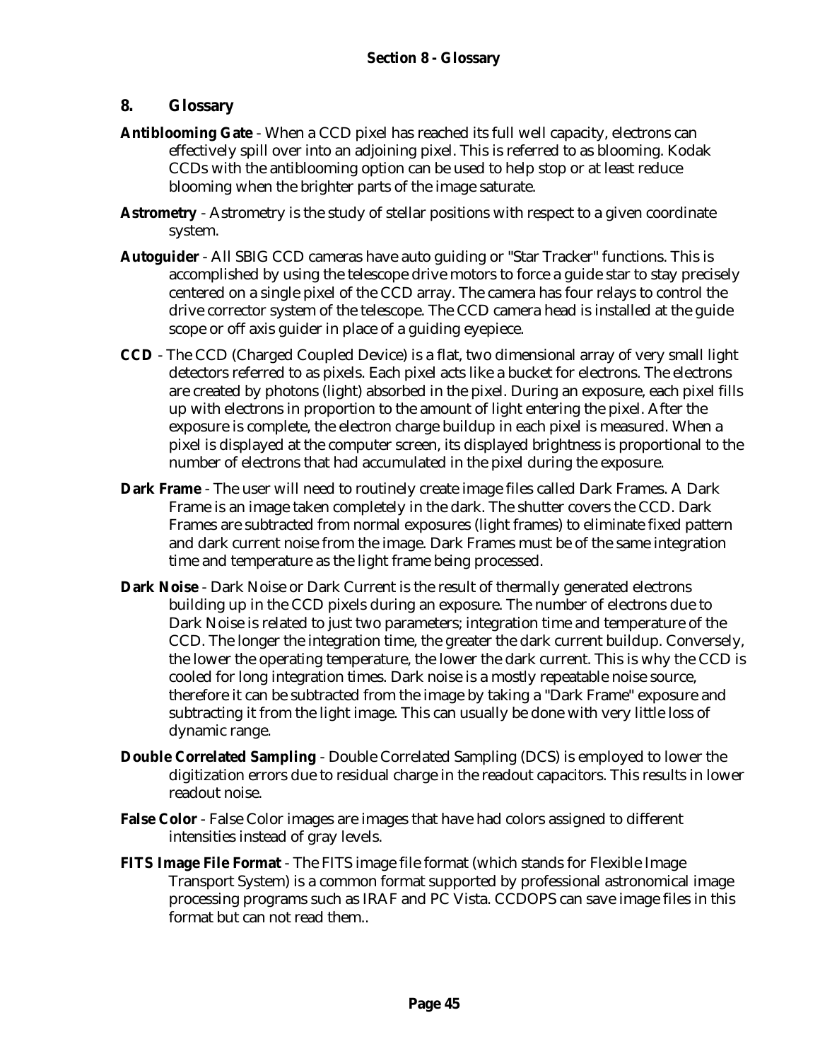# 8. Glossary

**Antiblooming Gate** - When a CCD pixel has reached its full well capacity, electrons can effectively spill over into an adjoining pixel. This is referred to as blooming. Kodak CCDs with the antiblooming option can be used to help stop or at least reduce blooming when the brighter parts of the image saturate.

**Astrometry** - Astrometry is the study of stellar positions with respect to a given coordinate system.

**Autoguider** - All SBIG CCD cameras have auto guiding or "Star Tracker" functions. This is accomplished by using the telescope drive motors to force a guide star to stay precisely centered on a single pixel of the CCD array. The camera has four relays to control the drive corrector system of the telescope. The CCD camera head is installed at the guide scope or off axis guider in place of a guiding eyepiece.

**CCD** - The CCD (Charged Coupled Device) is a flat, two dimensional array of very small light detectors referred to as pixels. Each pixel acts like a bucket for electrons. The electrons are created by photons (light) absorbed in the pixel. During an exposure, each pixel fills up with electrons in proportion to the amount of light entering the pixel. After the exposure is complete, the electron charge buildup in each pixel is measured. When a pixel is displayed at the computer screen, its displayed brightness is proportional to the number of electrons that had accumulated in the pixel during the exposure.

**Dark Frame** - The user will need to routinely create image files called Dark Frames. A Dark Frame is an image taken completely in the dark. The shutter covers the CCD. Dark Frames are subtracted from normal exposures (light frames) to eliminate fixed pattern and dark current noise from the image. Dark Frames must be of the same integration time and temperature as the light frame being processed.

**Dark Noise** - Dark Noise or Dark Current is the result of thermally generated electrons building up in the CCD pixels during an exposure. The number of electrons due to Dark Noise is related to just two parameters; integration time and temperature of the CCD. The longer the integration time, the greater the dark current buildup. Conversely, the lower the operating temperature, the lower the dark current. This is why the CCD is cooled for long integration times. Dark noise is a mostly repeatable noise source, therefore it can be subtracted from the image by taking a "Dark Frame" exposure and subtracting it from the light image. This can usually be done with very little loss of dynamic range.

**Double Correlated Sampling** - Double Correlated Sampling (DCS) is employed to lower the digitization errors due to residual charge in the readout capacitors. This results in lower readout noise.

**False Color** - False Color images are images that have had colors assigned to different intensities instead of gray levels.

**FITS Image File Format** - The FITS image file format (which stands for Flexible Image Transport System) is a common format supported by professional astronomical image processing programs such as IRAF and PC Vista. CCDOPS can save image files in this format but can not read them..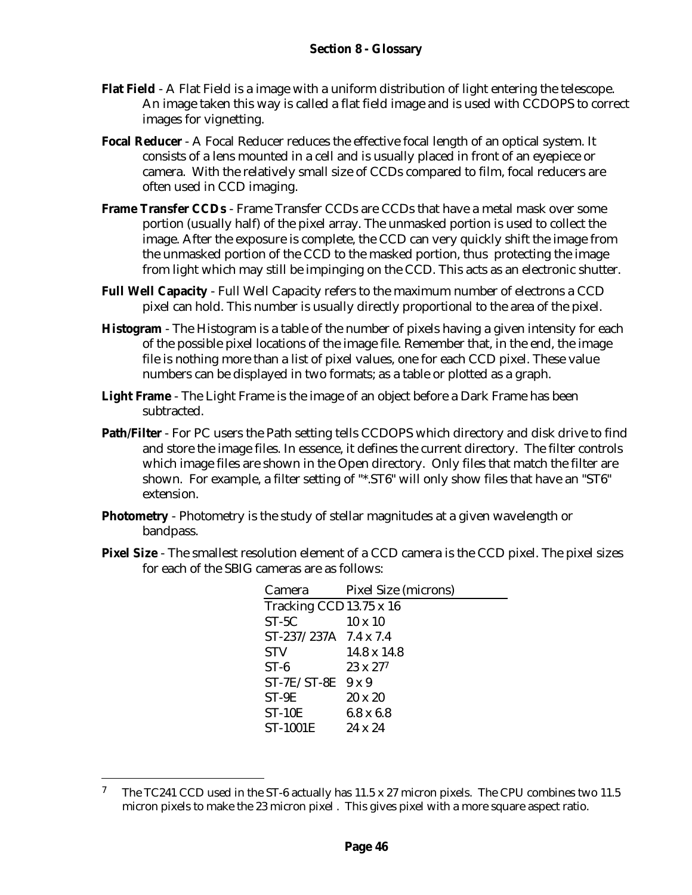## Section 8 - Glossary

**Flat Field** - A Flat Field is a image with a uniform distribution of light entering the telescope. An image taken this way is called a flat field image and is used with CCDOPS to correct images for vignetting.

**Focal Reducer** - A Focal Reducer reduces the effective focal length of an optical system. It consists of a lens mounted in a cell and is usually placed in front of an eyepiece or camera. With the relatively small size of CCDs compared to film, focal reducers are often used in CCD imaging.

**Frame Transfer CCDs** - Frame Transfer CCDs are CCDs that have a metal mask over some portion (usually half) of the pixel array. The unmasked portion is used to collect the image. After the exposure is complete, the CCD can very quickly shift the image from the unmasked portion of the CCD to the masked portion, thus protecting the image from light which may still be impinging on the CCD. This acts as an electronic shutter.

**Full Well Capacity** - Full Well Capacity refers to the maximum number of electrons a CCD pixel can hold. This number is usually directly proportional to the area of the pixel.

**Histogram** - The Histogram is a table of the number of pixels having a given intensity for each of the possible pixel locations of the image file. Remember that, in the end, the image file is nothing more than a list of pixel values, one for each CCD pixel. These value numbers can be displayed in two formats; as a table or plotted as a graph.

**Light Frame** - The Light Frame is the image of an object before a Dark Frame has been subtracted.

**Path/Filter** - For PC users the Path setting tells CCDOPS which directory and disk drive to find and store the image files. In essence, it defines the current directory. The filter controls which image files are shown in the Open directory. Only files that match the filter are shown. For example, a filter setting of "*.ST6" will only show files that have an "ST6" extension.

**Photometry** - Photometry is the study of stellar magnitudes at a given wavelength or bandpass.

**Pixel Size** - The smallest resolution element of a CCD camera is the CCD pixel. The pixel sizes for each of the SBIG cameras are as follows:

| Camera | Pixel Size (microns) |
|---|---|
| Tracking CCD | 13.75 x 16 |
| ST-5C | 10 x 10 |
| ST-237/237A | 7.4 x 7.4 |
| STV | 14.8 x 14.8 |
| ST-6 | 23 x 27[7] |
| ST-7E/ST-8E | 9 x 9 |
| ST-9E | 20 x 20 |
| ST-10E | 6.8 x 6.8 |
| ST-1001E | 24 x 24 |

[7] The TC241 CCD used in the ST-6 actually has 11.5 x 27 micron pixels. The CPU combines two 11.5 micron pixels to make the 23 micron pixel . This gives pixel with a more square aspect ratio.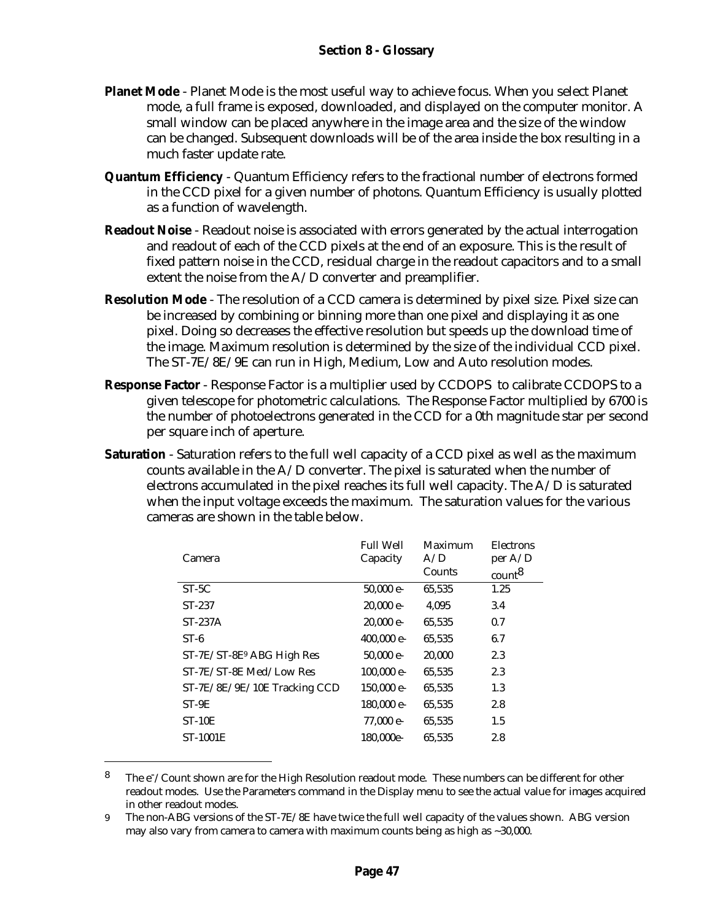**Planet Mode** - Planet Mode is the most useful way to achieve focus. When you select Planet mode, a full frame is exposed, downloaded, and displayed on the computer monitor. A small window can be placed anywhere in the image area and the size of the window can be changed. Subsequent downloads will be of the area inside the box resulting in a much faster update rate.

**Quantum Efficiency** - Quantum Efficiency refers to the fractional number of electrons formed in the CCD pixel for a given number of photons. Quantum Efficiency is usually plotted as a function of wavelength.

**Readout Noise** - Readout noise is associated with errors generated by the actual interrogation and readout of each of the CCD pixels at the end of an exposure. This is the result of fixed pattern noise in the CCD, residual charge in the readout capacitors and to a small extent the noise from the A/D converter and preamplifier.

**Resolution Mode** - The resolution of a CCD camera is determined by pixel size. Pixel size can be increased by combining or binning more than one pixel and displaying it as one pixel. Doing so decreases the effective resolution but speeds up the download time of the image. Maximum resolution is determined by the size of the individual CCD pixel. The ST-7E/8E/9E can run in High, Medium, Low and Auto resolution modes.

**Response Factor** - Response Factor is a multiplier used by CCDOPS to calibrate CCDOPS to a given telescope for photometric calculations. The Response Factor multiplied by 6700 is the number of photoelectrons generated in the CCD for a 0th magnitude star per second per square inch of aperture.

**Saturation** - Saturation refers to the full well capacity of a CCD pixel as well as the maximum counts available in the A/D converter. The pixel is saturated when the number of electrons accumulated in the pixel reaches its full well capacity. The A/D is saturated when the input voltage exceeds the maximum. The saturation values for the various cameras are shown in the table below.

| Camera | Full Well Capacity | Maximum A/D Counts | Electrons per A/D count[8] |
|---|---|---|---|
| ST-5C | 50,000 e- | 65,535 | 1.25 |
| ST-237 | 20,000 e- | 4,095 | 3.4 |
| ST-237A | 20,000 e- | 65,535 | 0.7 |
| ST-6 | 400,000 e- | 65,535 | 6.7 |
| ST-7E/ST-8E[9] ABG High Res | 50,000 e- | 20,000 | 2.3 |
| ST-7E/ST-8E Med/Low Res | 100,000 e- | 65,535 | 2.3 |
| ST-7E/8E/9E/10E Tracking CCD | 150,000 e- | 65,535 | 1.3 |
| ST-9E | 180,000 e- | 65,535 | 2.8 |
| ST-10E | 77,000 e- | 65,535 | 1.5 |
| ST-1001E | 180,000e- | 65,535 | 2.8 |

[8] The $e^-$/Count shown are for the High Resolution readout mode. These numbers can be different for other readout modes. Use the Parameters command in the Display menu to see the actual value for images acquired in other readout modes.

[9] The non-ABG versions of the ST-7E/8E have twice the full well capacity of the values shown. ABG version may also vary from camera to camera with maximum counts being as high as ~30,000.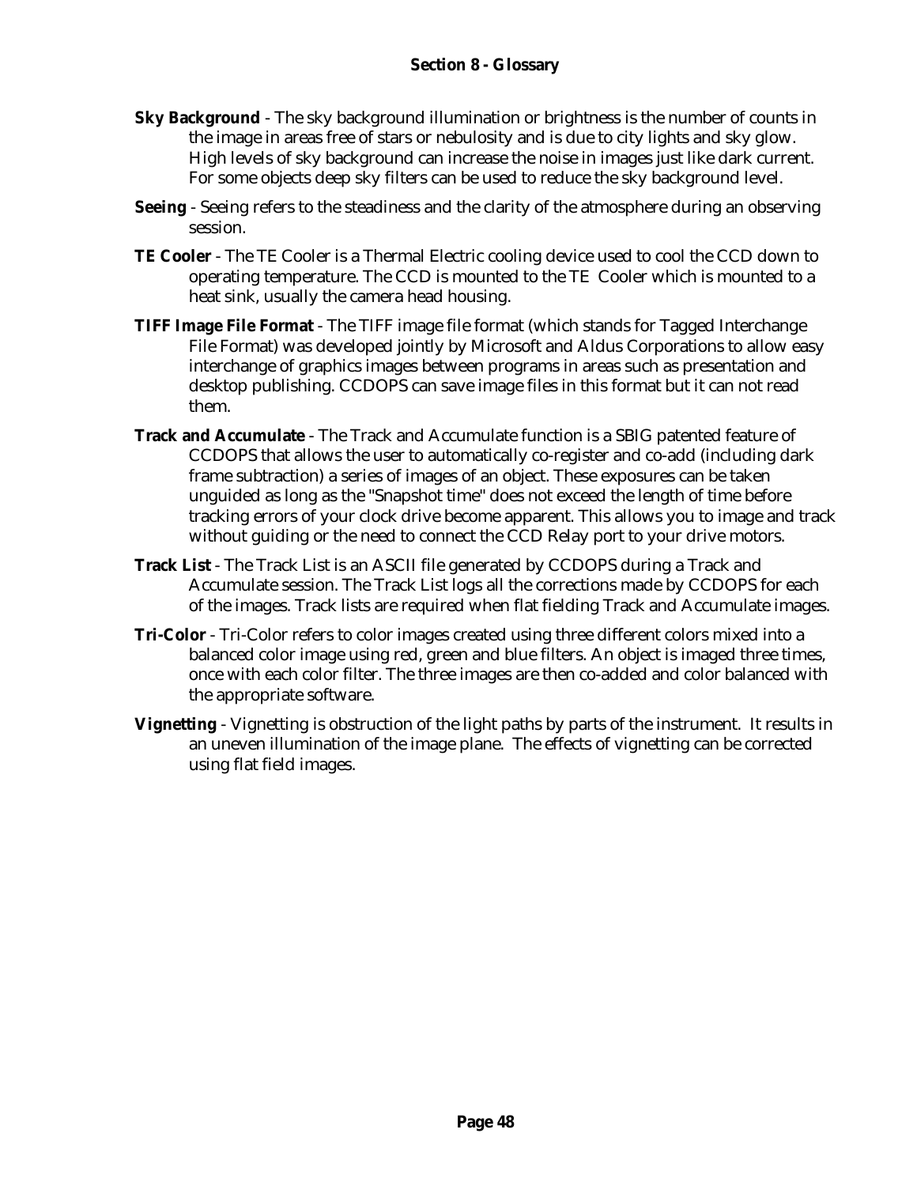**Sky Background** - The sky background illumination or brightness is the number of counts in the image in areas free of stars or nebulosity and is due to city lights and sky glow. High levels of sky background can increase the noise in images just like dark current. For some objects deep sky filters can be used to reduce the sky background level.

**Seeing** - Seeing refers to the steadiness and the clarity of the atmosphere during an observing session.

**TE Cooler** - The TE Cooler is a Thermal Electric cooling device used to cool the CCD down to operating temperature. The CCD is mounted to the TE Cooler which is mounted to a heat sink, usually the camera head housing.

**TIFF Image File Format** - The TIFF image file format (which stands for Tagged Interchange File Format) was developed jointly by Microsoft and Aldus Corporations to allow easy interchange of graphics images between programs in areas such as presentation and desktop publishing. CCDOPS can save image files in this format but it can not read them.

**Track and Accumulate** - The Track and Accumulate function is a SBIG patented feature of CCDOPS that allows the user to automatically co-register and co-add (including dark frame subtraction) a series of images of an object. These exposures can be taken unguided as long as the "Snapshot time" does not exceed the length of time before tracking errors of your clock drive become apparent. This allows you to image and track without guiding or the need to connect the CCD Relay port to your drive motors.

**Track List** - The Track List is an ASCII file generated by CCDOPS during a Track and Accumulate session. The Track List logs all the corrections made by CCDOPS for each of the images. Track lists are required when flat fielding Track and Accumulate images.

**Tri-Color** - Tri-Color refers to color images created using three different colors mixed into a balanced color image using red, green and blue filters. An object is imaged three times, once with each color filter. The three images are then co-added and color balanced with the appropriate software.

**Vignetting** - Vignetting is obstruction of the light paths by parts of the instrument. It results in an uneven illumination of the image plane. The effects of vignetting can be corrected using flat field images.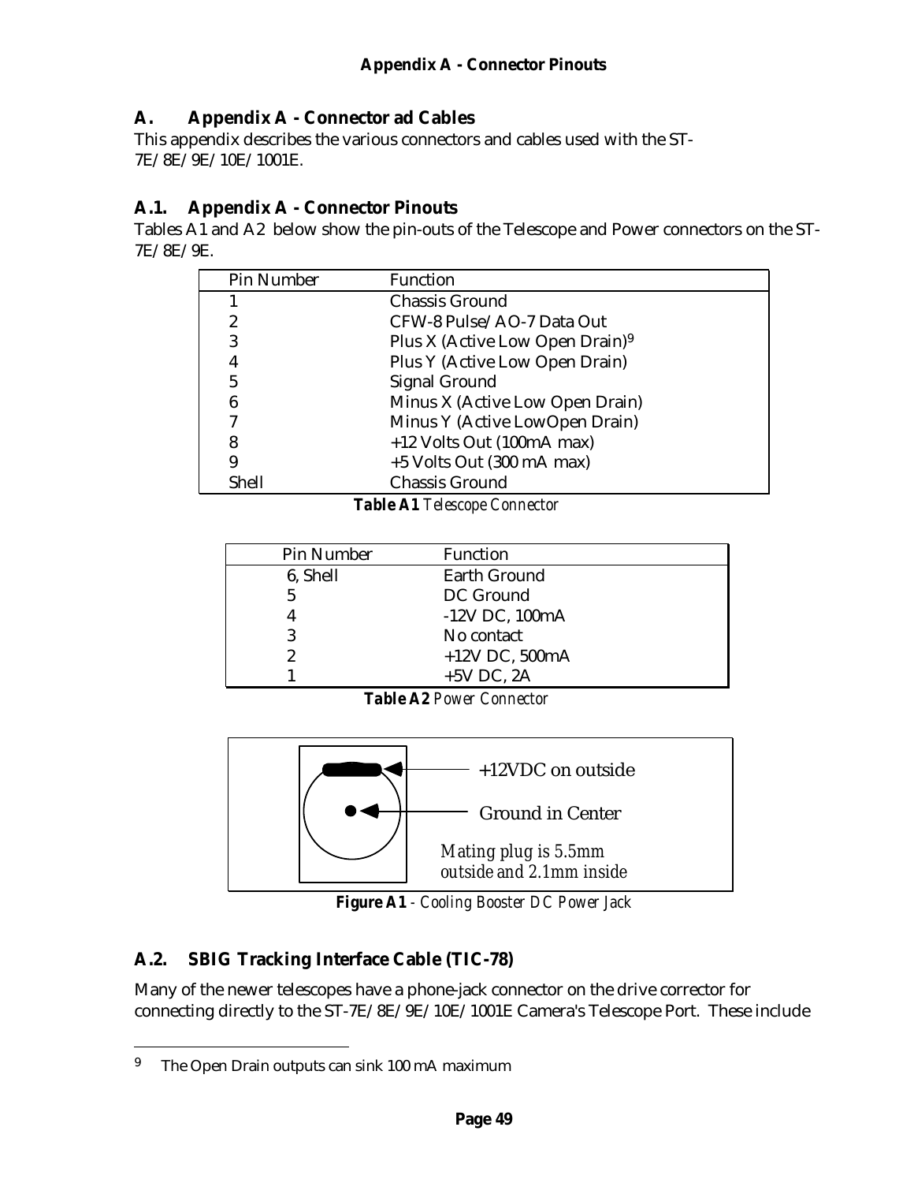## A. Appendix A - Connector ad Cables

This appendix describes the various connectors and cables used with the ST-7E/8E/9E/10E/1001E.

### A.1. Appendix A - Connector Pinouts

Tables A1 and A2 below show the pin-outs of the Telescope and Power connectors on the ST-7E/8E/9E.

| Pin Number | Function |
|---|---|
| 1 | Chassis Ground |
| 2 | CFW-8 Pulse/AO-7 Data Out |
| 3 | Plus X (Active Low Open Drain)[9] |
| 4 | Plus Y (Active Low Open Drain) |
| 5 | Signal Ground |
| 6 | Minus X (Active Low Open Drain) |
| 7 | Minus Y (Active LowOpen Drain) |
| 8 | +12 Volts Out (100mA max) |
| 9 | +5 Volts Out (300 mA max) |
| Shell | Chassis Ground |

**Table A1** *Telescope Connector*

| Pin Number | Function |
|---|---|
| 6, Shell | Earth Ground |
| 5 | DC Ground |
| 4 | -12V DC, 100mA |
| 3 | No contact |
| 2 | +12V DC, 500mA |
| 1 | +5V DC, 2A |

**Table A2** *Power Connector*

+12VDC on outside

Ground in Center

*Mating plug is 5.5mm outside and 2.1mm inside*

**Figure A1** - *Cooling Booster DC Power Jack*

### A.2. SBIG Tracking Interface Cable (TIC-78)

Many of the newer telescopes have a phone-jack connector on the drive corrector for connecting directly to the ST-7E/8E/9E/10E/1001E Camera's Telescope Port. These include

[9] The Open Drain outputs can sink 100 mA maximum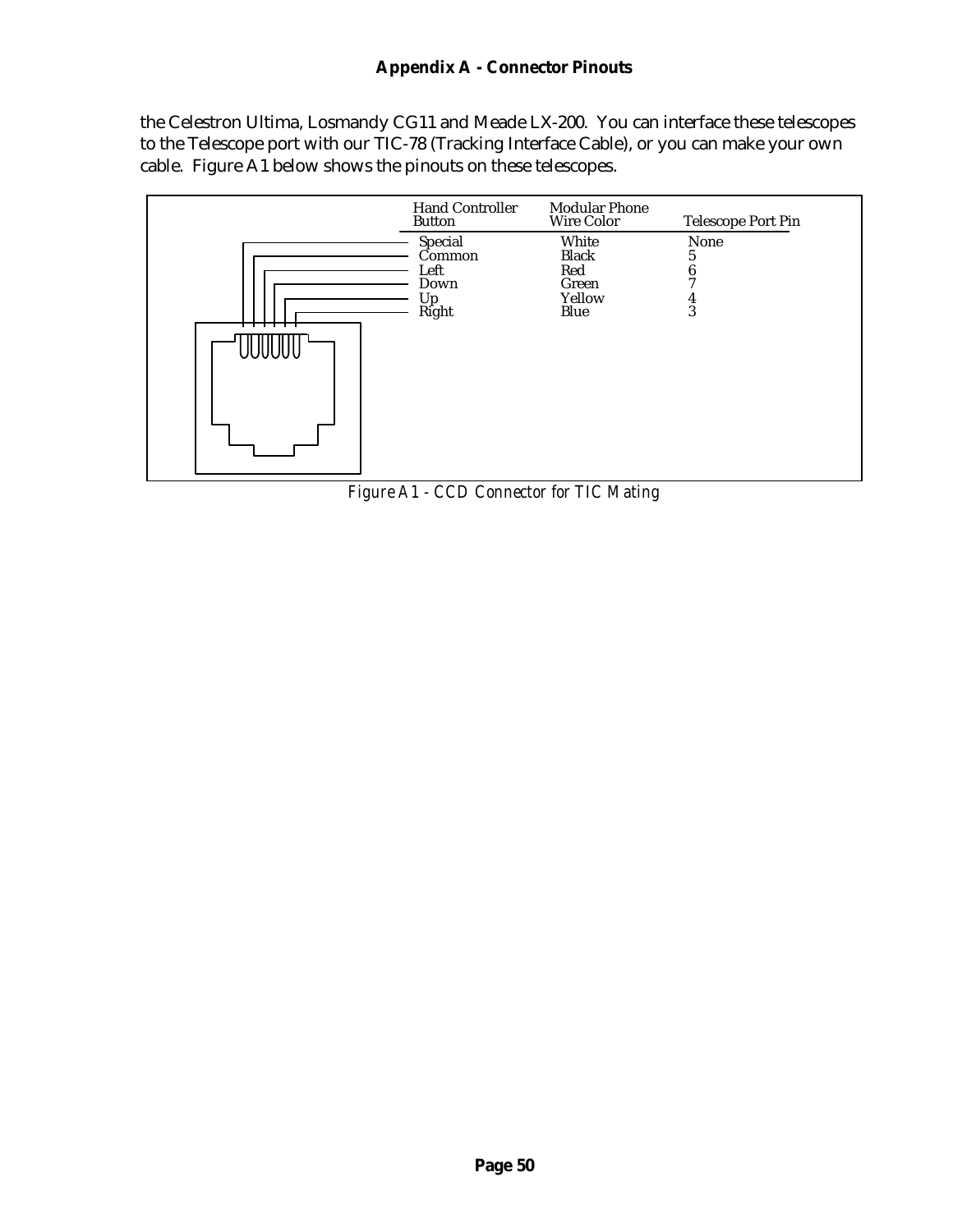the Celestron Ultima, Losmandy CG11 and Meade LX-200. You can interface these telescopes to the Telescope port with our TIC-78 (Tracking Interface Cable), or you can make your own cable. Figure A1 below shows the pinouts on these telescopes.

| Hand Controller Button | Modular Phone Wire Color | Telescope Port Pin |
| --- | --- | --- |
| Special | White | None |
| Common | Black | 5 |
| Left | Red | 6 |
| Down | Green | 7 |
| Up | Yellow | 4 |
| Right | Blue | 3 |

*Figure A1 - CCD Connector for TIC Mating*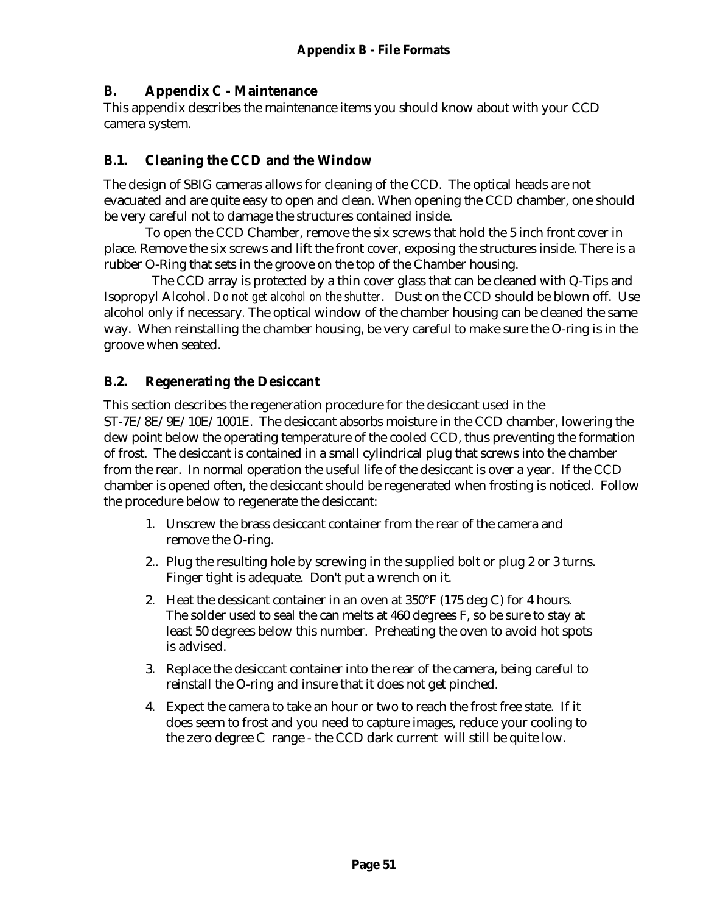## B. Appendix C - Maintenance

This appendix describes the maintenance items you should know about with your CCD camera system.

### B.1. Cleaning the CCD and the Window

The design of SBIG cameras allows for cleaning of the CCD. The optical heads are not evacuated and are quite easy to open and clean. When opening the CCD chamber, one should be very careful not to damage the structures contained inside.

To open the CCD Chamber, remove the six screws that hold the 5 inch front cover in place. Remove the six screws and lift the front cover, exposing the structures inside. There is a rubber O-Ring that sets in the groove on the top of the Chamber housing.

The CCD array is protected by a thin cover glass that can be cleaned with Q-Tips and Isopropyl Alcohol. *Do not get alcohol on the shutter*. Dust on the CCD should be blown off. Use alcohol only if necessary. The optical window of the chamber housing can be cleaned the same way. When reinstalling the chamber housing, be very careful to make sure the O-ring is in the groove when seated.

### B.2. Regenerating the Desiccant

This section describes the regeneration procedure for the desiccant used in the ST-7E/8E/9E/10E/1001E. The desiccant absorbs moisture in the CCD chamber, lowering the dew point below the operating temperature of the cooled CCD, thus preventing the formation of frost. The desiccant is contained in a small cylindrical plug that screws into the chamber from the rear. In normal operation the useful life of the desiccant is over a year. If the CCD chamber is opened often, the desiccant should be regenerated when frosting is noticed. Follow the procedure below to regenerate the desiccant:

1. Unscrew the brass desiccant container from the rear of the camera and remove the O-ring.

2.. Plug the resulting hole by screwing in the supplied bolt or plug 2 or 3 turns. Finger tight is adequate. Don't put a wrench on it.

2. Heat the dessicant container in an oven at 350°F (175 deg C) for 4 hours. The solder used to seal the can melts at 460 degrees F, so be sure to stay at least 50 degrees below this number. Preheating the oven to avoid hot spots is advised.

3. Replace the desiccant container into the rear of the camera, being careful to reinstall the O-ring and insure that it does not get pinched.

4. Expect the camera to take an hour or two to reach the frost free state. If it does seem to frost and you need to capture images, reduce your cooling to the zero degree C range - the CCD dark current will still be quite low.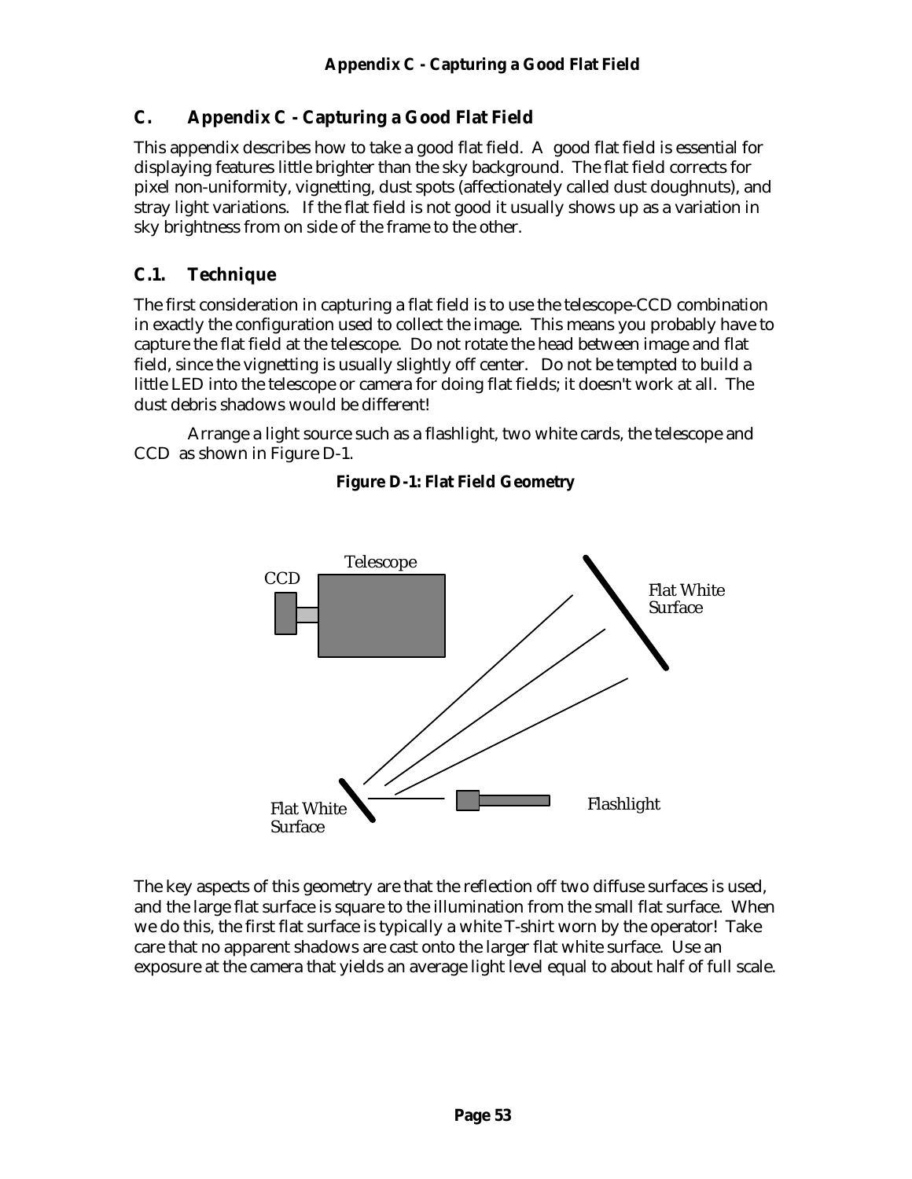## C. Appendix C - Capturing a Good Flat Field

This appendix describes how to take a good flat field. A good flat field is essential for displaying features little brighter than the sky background. The flat field corrects for pixel non-uniformity, vignetting, dust spots (affectionately called dust doughnuts), and stray light variations. If the flat field is not good it usually shows up as a variation in sky brightness from on side of the frame to the other.

### C.1. Technique

The first consideration in capturing a flat field is to use the telescope-CCD combination in exactly the configuration used to collect the image. This means you probably have to capture the flat field at the telescope. Do not rotate the head between image and flat field, since the vignetting is usually slightly off center. Do not be tempted to build a little LED into the telescope or camera for doing flat fields; it doesn't work at all. The dust debris shadows would be different!

Arrange a light source such as a flashlight, two white cards, the telescope and CCD as shown in Figure D-1.

**Figure D-1: Flat Field Geometry**

Telescope

CCD

Flat White Surface

Flat White Surface

Flashlight

The key aspects of this geometry are that the reflection off two diffuse surfaces is used, and the large flat surface is square to the illumination from the small flat surface. When we do this, the first flat surface is typically a white T-shirt worn by the operator! Take care that no apparent shadows are cast onto the larger flat white surface. Use an exposure at the camera that yields an average light level equal to about half of full scale.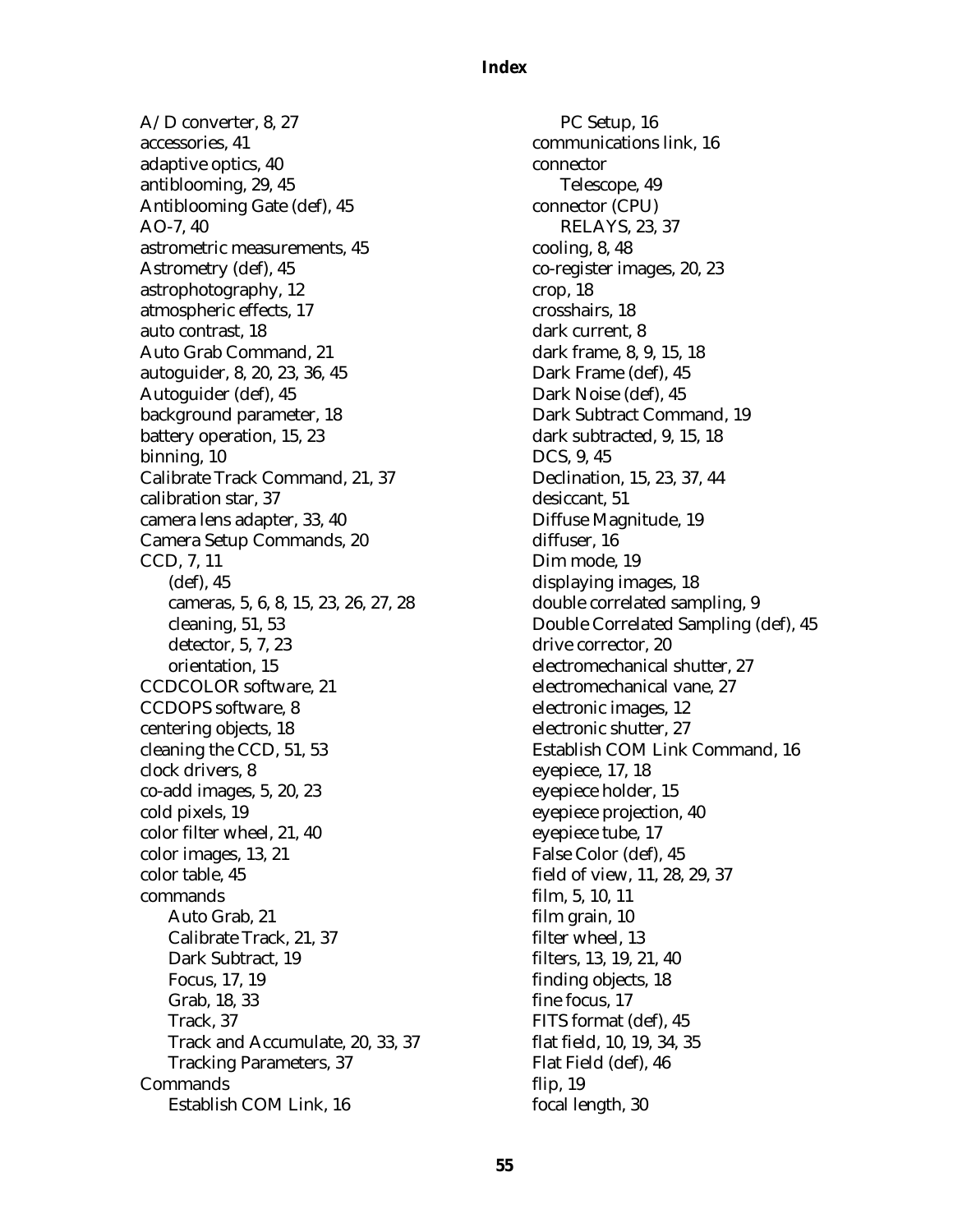# Index

A/D converter, 8, 27
accessories, 41
adaptive optics, 40
antiblooming, 29, 45
Antiblooming Gate (def), 45
AO-7, 40
astrometric measurements, 45
Astrometry (def), 45
astrophotography, 12
atmospheric effects, 17
auto contrast, 18
Auto Grab Command, 21
autoguider, 8, 20, 23, 36, 45
Autoguider (def), 45
background parameter, 18
battery operation, 15, 23
binning, 10
Calibrate Track Command, 21, 37
calibration star, 37
camera lens adapter, 33, 40
Camera Setup Commands, 20
CCD, 7, 11
- (def), 45
- cameras, 5, 6, 8, 15, 23, 26, 27, 28
- cleaning, 51, 53
- detector, 5, 7, 23
- orientation, 15

CCDCOLOR software, 21
CCDOPS software, 8
centering objects, 18
cleaning the CCD, 51, 53
clock drivers, 8
co-add images, 5, 20, 23
cold pixels, 19
color filter wheel, 21, 40
color images, 13, 21
color table, 45
commands
- Auto Grab, 21
- Calibrate Track, 21, 37
- Dark Subtract, 19
- Focus, 17, 19
- Grab, 18, 33
- Track, 37
- Track and Accumulate, 20, 33, 37
- Tracking Parameters, 37

Commands
- Establish COM Link, 16
- PC Setup, 16

communications link, 16
connector
- Telescope, 49

connector (CPU)
- RELAYS, 23, 37

cooling, 8, 48
co-register images, 20, 23
crop, 18
crosshairs, 18
dark current, 8
dark frame, 8, 9, 15, 18
Dark Frame (def), 45
Dark Noise (def), 45
Dark Subtract Command, 19
dark subtracted, 9, 15, 18
DCS, 9, 45
Declination, 15, 23, 37, 44
desiccant, 51
Diffuse Magnitude, 19
diffuser, 16
Dim mode, 19
displaying images, 18
double correlated sampling, 9
Double Correlated Sampling (def), 45
drive corrector, 20
electromechanical shutter, 27
electromechanical vane, 27
electronic images, 12
electronic shutter, 27
Establish COM Link Command, 16
eyepiece, 17, 18
eyepiece holder, 15
eyepiece projection, 40
eyepiece tube, 17
False Color (def), 45
field of view, 11, 28, 29, 37
film, 5, 10, 11
film grain, 10
filter wheel, 13
filters, 13, 19, 21, 40
finding objects, 18
fine focus, 17
FITS format (def), 45
flat field, 10, 19, 34, 35
Flat Field (def), 46
flip, 19
focal length, 30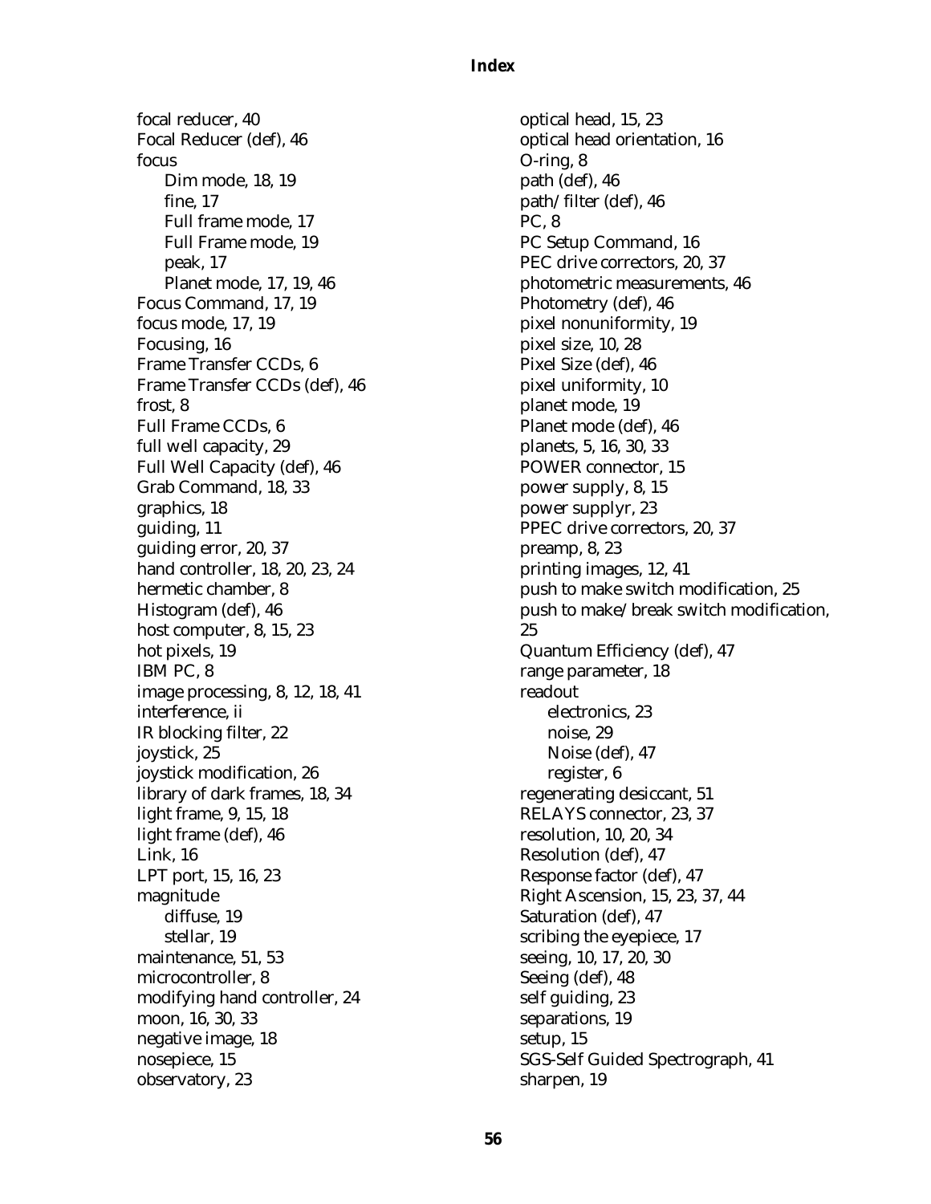focal reducer, 40
Focal Reducer (def), 46
focus
  - Dim mode, 18, 19
  - fine, 17
  - Full frame mode, 17
  - Full Frame mode, 19
  - peak, 17
  - Planet mode, 17, 19, 46

Focus Command, 17, 19
focus mode, 17, 19
Focusing, 16
Frame Transfer CCDs, 6
Frame Transfer CCDs (def), 46
frost, 8
Full Frame CCDs, 6
full well capacity, 29
Full Well Capacity (def), 46
Grab Command, 18, 33
graphics, 18
guiding, 11
guiding error, 20, 37
hand controller, 18, 20, 23, 24
hermetic chamber, 8
Histogram (def), 46
host computer, 8, 15, 23
hot pixels, 19
IBM PC, 8
image processing, 8, 12, 18, 41
interference, ii
IR blocking filter, 22
joystick, 25
joystick modification, 26
library of dark frames, 18, 34
light frame, 9, 15, 18
light frame (def), 46
Link, 16
LPT port, 15, 16, 23
magnitude
  - diffuse, 19
  - stellar, 19

maintenance, 51, 53
microcontroller, 8
modifying hand controller, 24
moon, 16, 30, 33
negative image, 18
nosepiece, 15
observatory, 23
optical head, 15, 23
optical head orientation, 16
O-ring, 8
path (def), 46
path/filter (def), 46
PC, 8
PC Setup Command, 16
PEC drive correctors, 20, 37
photometric measurements, 46
Photometry (def), 46
pixel nonuniformity, 19
pixel size, 10, 28
Pixel Size (def), 46
pixel uniformity, 10
planet mode, 19
Planet mode (def), 46
planets, 5, 16, 30, 33
POWER connector, 15
power supply, 8, 15
power supplyr, 23
PPEC drive correctors, 20, 37
preamp, 8, 23
printing images, 12, 41
push to make switch modification, 25
push to make/break switch modification, 25
Quantum Efficiency (def), 47
range parameter, 18
readout
  - electronics, 23
  - noise, 29
  - Noise (def), 47
  - register, 6

regenerating desiccant, 51
RELAYS connector, 23, 37
resolution, 10, 20, 34
Resolution (def), 47
Response factor (def), 47
Right Ascension, 15, 23, 37, 44
Saturation (def), 47
scribing the eyepiece, 17
seeing, 10, 17, 20, 30
Seeing (def), 48
self guiding, 23
separations, 19
setup, 15
SGS-Self Guided Spectrograph, 41
sharpen, 19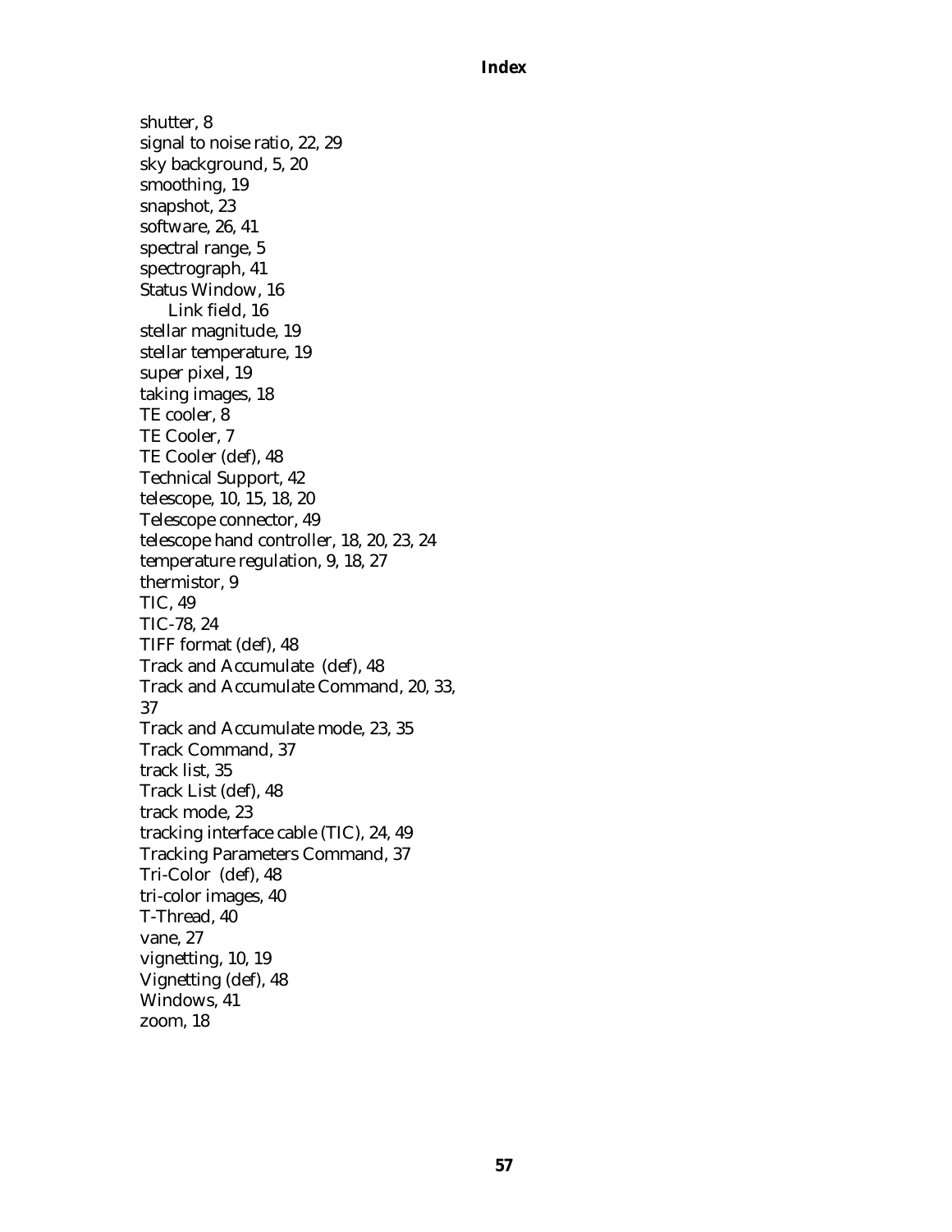shutter, 8
signal to noise ratio, 22, 29
sky background, 5, 20
smoothing, 19
snapshot, 23
software, 26, 41
spectral range, 5
spectrograph, 41
Status Window, 16
    Link field, 16
stellar magnitude, 19
stellar temperature, 19
super pixel, 19
taking images, 18
TE cooler, 8
TE Cooler, 7
TE Cooler (def), 48
Technical Support, 42
telescope, 10, 15, 18, 20
Telescope connector, 49
telescope hand controller, 18, 20, 23, 24
temperature regulation, 9, 18, 27
thermistor, 9
TIC, 49
TIC-78, 24
TIFF format (def), 48
Track and Accumulate (def), 48
Track and Accumulate Command, 20, 33, 37
Track and Accumulate mode, 23, 35
Track Command, 37
track list, 35
Track List (def), 48
track mode, 23
tracking interface cable (TIC), 24, 49
Tracking Parameters Command, 37
Tri-Color (def), 48
tri-color images, 40
T-Thread, 40
vane, 27
vignetting, 10, 19
Vignetting (def), 48
Windows, 41
zoom, 18